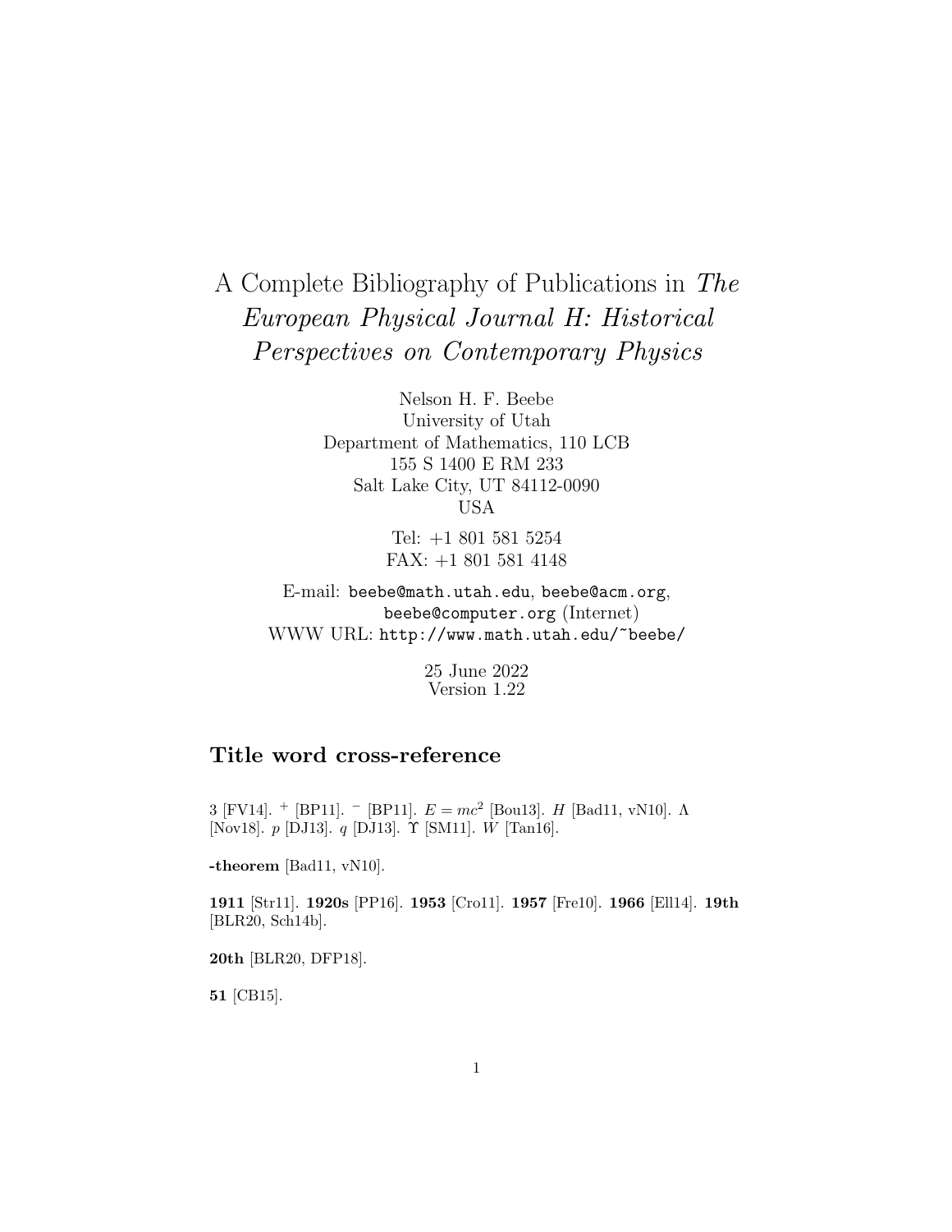# A Complete Bibliography of Publications in *The European Physical Journal H: Historical Perspectives on Contemporary Physics*

Nelson H. F. Beebe
University of Utah
Department of Mathematics, 110 LCB
155 S 1400 E RM 233
Salt Lake City, UT 84112-0090
USA

Tel: +1 801 581 5254
FAX: +1 801 581 4148

E-mail: `beebe@math.utah.edu`, `beebe@acm.org`, `beebe@computer.org` (Internet)
WWW URL: `http://www.math.utah.edu/~beebe/`

25 June 2022
Version 1.22

## Title word cross-reference

3 [FV14]. $^{+}$ [BP11]. $^{-}$ [BP11]. $E = mc^2$ [Bou13]. $H$ [Bad11, vN10]. $\Lambda$ [Nov18]. $p$ [DJ13]. $q$ [DJ13]. $\Upsilon$ [SM11]. $W$ [Tan16].

**-theorem** [Bad11, vN10].

**1911** [Str11]. **1920s** [PP16]. **1953** [Cro11]. **1957** [Fre10]. **1966** [Ell14]. **19th** [BLR20, Sch14b].

**20th** [BLR20, DFP18].

**51** [CB15].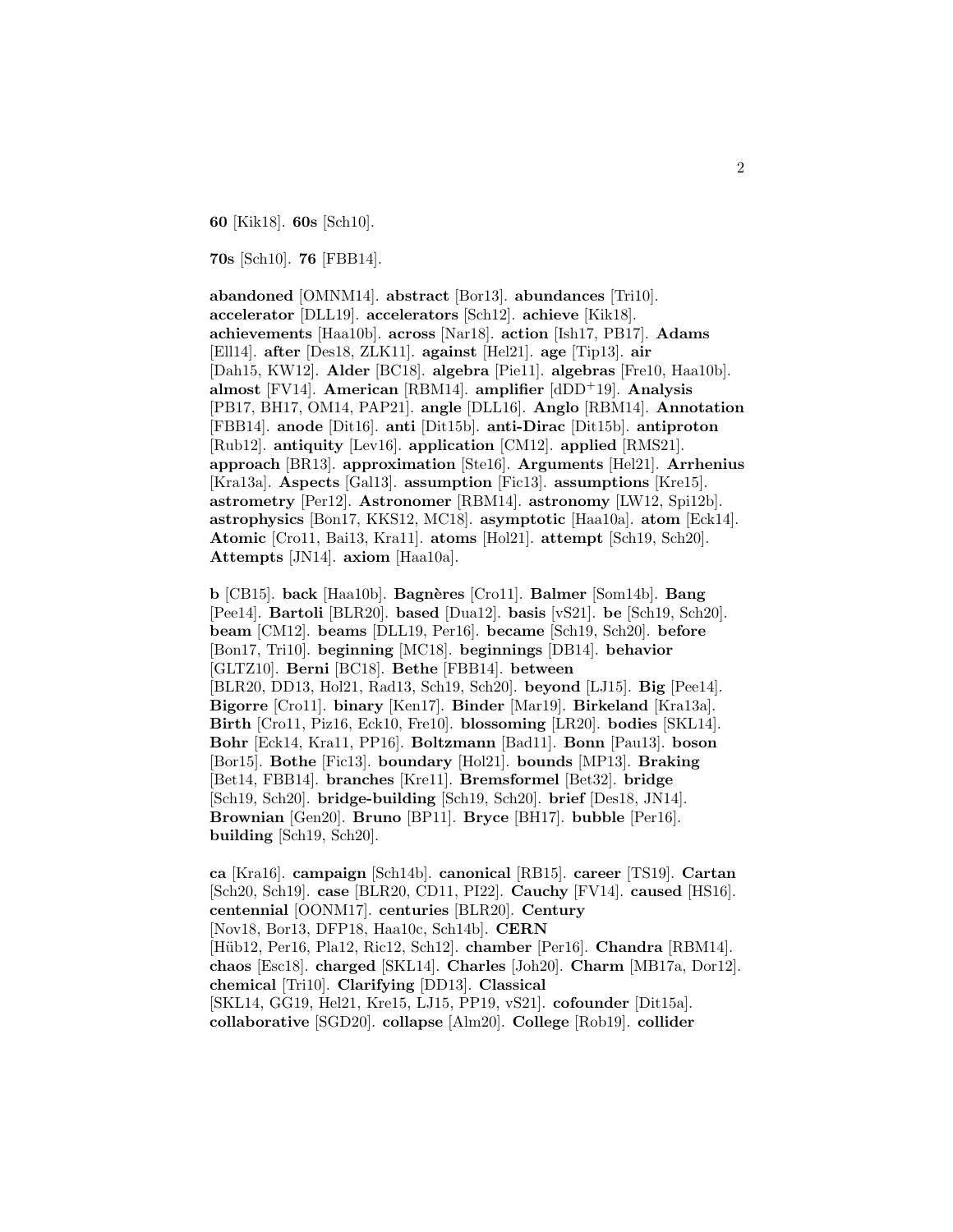**60** [Kik18]. **60s** [Sch10].

**70s** [Sch10]. **76** [FBB14].

**abandoned** [OMNM14]. **abstract** [Bor13]. **abundances** [Tri10]. **accelerator** [DLL19]. **accelerators** [Sch12]. **achieve** [Kik18]. **achievements** [Haa10b]. **across** [Nar18]. **action** [Ish17, PB17]. **Adams** [Ell14]. **after** [Des18, ZLK11]. **against** [Hel21]. **age** [Tip13]. **air** [Dah15, KW12]. **Alder** [BC18]. **algebra** [Pie11]. **algebras** [Fre10, Haa10b]. **almost** [FV14]. **American** [RBM14]. **amplifier** [dDD+19]. **Analysis** [PB17, BH17, OM14, PAP21]. **angle** [DLL16]. **Anglo** [RBM14]. **Annotation** [FBB14]. **anode** [Dit16]. **anti** [Dit15b]. **anti-Dirac** [Dit15b]. **antiproton** [Rub12]. **antiquity** [Lev16]. **application** [CM12]. **applied** [RMS21]. **approach** [BR13]. **approximation** [Ste16]. **Arguments** [Hel21]. **Arrhenius** [Kra13a]. **Aspects** [Gal13]. **assumption** [Fic13]. **assumptions** [Kre15]. **astrometry** [Per12]. **Astronomer** [RBM14]. **astronomy** [LW12, Spi12b]. **astrophysics** [Bon17, KKS12, MC18]. **asymptotic** [Haa10a]. **atom** [Eck14]. **Atomic** [Cro11, Bai13, Kra11]. **atoms** [Hol21]. **attempt** [Sch19, Sch20]. **Attempts** [JN14]. **axiom** [Haa10a].

**b** [CB15]. **back** [Haa10b]. **Bagnères** [Cro11]. **Balmer** [Som14b]. **Bang** [Pee14]. **Bartoli** [BLR20]. **based** [Dua12]. **basis** [vS21]. **be** [Sch19, Sch20]. **beam** [CM12]. **beams** [DLL19, Per16]. **became** [Sch19, Sch20]. **before** [Bon17, Tri10]. **beginning** [MC18]. **beginnings** [DB14]. **behavior** [GLTZ10]. **Berni** [BC18]. **Bethe** [FBB14]. **between** [BLR20, DD13, Hol21, Rad13, Sch19, Sch20]. **beyond** [LJ15]. **Big** [Pee14]. **Bigorre** [Cro11]. **binary** [Ken17]. **Binder** [Mar19]. **Birkeland** [Kra13a]. **Birth** [Cro11, Piz16, Eck10, Fre10]. **blossoming** [LR20]. **bodies** [SKL14]. **Bohr** [Eck14, Kra11, PP16]. **Boltzmann** [Bad11]. **Bonn** [Pau13]. **boson** [Bor15]. **Bothe** [Fic13]. **boundary** [Hol21]. **bounds** [MP13]. **Braking** [Bet14, FBB14]. **branches** [Kre11]. **Bremsformel** [Bet32]. **bridge** [Sch19, Sch20]. **bridge-building** [Sch19, Sch20]. **brief** [Des18, JN14]. **Brownian** [Gen20]. **Bruno** [BP11]. **Bryce** [BH17]. **bubble** [Per16]. **building** [Sch19, Sch20].

**ca** [Kra16]. **campaign** [Sch14b]. **canonical** [RB15]. **career** [TS19]. **Cartan** [Sch20, Sch19]. **case** [BLR20, CD11, PI22]. **Cauchy** [FV14]. **caused** [HS16]. **centennial** [OONM17]. **centuries** [BLR20]. **Century** [Nov18, Bor13, DFP18, Haa10c, Sch14b]. **CERN** [Hüb12, Per16, Pla12, Ric12, Sch12]. **chamber** [Per16]. **Chandra** [RBM14]. **chaos** [Esc18]. **charged** [SKL14]. **Charles** [Joh20]. **Charm** [MB17a, Dor12]. **chemical** [Tri10]. **Clarifying** [DD13]. **Classical** [SKL14, GG19, Hel21, Kre15, LJ15, PP19, vS21]. **cofounder** [Dit15a]. **collaborative** [SGD20]. **collapse** [Alm20]. **College** [Rob19]. **collider**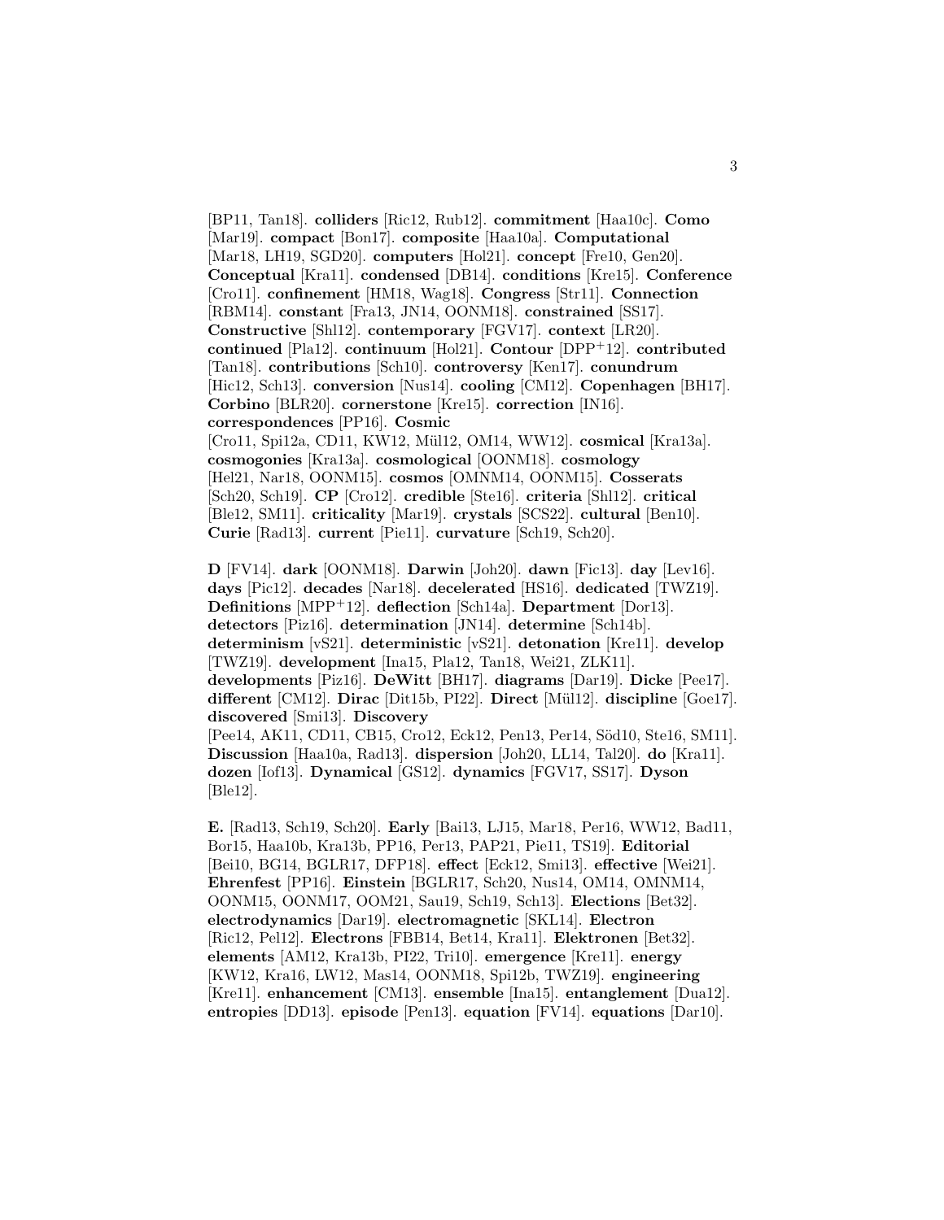[BP11, Tan18]. **colliders** [Ric12, Rub12]. **commitment** [Haa10c]. **Como** [Mar19]. **compact** [Bon17]. **composite** [Haa10a]. **Computational** [Mar18, LH19, SGD20]. **computers** [Hol21]. **concept** [Fre10, Gen20]. **Conceptual** [Kra11]. **condensed** [DB14]. **conditions** [Kre15]. **Conference** [Cro11]. **confinement** [HM18, Wag18]. **Congress** [Str11]. **Connection** [RBM14]. **constant** [Fra13, JN14, OONM18]. **constrained** [SS17]. **Constructive** [Shl12]. **contemporary** [FGV17]. **context** [LR20]. **continued** [Pla12]. **continuum** [Hol21]. **Contour** [DPP+12]. **contributed** [Tan18]. **contributions** [Sch10]. **controversy** [Ken17]. **conundrum** [Hic12, Sch13]. **conversion** [Nus14]. **cooling** [CM12]. **Copenhagen** [BH17]. **Corbino** [BLR20]. **cornerstone** [Kre15]. **correction** [IN16]. **correspondences** [PP16]. **Cosmic** [Cro11, Spi12a, CD11, KW12, Mül12, OM14, WW12]. **cosmical** [Kra13a]. **cosmogonies** [Kra13a]. **cosmological** [OONM18]. **cosmology** [Hel21, Nar18, OONM15]. **cosmos** [OMNM14, OONM15]. **Cosserats** [Sch20, Sch19]. **CP** [Cro12]. **credible** [Ste16]. **criteria** [Shl12]. **critical** [Ble12, SM11]. **criticality** [Mar19]. **crystals** [SCS22]. **cultural** [Ben10]. **Curie** [Rad13]. **current** [Pie11]. **curvature** [Sch19, Sch20].

**D** [FV14]. **dark** [OONM18]. **Darwin** [Joh20]. **dawn** [Fic13]. **day** [Lev16]. **days** [Pic12]. **decades** [Nar18]. **decelerated** [HS16]. **dedicated** [TWZ19]. **Definitions** [MPP+12]. **deflection** [Sch14a]. **Department** [Dor13]. **detectors** [Piz16]. **determination** [JN14]. **determine** [Sch14b]. **determinism** [vS21]. **deterministic** [vS21]. **detonation** [Kre11]. **develop** [TWZ19]. **development** [Ina15, Pla12, Tan18, Wei21, ZLK11]. **developments** [Piz16]. **DeWitt** [BH17]. **diagrams** [Dar19]. **Dicke** [Pee17]. **different** [CM12]. **Dirac** [Dit15b, PI22]. **Direct** [Mül12]. **discipline** [Goe17]. **discovered** [Smi13]. **Discovery** [Pee14, AK11, CD11, CB15, Cro12, Eck12, Pen13, Per14, Söd10, Ste16, SM11]. **Discussion** [Haa10a, Rad13]. **dispersion** [Joh20, LL14, Tal20]. **do** [Kra11]. **dozen** [Iof13]. **Dynamical** [GS12]. **dynamics** [FGV17, SS17]. **Dyson** [Ble12].

**E.** [Rad13, Sch19, Sch20]. **Early** [Bai13, LJ15, Mar18, Per16, WW12, Bad11, Bor15, Haa10b, Kra13b, PP16, Per13, PAP21, Pie11, TS19]. **Editorial** [Bei10, BG14, BGLR17, DFP18]. **effect** [Eck12, Smi13]. **effective** [Wei21]. **Ehrenfest** [PP16]. **Einstein** [BGLR17, Sch20, Nus14, OM14, OMNM14, OONM15, OONM17, OOM21, Sau19, Sch19, Sch13]. **Elections** [Bet32]. **electrodynamics** [Dar19]. **electromagnetic** [SKL14]. **Electron** [Ric12, Pel12]. **Electrons** [FBB14, Bet14, Kra11]. **Elektronen** [Bet32]. **elements** [AM12, Kra13b, PI22, Tri10]. **emergence** [Kre11]. **energy** [KW12, Kra16, LW12, Mas14, OONM18, Spi12b, TWZ19]. **engineering** [Kre11]. **enhancement** [CM13]. **ensemble** [Ina15]. **entanglement** [Dua12]. **entropies** [DD13]. **episode** [Pen13]. **equation** [FV14]. **equations** [Dar10].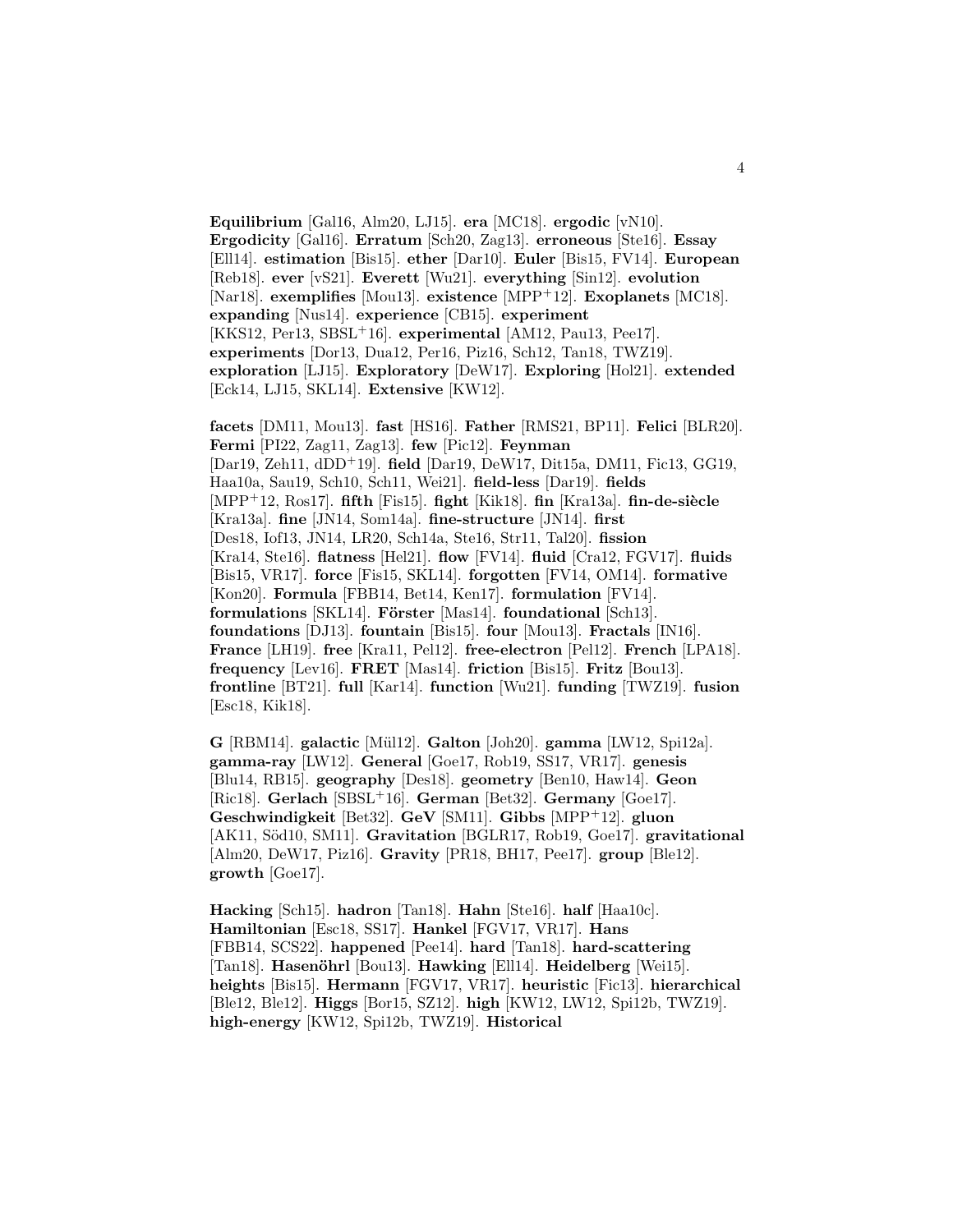**Equilibrium** [Gal16, Alm20, LJ15]. **era** [MC18]. **ergodic** [vN10]. **Ergodicity** [Gal16]. **Erratum** [Sch20, Zag13]. **erroneous** [Ste16]. **Essay** [Ell14]. **estimation** [Bis15]. **ether** [Dar10]. **Euler** [Bis15, FV14]. **European** [Reb18]. **ever** [vS21]. **Everett** [Wu21]. **everything** [Sin12]. **evolution** [Nar18]. **exemplifies** [Mou13]. **existence** [MPP+12]. **Exoplanets** [MC18]. **expanding** [Nus14]. **experience** [CB15]. **experiment** [KKS12, Per13, SBSL+16]. **experimental** [AM12, Pau13, Pee17]. **experiments** [Dor13, Dua12, Per16, Piz16, Sch12, Tan18, TWZ19]. **exploration** [LJ15]. **Exploratory** [DeW17]. **Exploring** [Hol21]. **extended** [Eck14, LJ15, SKL14]. **Extensive** [KW12].

**facets** [DM11, Mou13]. **fast** [HS16]. **Father** [RMS21, BP11]. **Felici** [BLR20]. **Fermi** [PI22, Zag11, Zag13]. **few** [Pic12]. **Feynman** [Dar19, Zeh11, dDD+19]. **field** [Dar19, DeW17, Dit15a, DM11, Fic13, GG19, Haa10a, Sau19, Sch10, Sch11, Wei21]. **field-less** [Dar19]. **fields** [MPP+12, Ros17]. **fifth** [Fis15]. **fight** [Kik18]. **fin** [Kra13a]. **fin-de-siècle** [Kra13a]. **fine** [JN14, Som14a]. **fine-structure** [JN14]. **first** [Des18, Iof13, JN14, LR20, Sch14a, Ste16, Str11, Tal20]. **fission** [Kra14, Ste16]. **flatness** [Hel21]. **flow** [FV14]. **fluid** [Cra12, FGV17]. **fluids** [Bis15, VR17]. **force** [Fis15, SKL14]. **forgotten** [FV14, OM14]. **formative** [Kon20]. **Formula** [FBB14, Bet14, Ken17]. **formulation** [FV14]. **formulations** [SKL14]. **Förster** [Mas14]. **foundational** [Sch13]. **foundations** [DJ13]. **fountain** [Bis15]. **four** [Mou13]. **Fractals** [IN16]. **France** [LH19]. **free** [Kra11, Pel12]. **free-electron** [Pel12]. **French** [LPA18]. **frequency** [Lev16]. **FRET** [Mas14]. **friction** [Bis15]. **Fritz** [Bou13]. **frontline** [BT21]. **full** [Kar14]. **function** [Wu21]. **funding** [TWZ19]. **fusion** [Esc18, Kik18].

**G** [RBM14]. **galactic** [Mül12]. **Galton** [Joh20]. **gamma** [LW12, Spi12a]. **gamma-ray** [LW12]. **General** [Goe17, Rob19, SS17, VR17]. **genesis** [Blu14, RB15]. **geography** [Des18]. **geometry** [Ben10, Haw14]. **Geon** [Ric18]. **Gerlach** [SBSL+16]. **German** [Bet32]. **Germany** [Goe17]. **Geschwindigkeit** [Bet32]. **GeV** [SM11]. **Gibbs** [MPP+12]. **gluon** [AK11, Söd10, SM11]. **Gravitation** [BGLR17, Rob19, Goe17]. **gravitational** [Alm20, DeW17, Piz16]. **Gravity** [PR18, BH17, Pee17]. **group** [Ble12]. **growth** [Goe17].

**Hacking** [Sch15]. **hadron** [Tan18]. **Hahn** [Ste16]. **half** [Haa10c]. **Hamiltonian** [Esc18, SS17]. **Hankel** [FGV17, VR17]. **Hans** [FBB14, SCS22]. **happened** [Pee14]. **hard** [Tan18]. **hard-scattering** [Tan18]. **Hasenöhrl** [Bou13]. **Hawking** [Ell14]. **Heidelberg** [Wei15]. **heights** [Bis15]. **Hermann** [FGV17, VR17]. **heuristic** [Fic13]. **hierarchical** [Ble12, Ble12]. **Higgs** [Bor15, SZ12]. **high** [KW12, LW12, Spi12b, TWZ19]. **high-energy** [KW12, Spi12b, TWZ19]. **Historical**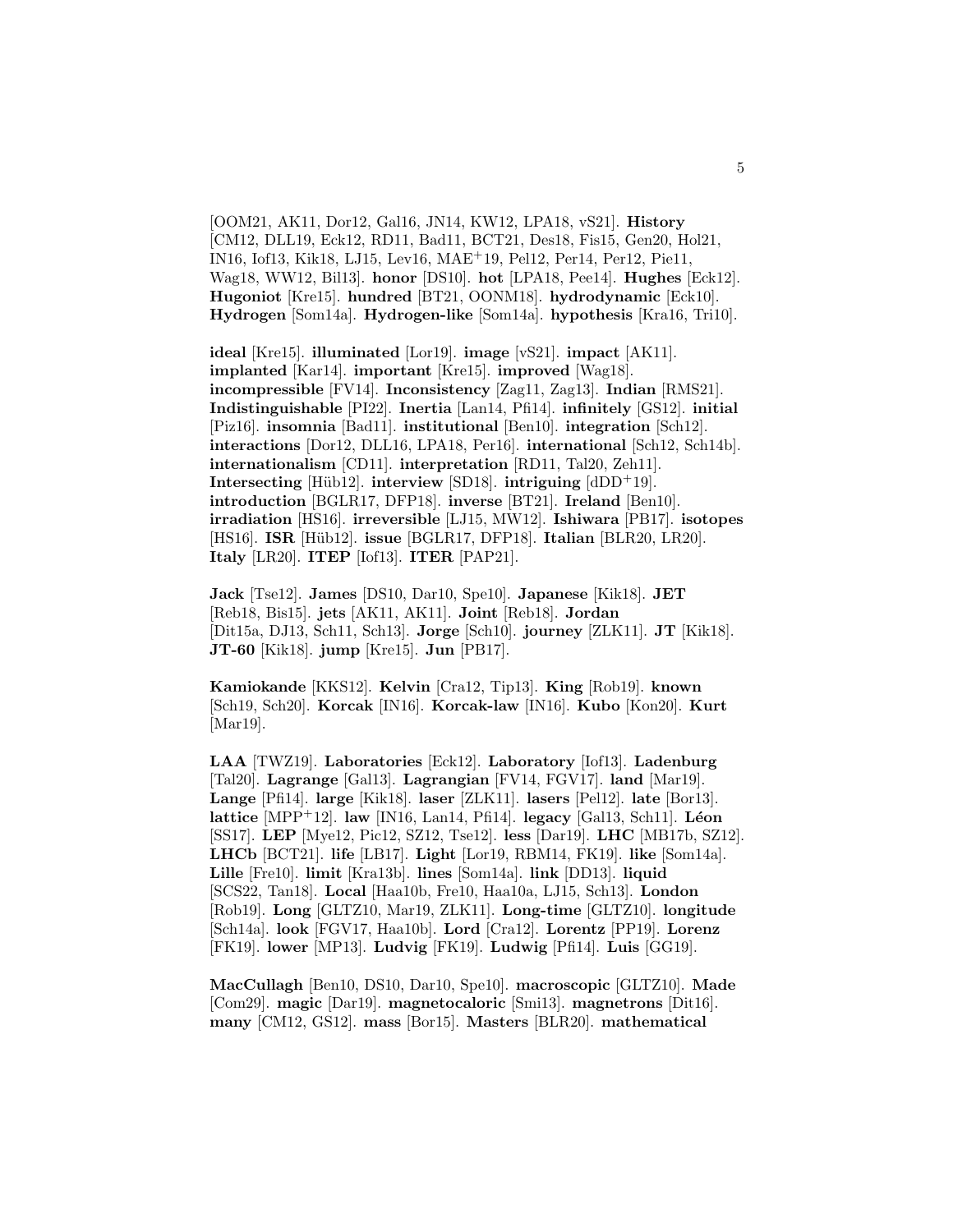[OOM21, AK11, Dor12, Gal16, JN14, KW12, LPA18, vS21]. **History** [CM12, DLL19, Eck12, RD11, Bad11, BCT21, Des18, Fis15, Gen20, Hol21, IN16, Iof13, Kik18, LJ15, Lev16, MAE+19, Pel12, Per14, Per12, Pie11, Wag18, WW12, Bil13]. **honor** [DS10]. **hot** [LPA18, Pee14]. **Hughes** [Eck12]. **Hugoniot** [Kre15]. **hundred** [BT21, OONM18]. **hydrodynamic** [Eck10]. **Hydrogen** [Som14a]. **Hydrogen-like** [Som14a]. **hypothesis** [Kra16, Tri10].

**ideal** [Kre15]. **illuminated** [Lor19]. **image** [vS21]. **impact** [AK11]. **implanted** [Kar14]. **important** [Kre15]. **improved** [Wag18]. **incompressible** [FV14]. **Inconsistency** [Zag11, Zag13]. **Indian** [RMS21]. **Indistinguishable** [PI22]. **Inertia** [Lan14, Pfi14]. **infinitely** [GS12]. **initial** [Piz16]. **insomnia** [Bad11]. **institutional** [Ben10]. **integration** [Sch12]. **interactions** [Dor12, DLL16, LPA18, Per16]. **international** [Sch12, Sch14b]. **internationalism** [CD11]. **interpretation** [RD11, Tal20, Zeh11]. **Intersecting** [Hüb12]. **interview** [SD18]. **intriguing** [dDD+19]. **introduction** [BGLR17, DFP18]. **inverse** [BT21]. **Ireland** [Ben10]. **irradiation** [HS16]. **irreversible** [LJ15, MW12]. **Ishiwara** [PB17]. **isotopes** [HS16]. **ISR** [Hüb12]. **issue** [BGLR17, DFP18]. **Italian** [BLR20, LR20]. **Italy** [LR20]. **ITEP** [Iof13]. **ITER** [PAP21].

**Jack** [Tse12]. **James** [DS10, Dar10, Spe10]. **Japanese** [Kik18]. **JET** [Reb18, Bis15]. **jets** [AK11, AK11]. **Joint** [Reb18]. **Jordan** [Dit15a, DJ13, Sch11, Sch13]. **Jorge** [Sch10]. **journey** [ZLK11]. **JT** [Kik18]. **JT-60** [Kik18]. **jump** [Kre15]. **Jun** [PB17].

**Kamiokande** [KKS12]. **Kelvin** [Cra12, Tip13]. **King** [Rob19]. **known** [Sch19, Sch20]. **Korcak** [IN16]. **Korcak-law** [IN16]. **Kubo** [Kon20]. **Kurt** [Mar19].

**LAA** [TWZ19]. **Laboratories** [Eck12]. **Laboratory** [Iof13]. **Ladenburg** [Tal20]. **Lagrange** [Gal13]. **Lagrangian** [FV14, FGV17]. **land** [Mar19]. **Lange** [Pfi14]. **large** [Kik18]. **laser** [ZLK11]. **lasers** [Pel12]. **late** [Bor13]. **lattice** [MPP+12]. **law** [IN16, Lan14, Pfi14]. **legacy** [Gal13, Sch11]. **Léon** [SS17]. **LEP** [Mye12, Pic12, SZ12, Tse12]. **less** [Dar19]. **LHC** [MB17b, SZ12]. **LHCb** [BCT21]. **life** [LB17]. **Light** [Lor19, RBM14, FK19]. **like** [Som14a]. **Lille** [Fre10]. **limit** [Kra13b]. **lines** [Som14a]. **link** [DD13]. **liquid** [SCS22, Tan18]. **Local** [Haa10b, Fre10, Haa10a, LJ15, Sch13]. **London** [Rob19]. **Long** [GLTZ10, Mar19, ZLK11]. **Long-time** [GLTZ10]. **longitude** [Sch14a]. **look** [FGV17, Haa10b]. **Lord** [Cra12]. **Lorentz** [PP19]. **Lorenz** [FK19]. **lower** [MP13]. **Ludvig** [FK19]. **Ludwig** [Pfi14]. **Luis** [GG19].

**MacCullagh** [Ben10, DS10, Dar10, Spe10]. **macroscopic** [GLTZ10]. **Made** [Com29]. **magic** [Dar19]. **magnetocaloric** [Smi13]. **magnetrons** [Dit16]. **many** [CM12, GS12]. **mass** [Bor15]. **Masters** [BLR20]. **mathematical**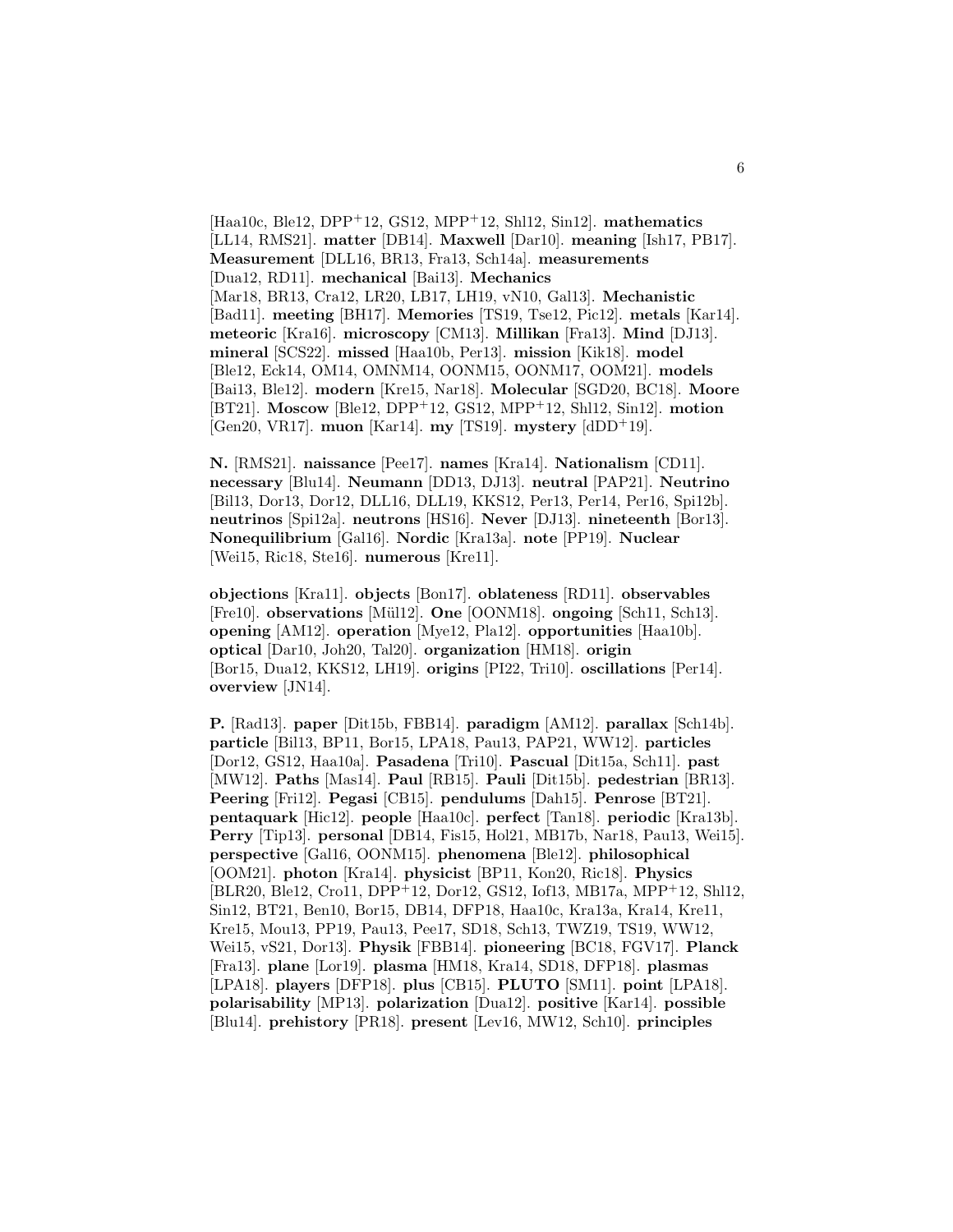[Haa10c, Ble12, DPP+12, GS12, MPP+12, Shl12, Sin12]. **mathematics** [LL14, RMS21]. **matter** [DB14]. **Maxwell** [Dar10]. **meaning** [Ish17, PB17]. **Measurement** [DLL16, BR13, Fra13, Sch14a]. **measurements** [Dua12, RD11]. **mechanical** [Bai13]. **Mechanics** [Mar18, BR13, Cra12, LR20, LB17, LH19, vN10, Gal13]. **Mechanistic** [Bad11]. **meeting** [BH17]. **Memories** [TS19, Tse12, Pic12]. **metals** [Kar14]. **meteoric** [Kra16]. **microscopy** [CM13]. **Millikan** [Fra13]. **Mind** [DJ13]. **mineral** [SCS22]. **missed** [Haa10b, Per13]. **mission** [Kik18]. **model** [Ble12, Eck14, OM14, OMNM14, OONM15, OONM17, OOM21]. **models** [Bai13, Ble12]. **modern** [Kre15, Nar18]. **Molecular** [SGD20, BC18]. **Moore** [BT21]. **Moscow** [Ble12, DPP+12, GS12, MPP+12, Shl12, Sin12]. **motion** [Gen20, VR17]. **muon** [Kar14]. **my** [TS19]. **mystery** [dDD+19].

**N.** [RMS21]. **naissance** [Pee17]. **names** [Kra14]. **Nationalism** [CD11]. **necessary** [Blu14]. **Neumann** [DD13, DJ13]. **neutral** [PAP21]. **Neutrino** [Bil13, Dor13, Dor12, DLL16, DLL19, KKS12, Per13, Per14, Per16, Spi12b]. **neutrinos** [Spi12a]. **neutrons** [HS16]. **Never** [DJ13]. **nineteenth** [Bor13]. **Nonequilibrium** [Gal16]. **Nordic** [Kra13a]. **note** [PP19]. **Nuclear** [Wei15, Ric18, Ste16]. **numerous** [Kre11].

**objections** [Kra11]. **objects** [Bon17]. **oblateness** [RD11]. **observables** [Fre10]. **observations** [Mül12]. **One** [OONM18]. **ongoing** [Sch11, Sch13]. **opening** [AM12]. **operation** [Mye12, Pla12]. **opportunities** [Haa10b]. **optical** [Dar10, Joh20, Tal20]. **organization** [HM18]. **origin** [Bor15, Dua12, KKS12, LH19]. **origins** [PI22, Tri10]. **oscillations** [Per14]. **overview** [JN14].

**P.** [Rad13]. **paper** [Dit15b, FBB14]. **paradigm** [AM12]. **parallax** [Sch14b]. **particle** [Bil13, BP11, Bor15, LPA18, Pau13, PAP21, WW12]. **particles** [Dor12, GS12, Haa10a]. **Pasadena** [Tri10]. **Pascual** [Dit15a, Sch11]. **past** [MW12]. **Paths** [Mas14]. **Paul** [RB15]. **Pauli** [Dit15b]. **pedestrian** [BR13]. **Peering** [Fri12]. **Pegasi** [CB15]. **pendulums** [Dah15]. **Penrose** [BT21]. **pentaquark** [Hic12]. **people** [Haa10c]. **perfect** [Tan18]. **periodic** [Kra13b]. **Perry** [Tip13]. **personal** [DB14, Fis15, Hol21, MB17b, Nar18, Pau13, Wei15]. **perspective** [Gal16, OONM15]. **phenomena** [Ble12]. **philosophical** [OOM21]. **photon** [Kra14]. **physicist** [BP11, Kon20, Ric18]. **Physics** [BLR20, Ble12, Cro11, DPP+12, Dor12, GS12, Iof13, MB17a, MPP+12, Shl12, Sin12, BT21, Ben10, Bor15, DB14, DFP18, Haa10c, Kra13a, Kra14, Kre11, Kre15, Mou13, PP19, Pau13, Pee17, SD18, Sch13, TWZ19, TS19, WW12, Wei15, vS21, Dor13]. **Physik** [FBB14]. **pioneering** [BC18, FGV17]. **Planck** [Fra13]. **plane** [Lor19]. **plasma** [HM18, Kra14, SD18, DFP18]. **plasmas** [LPA18]. **players** [DFP18]. **plus** [CB15]. **PLUTO** [SM11]. **point** [LPA18]. **polarisability** [MP13]. **polarization** [Dua12]. **positive** [Kar14]. **possible** [Blu14]. **prehistory** [PR18]. **present** [Lev16, MW12, Sch10]. **principles**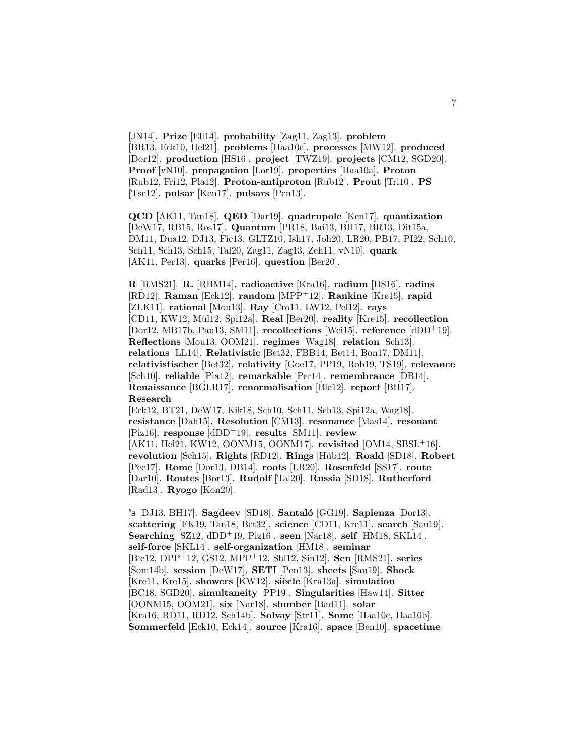[JN14]. **Prize** [Ell14]. **probability** [Zag11, Zag13]. **problem** [BR13, Eck10, Hel21]. **problems** [Haa10c]. **processes** [MW12]. **produced** [Dor12]. **production** [HS16]. **project** [TWZ19]. **projects** [CM12, SGD20]. **Proof** [vN10]. **propagation** [Lor19]. **properties** [Haa10a]. **Proton** [Rub12, Fri12, Pla12]. **Proton-antiproton** [Rub12]. **Prout** [Tri10]. **PS** [Tse12]. **pulsar** [Ken17]. **pulsars** [Pen13].

**QCD** [AK11, Tan18]. **QED** [Dar19]. **quadrupole** [Ken17]. **quantization** [DeW17, RB15, Ros17]. **Quantum** [PR18, Bai13, BH17, BR13, Dit15a, DM11, Dua12, DJ13, Fic13, GLTZ10, Ish17, Joh20, LR20, PB17, PI22, Sch10, Sch11, Sch13, Sch15, Tal20, Zag11, Zag13, Zeh11, vN10]. **quark** [AK11, Per13]. **quarks** [Per16]. **question** [Ber20].

**R** [RMS21]. **R.** [RBM14]. **radioactive** [Kra16]. **radium** [HS16]. **radius** [RD12]. **Raman** [Eck12]. **random** [MPP+12]. **Rankine** [Kre15]. **rapid** [ZLK11]. **rational** [Mou13]. **Ray** [Cro11, LW12, Pel12]. **rays** [CD11, KW12, Mül12, Spi12a]. **Real** [Ber20]. **reality** [Kre15]. **recollection** [Dor12, MB17b, Pau13, SM11]. **recollections** [Wei15]. **reference** [dDD+19]. **Reflections** [Mou13, OOM21]. **regimes** [Wag18]. **relation** [Sch13]. **relations** [LL14]. **Relativistic** [Bet32, FBB14, Bet14, Bon17, DM11]. **relativistischer** [Bet32]. **relativity** [Goe17, PP19, Rob19, TS19]. **relevance** [Sch10]. **reliable** [Pla12]. **remarkable** [Per14]. **remembrance** [DB14]. **Renaissance** [BGLR17]. **renormalisation** [Ble12]. **report** [BH17]. **Research** [Eck12, BT21, DeW17, Kik18, Sch10, Sch11, Sch13, Spi12a, Wag18]. **resistance** [Dah15]. **Resolution** [CM13]. **resonance** [Mas14]. **resonant** [Piz16]. **response** [dDD+19]. **results** [SM11]. **review** [AK11, Hel21, KW12, OONM15, OONM17]. **revisited** [OM14, SBSL+16]. **revolution** [Sch15]. **Rights** [RD12]. **Rings** [Hüb12]. **Roald** [SD18]. **Robert** [Pee17]. **Rome** [Dor13, DB14]. **roots** [LR20]. **Rosenfeld** [SS17]. **route** [Dar10]. **Routes** [Bor13]. **Rudolf** [Tal20]. **Russia** [SD18]. **Rutherford** [Rad13]. **Ryogo** [Kon20].

**'s** [DJ13, BH17]. **Sagdeev** [SD18]. **Santaló** [GG19]. **Sapienza** [Dor13]. **scattering** [FK19, Tan18, Bet32]. **science** [CD11, Kre11]. **search** [Sau19]. **Searching** [SZ12, dDD+19, Piz16]. **seen** [Nar18]. **self** [HM18, SKL14]. **self-force** [SKL14]. **self-organization** [HM18]. **seminar** [Ble12, DPP+12, GS12, MPP+12, Shl12, Sin12]. **Sen** [RMS21]. **series** [Som14b]. **session** [DeW17]. **SETI** [Pen13]. **sheets** [Sau19]. **Shock** [Kre11, Kre15]. **showers** [KW12]. **siècle** [Kra13a]. **simulation** [BC18, SGD20]. **simultaneity** [PP19]. **Singularities** [Haw14]. **Sitter** [OONM15, OOM21]. **six** [Nar18]. **slumber** [Bad11]. **solar** [Kra16, RD11, RD12, Sch14b]. **Solvay** [Str11]. **Some** [Haa10c, Haa10b]. **Sommerfeld** [Eck10, Eck14]. **source** [Kra16]. **space** [Ben10]. **spacetime**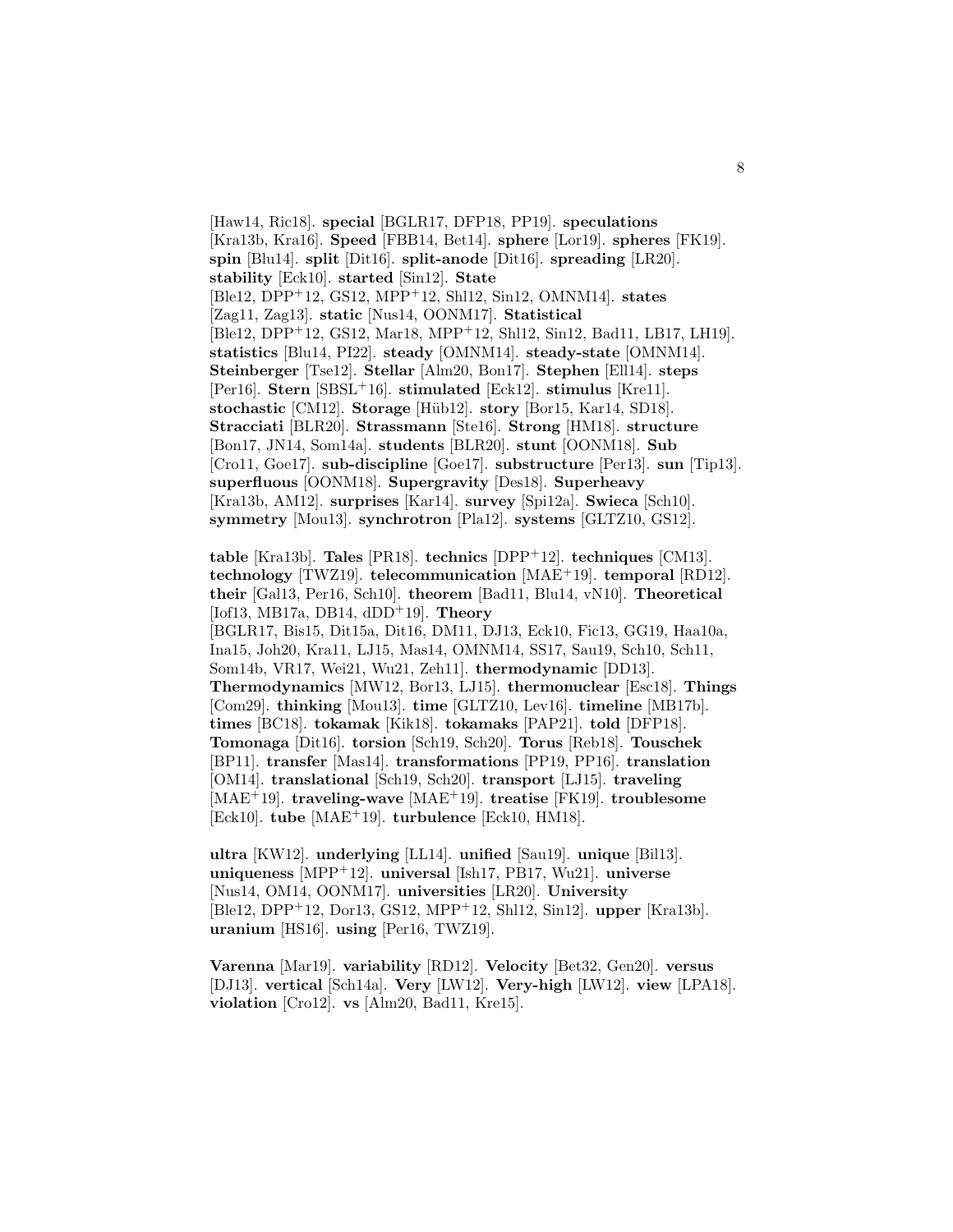[Haw14, Ric18]. **special** [BGLR17, DFP18, PP19]. **speculations** [Kra13b, Kra16]. **Speed** [FBB14, Bet14]. **sphere** [Lor19]. **spheres** [FK19]. **spin** [Blu14]. **split** [Dit16]. **split-anode** [Dit16]. **spreading** [LR20]. **stability** [Eck10]. **started** [Sin12]. **State** [Ble12, DPP+12, GS12, MPP+12, Shl12, Sin12, OMNM14]. **states** [Zag11, Zag13]. **static** [Nus14, OONM17]. **Statistical** [Ble12, DPP+12, GS12, Mar18, MPP+12, Shl12, Sin12, Bad11, LB17, LH19]. **statistics** [Blu14, PI22]. **steady** [OMNM14]. **steady-state** [OMNM14]. **Steinberger** [Tse12]. **Stellar** [Alm20, Bon17]. **Stephen** [Ell14]. **steps** [Per16]. **Stern** [SBSL+16]. **stimulated** [Eck12]. **stimulus** [Kre11]. **stochastic** [CM12]. **Storage** [Hüb12]. **story** [Bor15, Kar14, SD18]. **Stracciati** [BLR20]. **Strassmann** [Ste16]. **Strong** [HM18]. **structure** [Bon17, JN14, Som14a]. **students** [BLR20]. **stunt** [OONM18]. **Sub** [Cro11, Goe17]. **sub-discipline** [Goe17]. **substructure** [Per13]. **sun** [Tip13]. **superfluous** [OONM18]. **Supergravity** [Des18]. **Superheavy** [Kra13b, AM12]. **surprises** [Kar14]. **survey** [Spi12a]. **Swieca** [Sch10]. **symmetry** [Mou13]. **synchrotron** [Pla12]. **systems** [GLTZ10, GS12].

**table** [Kra13b]. **Tales** [PR18]. **technics** [DPP+12]. **techniques** [CM13]. **technology** [TWZ19]. **telecommunication** [MAE+19]. **temporal** [RD12]. **their** [Gal13, Per16, Sch10]. **theorem** [Bad11, Blu14, vN10]. **Theoretical** [Iof13, MB17a, DB14, dDD+19]. **Theory** [BGLR17, Bis15, Dit15a, Dit16, DM11, DJ13, Eck10, Fic13, GG19, Haa10a, Ina15, Joh20, Kra11, LJ15, Mas14, OMNM14, SS17, Sau19, Sch10, Sch11, Som14b, VR17, Wei21, Wu21, Zeh11]. **thermodynamic** [DD13]. **Thermodynamics** [MW12, Bor13, LJ15]. **thermonuclear** [Esc18]. **Things** [Com29]. **thinking** [Mou13]. **time** [GLTZ10, Lev16]. **timeline** [MB17b]. **times** [BC18]. **tokamak** [Kik18]. **tokamaks** [PAP21]. **told** [DFP18]. **Tomonaga** [Dit16]. **torsion** [Sch19, Sch20]. **Torus** [Reb18]. **Touschek** [BP11]. **transfer** [Mas14]. **transformations** [PP19, PP16]. **translation** [OM14]. **translational** [Sch19, Sch20]. **transport** [LJ15]. **traveling** [MAE+19]. **traveling-wave** [MAE+19]. **treatise** [FK19]. **troublesome** [Eck10]. **tube** [MAE+19]. **turbulence** [Eck10, HM18].

**ultra** [KW12]. **underlying** [LL14]. **unified** [Sau19]. **unique** [Bil13]. **uniqueness** [MPP+12]. **universal** [Ish17, PB17, Wu21]. **universe** [Nus14, OM14, OONM17]. **universities** [LR20]. **University** [Ble12, DPP+12, Dor13, GS12, MPP+12, Shl12, Sin12]. **upper** [Kra13b]. **uranium** [HS16]. **using** [Per16, TWZ19].

**Varenna** [Mar19]. **variability** [RD12]. **Velocity** [Bet32, Gen20]. **versus** [DJ13]. **vertical** [Sch14a]. **Very** [LW12]. **Very-high** [LW12]. **view** [LPA18]. **violation** [Cro12]. **vs** [Alm20, Bad11, Kre15].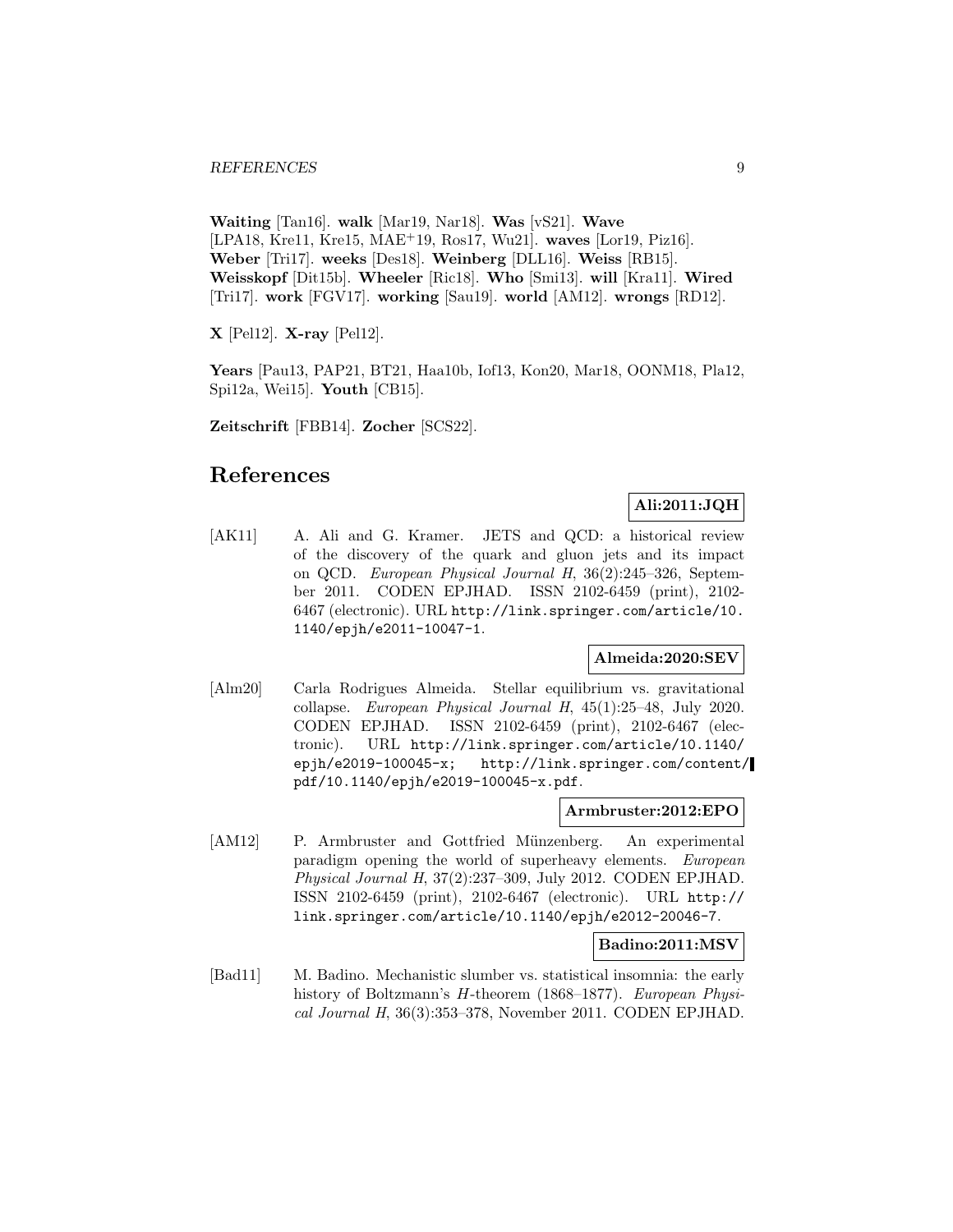**Waiting** [Tan16]. **walk** [Mar19, Nar18]. **Was** [vS21]. **Wave** [LPA18, Kre11, Kre15, MAE$^+$19, Ros17, Wu21]. **waves** [Lor19, Piz16]. **Weber** [Tri17]. **weeks** [Des18]. **Weinberg** [DLL16]. **Weiss** [RB15]. **Weisskopf** [Dit15b]. **Wheeler** [Ric18]. **Who** [Smi13]. **will** [Kra11]. **Wired** [Tri17]. **work** [FGV17]. **working** [Sau19]. **world** [AM12]. **wrongs** [RD12].

**X** [Pel12]. **X-ray** [Pel12].

**Years** [Pau13, PAP21, BT21, Haa10b, Iof13, Kon20, Mar18, OONM18, Pla12, Spi12a, Wei15]. **Youth** [CB15].

**Zeitschrift** [FBB14]. **Zocher** [SCS22].

# References

**Ali:2011:JQH**

[AK11] A. Ali and G. Kramer. JETS and QCD: a historical review of the discovery of the quark and gluon jets and its impact on QCD. *European Physical Journal H*, 36(2):245–326, September 2011. CODEN EPJHAD. ISSN 2102-6459 (print), 2102-6467 (electronic). URL http://link.springer.com/article/10.1140/epjh/e2011-10047-1.

**Almeida:2020:SEV**

[Alm20] Carla Rodrigues Almeida. Stellar equilibrium vs. gravitational collapse. *European Physical Journal H*, 45(1):25–48, July 2020. CODEN EPJHAD. ISSN 2102-6459 (print), 2102-6467 (electronic). URL http://link.springer.com/article/10.1140/epjh/e2019-100045-x; http://link.springer.com/content/pdf/10.1140/epjh/e2019-100045-x.pdf.

**Armbruster:2012:EPO**

[AM12] P. Armbruster and Gottfried Münzenberg. An experimental paradigm opening the world of superheavy elements. *European Physical Journal H*, 37(2):237–309, July 2012. CODEN EPJHAD. ISSN 2102-6459 (print), 2102-6467 (electronic). URL http://link.springer.com/article/10.1140/epjh/e2012-20046-7.

**Badino:2011:MSV**

[Bad11] M. Badino. Mechanistic slumber vs. statistical insomnia: the early history of Boltzmann's $H$-theorem (1868–1877). *European Physical Journal H*, 36(3):353–378, November 2011. CODEN EPJHAD.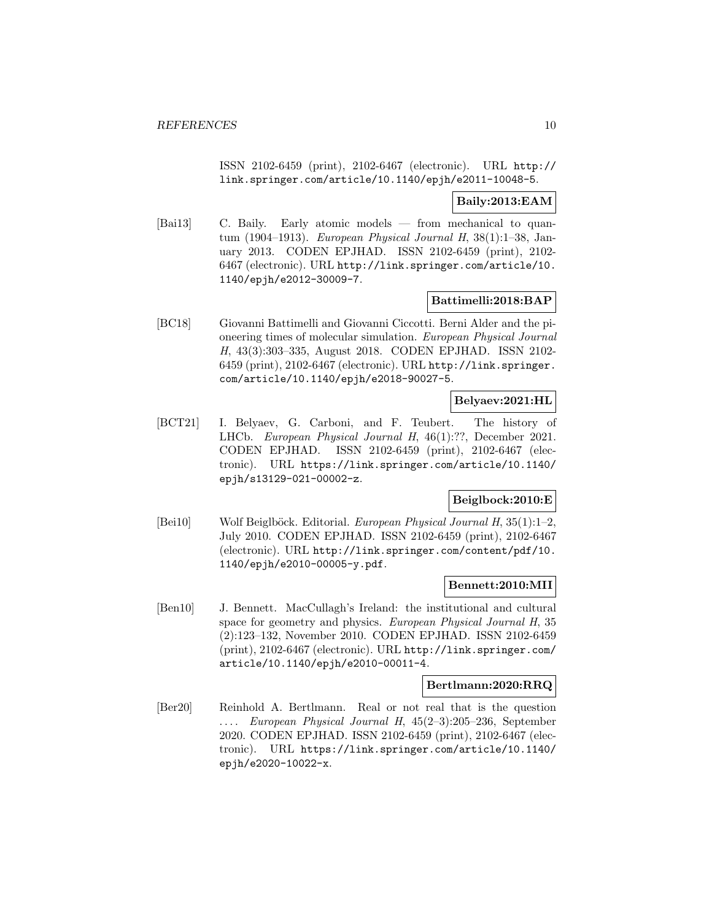ISSN 2102-6459 (print), 2102-6467 (electronic). URL http://link.springer.com/article/10.1140/epjh/e2011-10048-5.

**Baily:2013:EAM**

[Bai13] C. Baily. Early atomic models — from mechanical to quantum (1904–1913). *European Physical Journal H*, 38(1):1–38, January 2013. CODEN EPJHAD. ISSN 2102-6459 (print), 2102-6467 (electronic). URL http://link.springer.com/article/10.1140/epjh/e2012-30009-7.

**Battimelli:2018:BAP**

[BC18] Giovanni Battimelli and Giovanni Ciccotti. Berni Alder and the pioneering times of molecular simulation. *European Physical Journal H*, 43(3):303–335, August 2018. CODEN EPJHAD. ISSN 2102-6459 (print), 2102-6467 (electronic). URL http://link.springer.com/article/10.1140/epjh/e2018-90027-5.

**Belyaev:2021:HL**

[BCT21] I. Belyaev, G. Carboni, and F. Teubert. The history of LHCb. *European Physical Journal H*, 46(1):??, December 2021. CODEN EPJHAD. ISSN 2102-6459 (print), 2102-6467 (electronic). URL https://link.springer.com/article/10.1140/epjh/s13129-021-00002-z.

**Beiglbock:2010:E**

[Bei10] Wolf Beiglböck. Editorial. *European Physical Journal H*, 35(1):1–2, July 2010. CODEN EPJHAD. ISSN 2102-6459 (print), 2102-6467 (electronic). URL http://link.springer.com/content/pdf/10.1140/epjh/e2010-00005-y.pdf.

**Bennett:2010:MII**

[Ben10] J. Bennett. MacCullagh's Ireland: the institutional and cultural space for geometry and physics. *European Physical Journal H*, 35 (2):123–132, November 2010. CODEN EPJHAD. ISSN 2102-6459 (print), 2102-6467 (electronic). URL http://link.springer.com/article/10.1140/epjh/e2010-00011-4.

**Bertlmann:2020:RRQ**

[Ber20] Reinhold A. Bertlmann. Real or not real that is the question .... *European Physical Journal H*, 45(2–3):205–236, September 2020. CODEN EPJHAD. ISSN 2102-6459 (print), 2102-6467 (electronic). URL https://link.springer.com/article/10.1140/epjh/e2020-10022-x.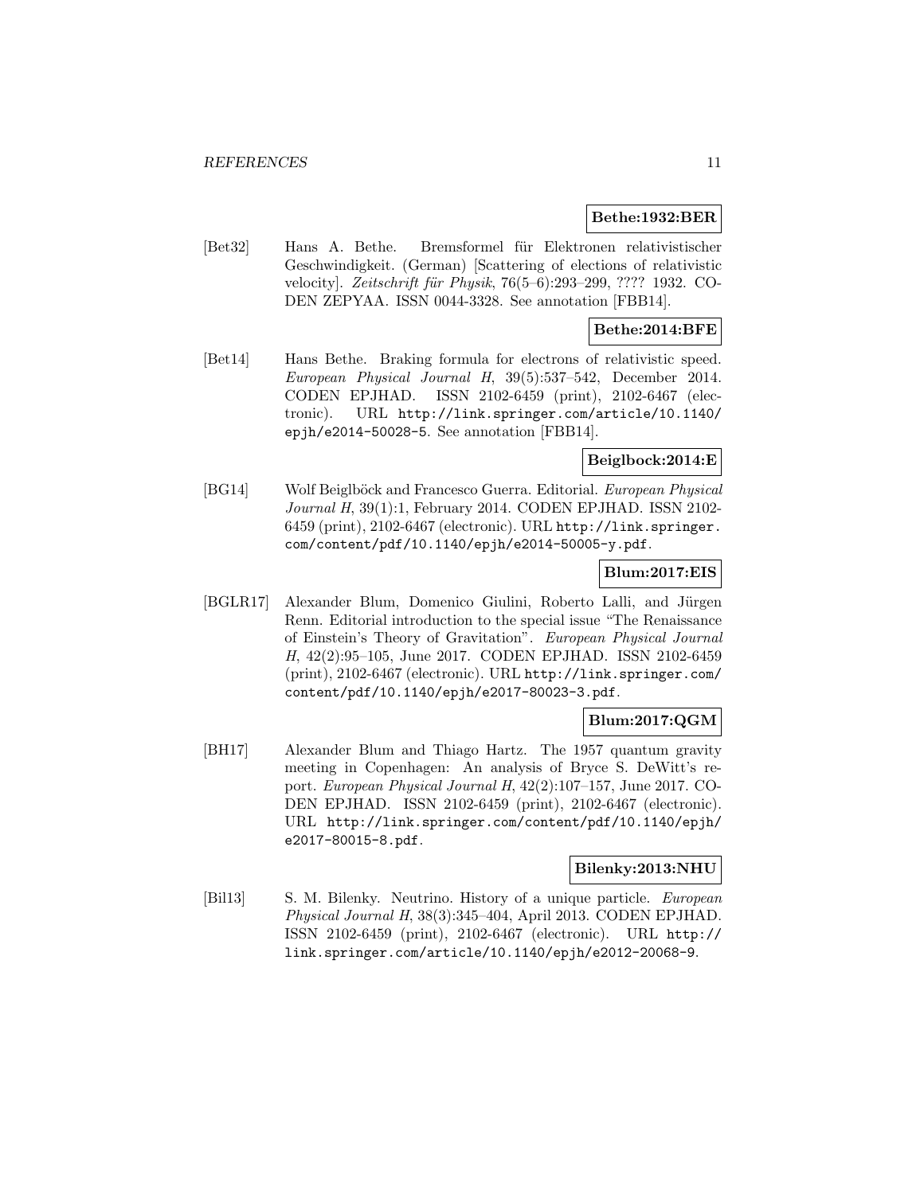**Bethe:1932:BER**

[Bet32] Hans A. Bethe. Bremsformel für Elektronen relativistischer Geschwindigkeit. (German) [Scattering of elections of relativistic velocity]. *Zeitschrift für Physik*, 76(5–6):293–299, ???? 1932. CODEN ZEPYAA. ISSN 0044-3328. See annotation [FBB14].

**Bethe:2014:BFE**

[Bet14] Hans Bethe. Braking formula for electrons of relativistic speed. *European Physical Journal H*, 39(5):537–542, December 2014. CODEN EPJHAD. ISSN 2102-6459 (print), 2102-6467 (electronic). URL http://link.springer.com/article/10.1140/epjh/e2014-50028-5. See annotation [FBB14].

**Beiglbock:2014:E**

[BG14] Wolf Beiglböck and Francesco Guerra. Editorial. *European Physical Journal H*, 39(1):1, February 2014. CODEN EPJHAD. ISSN 2102-6459 (print), 2102-6467 (electronic). URL http://link.springer.com/content/pdf/10.1140/epjh/e2014-50005-y.pdf.

**Blum:2017:EIS**

[BGLR17] Alexander Blum, Domenico Giulini, Roberto Lalli, and Jürgen Renn. Editorial introduction to the special issue "The Renaissance of Einstein's Theory of Gravitation". *European Physical Journal H*, 42(2):95–105, June 2017. CODEN EPJHAD. ISSN 2102-6459 (print), 2102-6467 (electronic). URL http://link.springer.com/content/pdf/10.1140/epjh/e2017-80023-3.pdf.

**Blum:2017:QGM**

[BH17] Alexander Blum and Thiago Hartz. The 1957 quantum gravity meeting in Copenhagen: An analysis of Bryce S. DeWitt's report. *European Physical Journal H*, 42(2):107–157, June 2017. CODEN EPJHAD. ISSN 2102-6459 (print), 2102-6467 (electronic). URL http://link.springer.com/content/pdf/10.1140/epjh/e2017-80015-8.pdf.

**Bilenky:2013:NHU**

[Bil13] S. M. Bilenky. Neutrino. History of a unique particle. *European Physical Journal H*, 38(3):345–404, April 2013. CODEN EPJHAD. ISSN 2102-6459 (print), 2102-6467 (electronic). URL http://link.springer.com/article/10.1140/epjh/e2012-20068-9.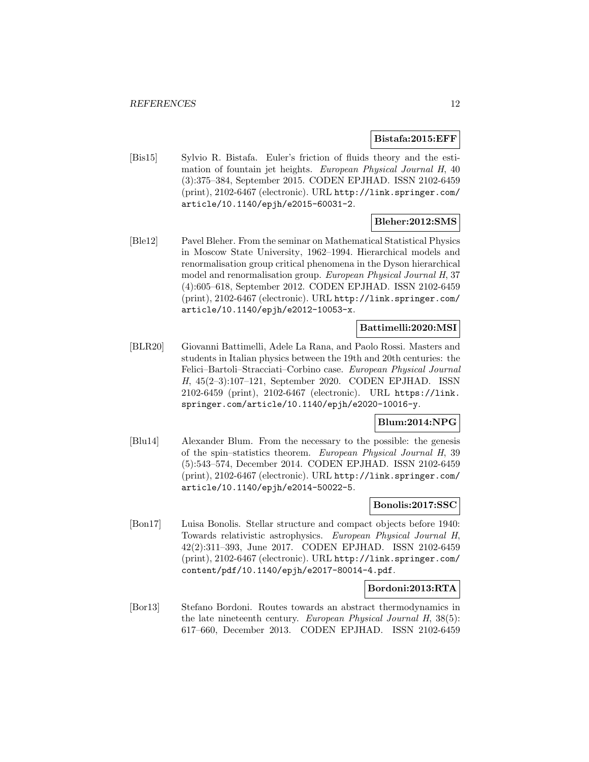**Bistafa:2015:EFF**

[Bis15] Sylvio R. Bistafa. Euler's friction of fluids theory and the estimation of fountain jet heights. *European Physical Journal H*, 40 (3):375–384, September 2015. CODEN EPJHAD. ISSN 2102-6459 (print), 2102-6467 (electronic). URL http://link.springer.com/article/10.1140/epjh/e2015-60031-2.

**Bleher:2012:SMS**

[Ble12] Pavel Bleher. From the seminar on Mathematical Statistical Physics in Moscow State University, 1962–1994. Hierarchical models and renormalisation group critical phenomena in the Dyson hierarchical model and renormalisation group. *European Physical Journal H*, 37 (4):605–618, September 2012. CODEN EPJHAD. ISSN 2102-6459 (print), 2102-6467 (electronic). URL http://link.springer.com/article/10.1140/epjh/e2012-10053-x.

**Battimelli:2020:MSI**

[BLR20] Giovanni Battimelli, Adele La Rana, and Paolo Rossi. Masters and students in Italian physics between the 19th and 20th centuries: the Felici–Bartoli–Stracciati–Corbino case. *European Physical Journal H*, 45(2–3):107–121, September 2020. CODEN EPJHAD. ISSN 2102-6459 (print), 2102-6467 (electronic). URL https://link.springer.com/article/10.1140/epjh/e2020-10016-y.

**Blum:2014:NPG**

[Blu14] Alexander Blum. From the necessary to the possible: the genesis of the spin–statistics theorem. *European Physical Journal H*, 39 (5):543–574, December 2014. CODEN EPJHAD. ISSN 2102-6459 (print), 2102-6467 (electronic). URL http://link.springer.com/article/10.1140/epjh/e2014-50022-5.

**Bonolis:2017:SSC**

[Bon17] Luisa Bonolis. Stellar structure and compact objects before 1940: Towards relativistic astrophysics. *European Physical Journal H*, 42(2):311–393, June 2017. CODEN EPJHAD. ISSN 2102-6459 (print), 2102-6467 (electronic). URL http://link.springer.com/content/pdf/10.1140/epjh/e2017-80014-4.pdf.

**Bordoni:2013:RTA**

[Bor13] Stefano Bordoni. Routes towards an abstract thermodynamics in the late nineteenth century. *European Physical Journal H*, 38(5): 617–660, December 2013. CODEN EPJHAD. ISSN 2102-6459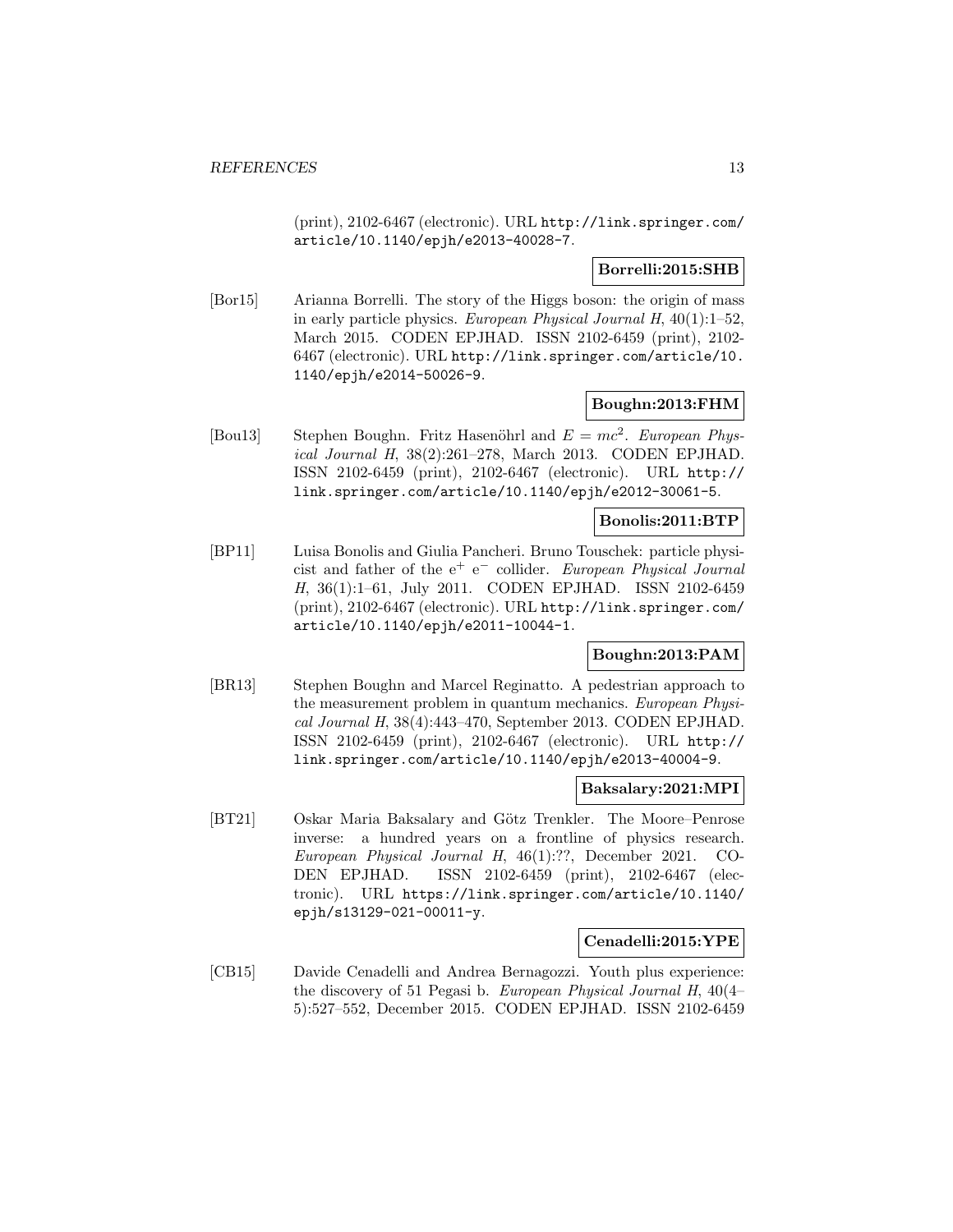(print), 2102-6467 (electronic). URL http://link.springer.com/article/10.1140/epjh/e2013-40028-7.

**Borrelli:2015:SHB**

[Bor15] Arianna Borrelli. The story of the Higgs boson: the origin of mass in early particle physics. *European Physical Journal H*, 40(1):1–52, March 2015. CODEN EPJHAD. ISSN 2102-6459 (print), 2102-6467 (electronic). URL http://link.springer.com/article/10.1140/epjh/e2014-50026-9.

**Boughn:2013:FHM**

[Bou13] Stephen Boughn. Fritz Hasenöhrl and $E = mc^2$. *European Physical Journal H*, 38(2):261–278, March 2013. CODEN EPJHAD. ISSN 2102-6459 (print), 2102-6467 (electronic). URL http://link.springer.com/article/10.1140/epjh/e2012-30061-5.

**Bonolis:2011:BTP**

[BP11] Luisa Bonolis and Giulia Pancheri. Bruno Touschek: particle physicist and father of the $e^+$ $e^-$ collider. *European Physical Journal H*, 36(1):1–61, July 2011. CODEN EPJHAD. ISSN 2102-6459 (print), 2102-6467 (electronic). URL http://link.springer.com/article/10.1140/epjh/e2011-10044-1.

**Boughn:2013:PAM**

[BR13] Stephen Boughn and Marcel Reginatto. A pedestrian approach to the measurement problem in quantum mechanics. *European Physical Journal H*, 38(4):443–470, September 2013. CODEN EPJHAD. ISSN 2102-6459 (print), 2102-6467 (electronic). URL http://link.springer.com/article/10.1140/epjh/e2013-40004-9.

**Baksalary:2021:MPI**

[BT21] Oskar Maria Baksalary and Götz Trenkler. The Moore–Penrose inverse: a hundred years on a frontline of physics research. *European Physical Journal H*, 46(1):??, December 2021. CODEN EPJHAD. ISSN 2102-6459 (print), 2102-6467 (electronic). URL https://link.springer.com/article/10.1140/epjh/s13129-021-00011-y.

**Cenadelli:2015:YPE**

[CB15] Davide Cenadelli and Andrea Bernagozzi. Youth plus experience: the discovery of 51 Pegasi b. *European Physical Journal H*, 40(4–5):527–552, December 2015. CODEN EPJHAD. ISSN 2102-6459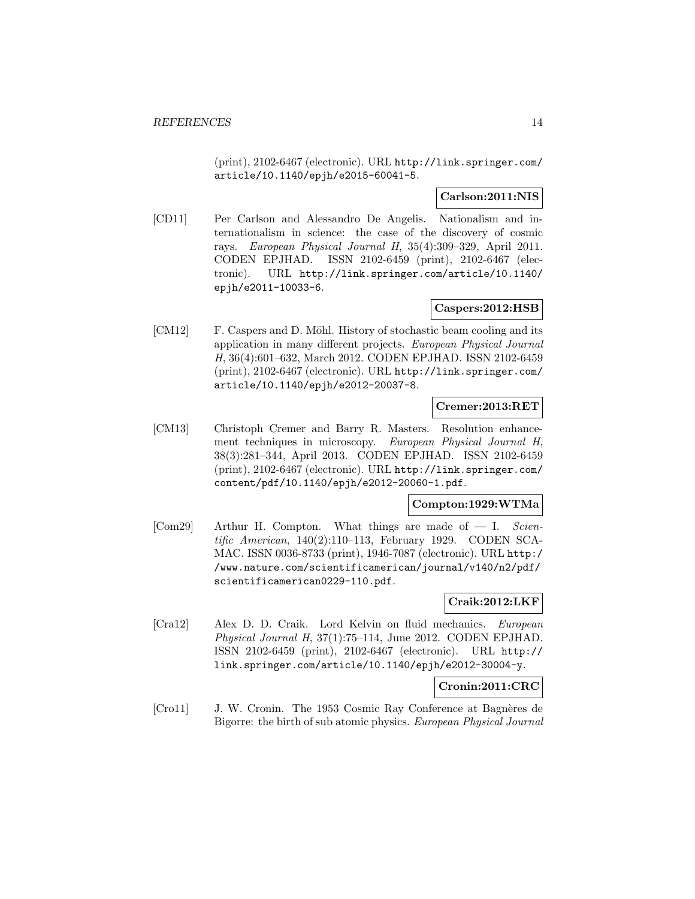(print), 2102-6467 (electronic). URL http://link.springer.com/article/10.1140/epjh/e2015-60041-5.

**Carlson:2011:NIS**

[CD11] Per Carlson and Alessandro De Angelis. Nationalism and internationalism in science: the case of the discovery of cosmic rays. *European Physical Journal H*, 35(4):309–329, April 2011. CODEN EPJHAD. ISSN 2102-6459 (print), 2102-6467 (electronic). URL http://link.springer.com/article/10.1140/epjh/e2011-10033-6.

**Caspers:2012:HSB**

[CM12] F. Caspers and D. Möhl. History of stochastic beam cooling and its application in many different projects. *European Physical Journal H*, 36(4):601–632, March 2012. CODEN EPJHAD. ISSN 2102-6459 (print), 2102-6467 (electronic). URL http://link.springer.com/article/10.1140/epjh/e2012-20037-8.

**Cremer:2013:RET**

[CM13] Christoph Cremer and Barry R. Masters. Resolution enhancement techniques in microscopy. *European Physical Journal H*, 38(3):281–344, April 2013. CODEN EPJHAD. ISSN 2102-6459 (print), 2102-6467 (electronic). URL http://link.springer.com/content/pdf/10.1140/epjh/e2012-20060-1.pdf.

**Compton:1929:WTMa**

[Com29] Arthur H. Compton. What things are made of — I. *Scientific American*, 140(2):110–113, February 1929. CODEN SCAMAC. ISSN 0036-8733 (print), 1946-7087 (electronic). URL http://www.nature.com/scientificamerican/journal/v140/n2/pdf/scientificamerican0229-110.pdf.

**Craik:2012:LKF**

[Cra12] Alex D. D. Craik. Lord Kelvin on fluid mechanics. *European Physical Journal H*, 37(1):75–114, June 2012. CODEN EPJHAD. ISSN 2102-6459 (print), 2102-6467 (electronic). URL http://link.springer.com/article/10.1140/epjh/e2012-30004-y.

**Cronin:2011:CRC**

[Cro11] J. W. Cronin. The 1953 Cosmic Ray Conference at Bagnères de Bigorre: the birth of sub atomic physics. *European Physical Journal*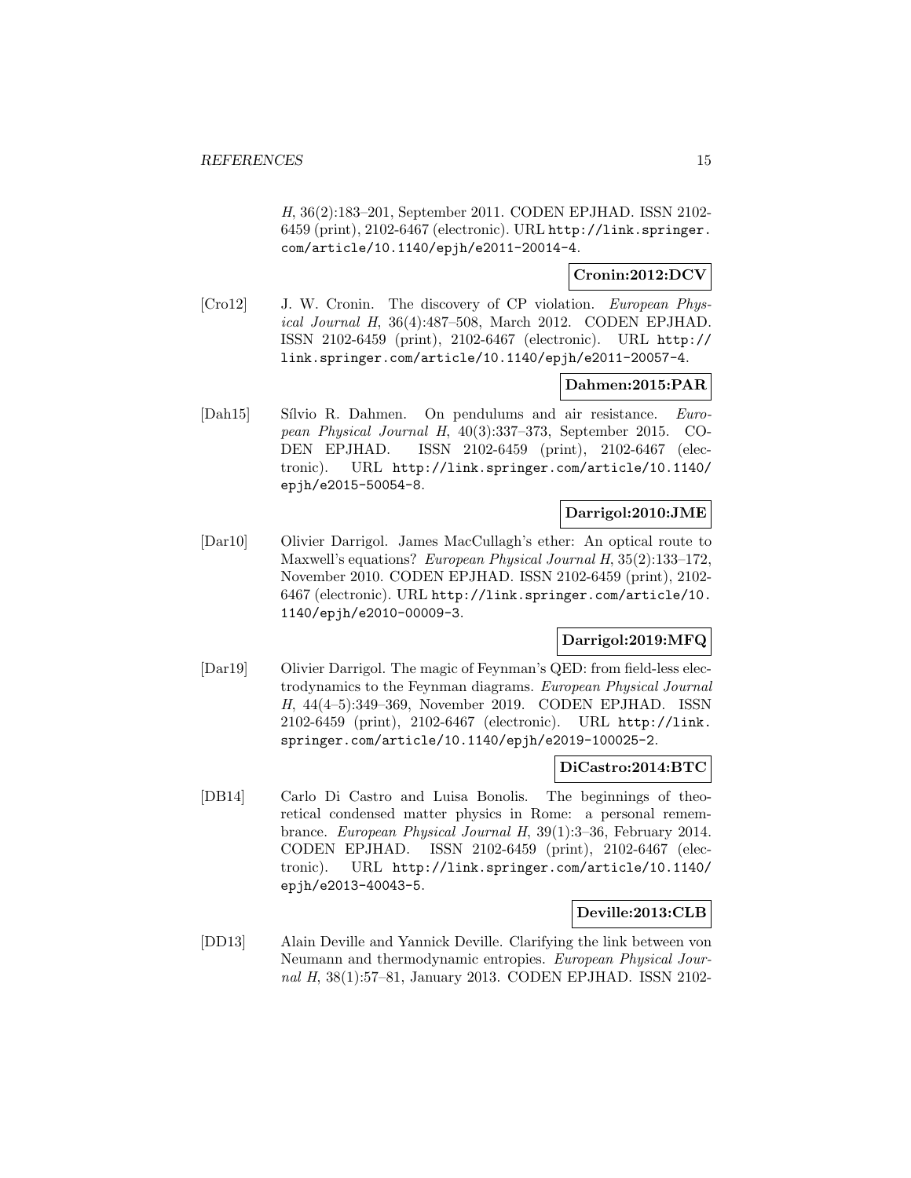*H*, 36(2):183–201, September 2011. CODEN EPJHAD. ISSN 2102-6459 (print), 2102-6467 (electronic). URL http://link.springer.com/article/10.1140/epjh/e2011-20014-4.

**Cronin:2012:DCV**

[Cro12] J. W. Cronin. The discovery of CP violation. *European Physical Journal H*, 36(4):487–508, March 2012. CODEN EPJHAD. ISSN 2102-6459 (print), 2102-6467 (electronic). URL http://link.springer.com/article/10.1140/epjh/e2011-20057-4.

**Dahmen:2015:PAR**

[Dah15] Sílvio R. Dahmen. On pendulums and air resistance. *European Physical Journal H*, 40(3):337–373, September 2015. CODEN EPJHAD. ISSN 2102-6459 (print), 2102-6467 (electronic). URL http://link.springer.com/article/10.1140/epjh/e2015-50054-8.

**Darrigol:2010:JME**

[Dar10] Olivier Darrigol. James MacCullagh's ether: An optical route to Maxwell's equations? *European Physical Journal H*, 35(2):133–172, November 2010. CODEN EPJHAD. ISSN 2102-6459 (print), 2102-6467 (electronic). URL http://link.springer.com/article/10.1140/epjh/e2010-00009-3.

**Darrigol:2019:MFQ**

[Dar19] Olivier Darrigol. The magic of Feynman's QED: from field-less electrodynamics to the Feynman diagrams. *European Physical Journal H*, 44(4–5):349–369, November 2019. CODEN EPJHAD. ISSN 2102-6459 (print), 2102-6467 (electronic). URL http://link.springer.com/article/10.1140/epjh/e2019-100025-2.

**DiCastro:2014:BTC**

[DB14] Carlo Di Castro and Luisa Bonolis. The beginnings of theoretical condensed matter physics in Rome: a personal remembrance. *European Physical Journal H*, 39(1):3–36, February 2014. CODEN EPJHAD. ISSN 2102-6459 (print), 2102-6467 (electronic). URL http://link.springer.com/article/10.1140/epjh/e2013-40043-5.

**Deville:2013:CLB**

[DD13] Alain Deville and Yannick Deville. Clarifying the link between von Neumann and thermodynamic entropies. *European Physical Journal H*, 38(1):57–81, January 2013. CODEN EPJHAD. ISSN 2102-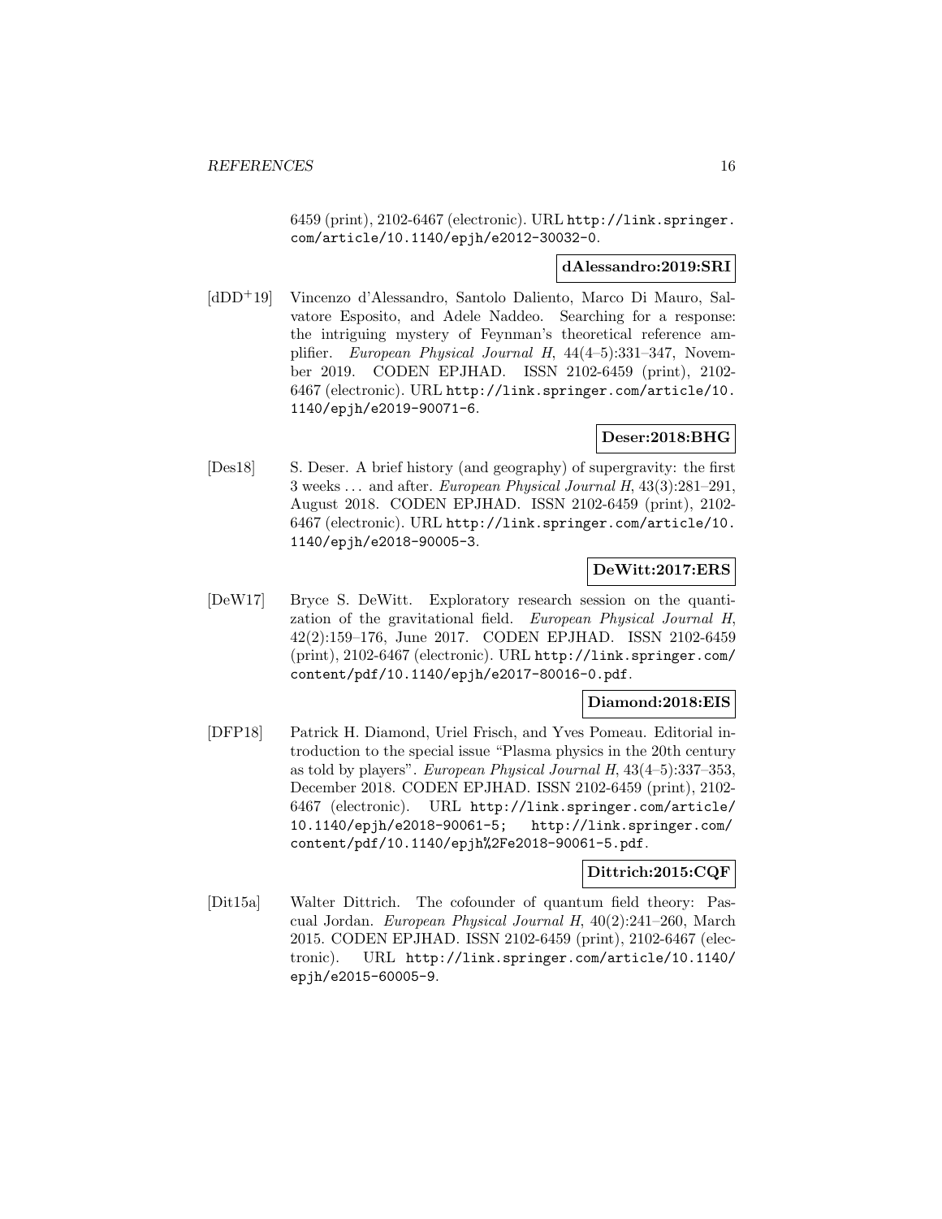6459 (print), 2102-6467 (electronic). URL http://link.springer.com/article/10.1140/epjh/e2012-30032-0.

**dAlessandro:2019:SRI**

[dDD+19] Vincenzo d'Alessandro, Santolo Daliento, Marco Di Mauro, Salvatore Esposito, and Adele Naddeo. Searching for a response: the intriguing mystery of Feynman's theoretical reference amplifier. *European Physical Journal H*, 44(4–5):331–347, November 2019. CODEN EPJHAD. ISSN 2102-6459 (print), 2102-6467 (electronic). URL http://link.springer.com/article/10.1140/epjh/e2019-90071-6.

**Deser:2018:BHG**

[Des18] S. Deser. A brief history (and geography) of supergravity: the first 3 weeks ... and after. *European Physical Journal H*, 43(3):281–291, August 2018. CODEN EPJHAD. ISSN 2102-6459 (print), 2102-6467 (electronic). URL http://link.springer.com/article/10.1140/epjh/e2018-90005-3.

**DeWitt:2017:ERS**

[DeW17] Bryce S. DeWitt. Exploratory research session on the quantization of the gravitational field. *European Physical Journal H*, 42(2):159–176, June 2017. CODEN EPJHAD. ISSN 2102-6459 (print), 2102-6467 (electronic). URL http://link.springer.com/content/pdf/10.1140/epjh/e2017-80016-0.pdf.

**Diamond:2018:EIS**

[DFP18] Patrick H. Diamond, Uriel Frisch, and Yves Pomeau. Editorial introduction to the special issue "Plasma physics in the 20th century as told by players". *European Physical Journal H*, 43(4–5):337–353, December 2018. CODEN EPJHAD. ISSN 2102-6459 (print), 2102-6467 (electronic). URL http://link.springer.com/article/10.1140/epjh/e2018-90061-5; http://link.springer.com/content/pdf/10.1140/epjh%2Fe2018-90061-5.pdf.

**Dittrich:2015:CQF**

[Dit15a] Walter Dittrich. The cofounder of quantum field theory: Pascual Jordan. *European Physical Journal H*, 40(2):241–260, March 2015. CODEN EPJHAD. ISSN 2102-6459 (print), 2102-6467 (electronic). URL http://link.springer.com/article/10.1140/epjh/e2015-60005-9.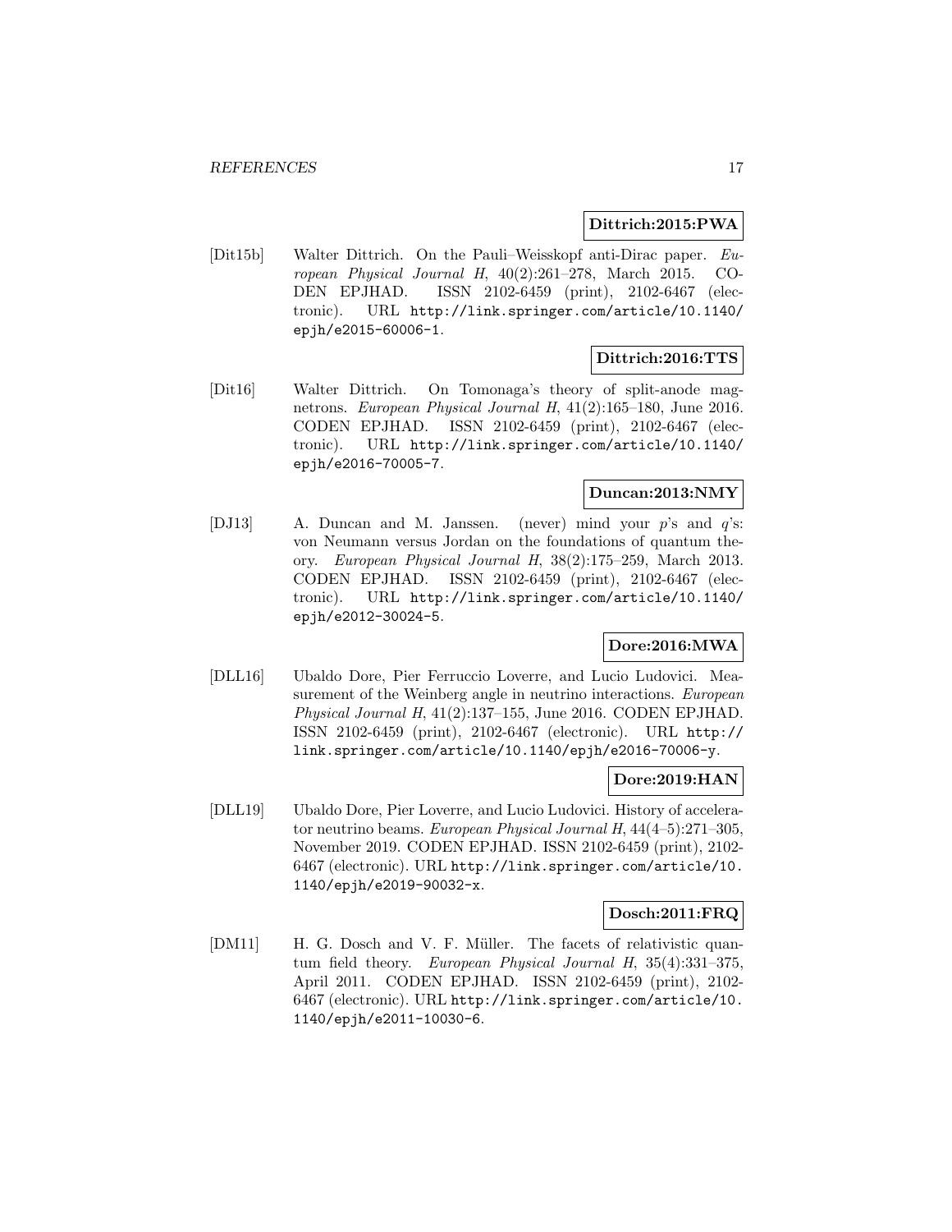**Dittrich:2015:PWA**

[Dit15b] Walter Dittrich. On the Pauli–Weisskopf anti-Dirac paper. *European Physical Journal H*, 40(2):261–278, March 2015. CODEN EPJHAD. ISSN 2102-6459 (print), 2102-6467 (electronic). URL http://link.springer.com/article/10.1140/epjh/e2015-60006-1.

**Dittrich:2016:TTS**

[Dit16] Walter Dittrich. On Tomonaga's theory of split-anode magnetrons. *European Physical Journal H*, 41(2):165–180, June 2016. CODEN EPJHAD. ISSN 2102-6459 (print), 2102-6467 (electronic). URL http://link.springer.com/article/10.1140/epjh/e2016-70005-7.

**Duncan:2013:NMY**

[DJ13] A. Duncan and M. Janssen. (never) mind your $p$'s and $q$'s: von Neumann versus Jordan on the foundations of quantum theory. *European Physical Journal H*, 38(2):175–259, March 2013. CODEN EPJHAD. ISSN 2102-6459 (print), 2102-6467 (electronic). URL http://link.springer.com/article/10.1140/epjh/e2012-30024-5.

**Dore:2016:MWA**

[DLL16] Ubaldo Dore, Pier Ferruccio Loverre, and Lucio Ludovici. Measurement of the Weinberg angle in neutrino interactions. *European Physical Journal H*, 41(2):137–155, June 2016. CODEN EPJHAD. ISSN 2102-6459 (print), 2102-6467 (electronic). URL http://link.springer.com/article/10.1140/epjh/e2016-70006-y.

**Dore:2019:HAN**

[DLL19] Ubaldo Dore, Pier Loverre, and Lucio Ludovici. History of accelerator neutrino beams. *European Physical Journal H*, 44(4–5):271–305, November 2019. CODEN EPJHAD. ISSN 2102-6459 (print), 2102-6467 (electronic). URL http://link.springer.com/article/10.1140/epjh/e2019-90032-x.

**Dosch:2011:FRQ**

[DM11] H. G. Dosch and V. F. Müller. The facets of relativistic quantum field theory. *European Physical Journal H*, 35(4):331–375, April 2011. CODEN EPJHAD. ISSN 2102-6459 (print), 2102-6467 (electronic). URL http://link.springer.com/article/10.1140/epjh/e2011-10030-6.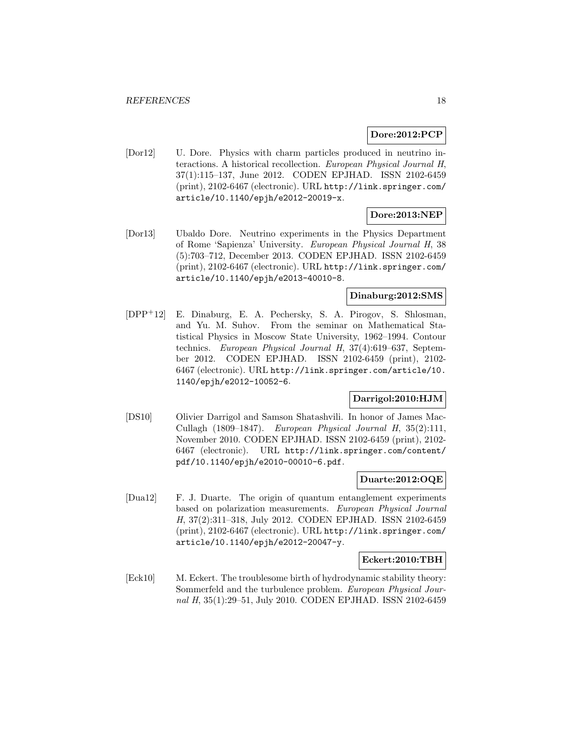**Dore:2012:PCP**

[Dor12] U. Dore. Physics with charm particles produced in neutrino interactions. A historical recollection. *European Physical Journal H*, 37(1):115–137, June 2012. CODEN EPJHAD. ISSN 2102-6459 (print), 2102-6467 (electronic). URL http://link.springer.com/article/10.1140/epjh/e2012-20019-x.

**Dore:2013:NEP**

[Dor13] Ubaldo Dore. Neutrino experiments in the Physics Department of Rome 'Sapienza' University. *European Physical Journal H*, 38 (5):703–712, December 2013. CODEN EPJHAD. ISSN 2102-6459 (print), 2102-6467 (electronic). URL http://link.springer.com/article/10.1140/epjh/e2013-40010-8.

**Dinaburg:2012:SMS**

[DPP+12] E. Dinaburg, E. A. Pechersky, S. A. Pirogov, S. Shlosman, and Yu. M. Suhov. From the seminar on Mathematical Statistical Physics in Moscow State University, 1962–1994. Contour technics. *European Physical Journal H*, 37(4):619–637, September 2012. CODEN EPJHAD. ISSN 2102-6459 (print), 2102-6467 (electronic). URL http://link.springer.com/article/10.1140/epjh/e2012-10052-6.

**Darrigol:2010:HJM**

[DS10] Olivier Darrigol and Samson Shatashvili. In honor of James MacCullagh (1809–1847). *European Physical Journal H*, 35(2):111, November 2010. CODEN EPJHAD. ISSN 2102-6459 (print), 2102-6467 (electronic). URL http://link.springer.com/content/pdf/10.1140/epjh/e2010-00010-6.pdf.

**Duarte:2012:OQE**

[Dua12] F. J. Duarte. The origin of quantum entanglement experiments based on polarization measurements. *European Physical Journal H*, 37(2):311–318, July 2012. CODEN EPJHAD. ISSN 2102-6459 (print), 2102-6467 (electronic). URL http://link.springer.com/article/10.1140/epjh/e2012-20047-y.

**Eckert:2010:TBH**

[Eck10] M. Eckert. The troublesome birth of hydrodynamic stability theory: Sommerfeld and the turbulence problem. *European Physical Journal H*, 35(1):29–51, July 2010. CODEN EPJHAD. ISSN 2102-6459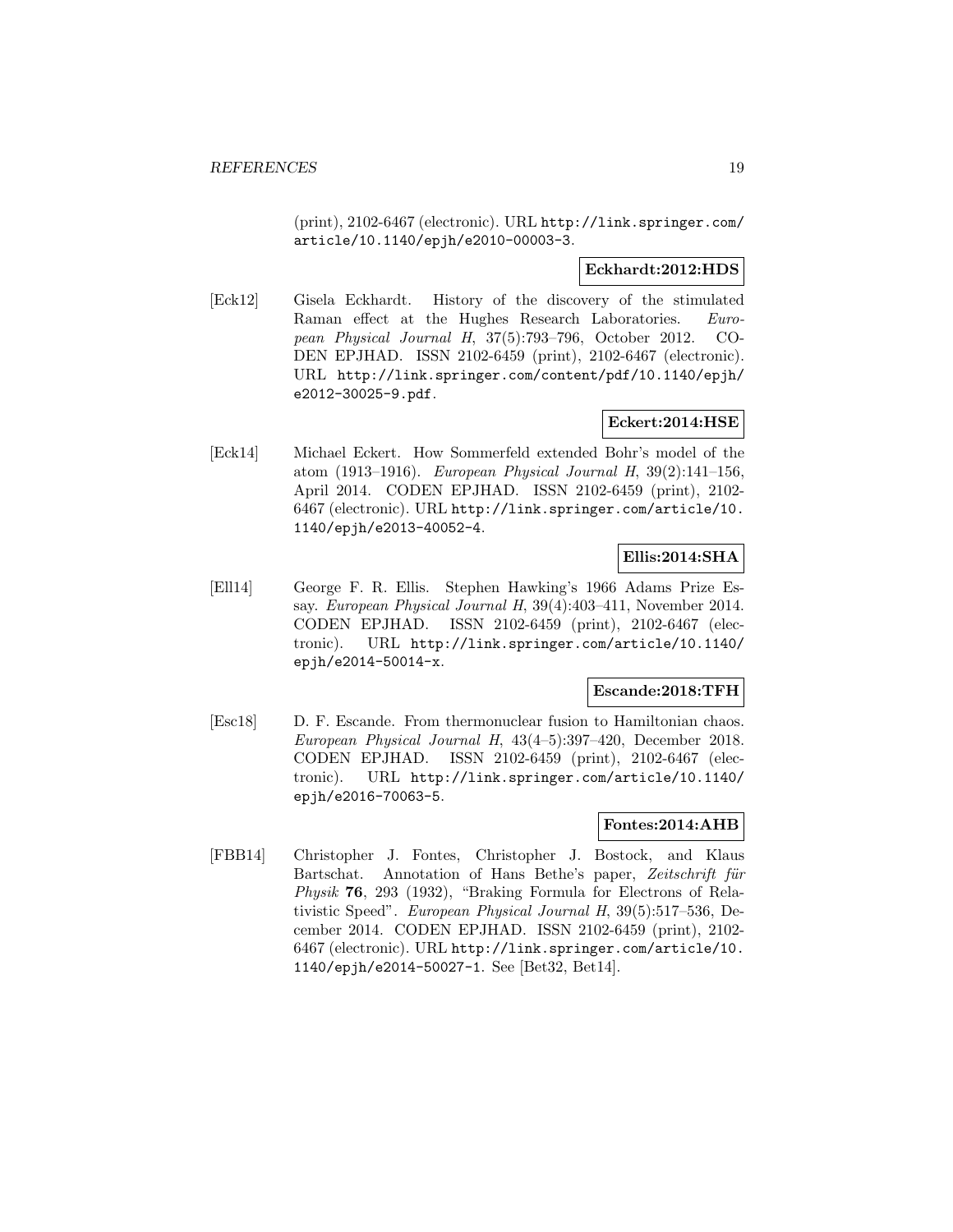(print), 2102-6467 (electronic). URL http://link.springer.com/article/10.1140/epjh/e2010-00003-3.

**Eckhardt:2012:HDS**

[Eck12] Gisela Eckhardt. History of the discovery of the stimulated Raman effect at the Hughes Research Laboratories. *European Physical Journal H*, 37(5):793–796, October 2012. CODEN EPJHAD. ISSN 2102-6459 (print), 2102-6467 (electronic). URL http://link.springer.com/content/pdf/10.1140/epjh/e2012-30025-9.pdf.

**Eckert:2014:HSE**

[Eck14] Michael Eckert. How Sommerfeld extended Bohr's model of the atom (1913–1916). *European Physical Journal H*, 39(2):141–156, April 2014. CODEN EPJHAD. ISSN 2102-6459 (print), 2102-6467 (electronic). URL http://link.springer.com/article/10.1140/epjh/e2013-40052-4.

**Ellis:2014:SHA**

[Ell14] George F. R. Ellis. Stephen Hawking's 1966 Adams Prize Essay. *European Physical Journal H*, 39(4):403–411, November 2014. CODEN EPJHAD. ISSN 2102-6459 (print), 2102-6467 (electronic). URL http://link.springer.com/article/10.1140/epjh/e2014-50014-x.

**Escande:2018:TFH**

[Esc18] D. F. Escande. From thermonuclear fusion to Hamiltonian chaos. *European Physical Journal H*, 43(4–5):397–420, December 2018. CODEN EPJHAD. ISSN 2102-6459 (print), 2102-6467 (electronic). URL http://link.springer.com/article/10.1140/epjh/e2016-70063-5.

**Fontes:2014:AHB**

[FBB14] Christopher J. Fontes, Christopher J. Bostock, and Klaus Bartschat. Annotation of Hans Bethe's paper, *Zeitschrift für Physik* **76**, 293 (1932), "Braking Formula for Electrons of Relativistic Speed". *European Physical Journal H*, 39(5):517–536, December 2014. CODEN EPJHAD. ISSN 2102-6459 (print), 2102-6467 (electronic). URL http://link.springer.com/article/10.1140/epjh/e2014-50027-1. See [Bet32, Bet14].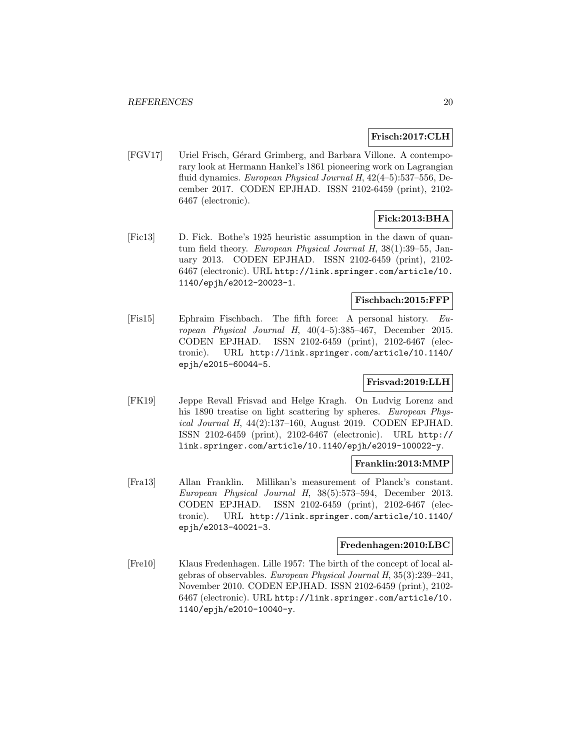**Frisch:2017:CLH**

[FGV17] Uriel Frisch, Gérard Grimberg, and Barbara Villone. A contemporary look at Hermann Hankel's 1861 pioneering work on Lagrangian fluid dynamics. *European Physical Journal H*, 42(4–5):537–556, December 2017. CODEN EPJHAD. ISSN 2102-6459 (print), 2102-6467 (electronic).

**Fick:2013:BHA**

[Fic13] D. Fick. Bothe's 1925 heuristic assumption in the dawn of quantum field theory. *European Physical Journal H*, 38(1):39–55, January 2013. CODEN EPJHAD. ISSN 2102-6459 (print), 2102-6467 (electronic). URL http://link.springer.com/article/10.1140/epjh/e2012-20023-1.

**Fischbach:2015:FFP**

[Fis15] Ephraim Fischbach. The fifth force: A personal history. *European Physical Journal H*, 40(4–5):385–467, December 2015. CODEN EPJHAD. ISSN 2102-6459 (print), 2102-6467 (electronic). URL http://link.springer.com/article/10.1140/epjh/e2015-60044-5.

**Frisvad:2019:LLH**

[FK19] Jeppe Revall Frisvad and Helge Kragh. On Ludvig Lorenz and his 1890 treatise on light scattering by spheres. *European Physical Journal H*, 44(2):137–160, August 2019. CODEN EPJHAD. ISSN 2102-6459 (print), 2102-6467 (electronic). URL http://link.springer.com/article/10.1140/epjh/e2019-100022-y.

**Franklin:2013:MMP**

[Fra13] Allan Franklin. Millikan's measurement of Planck's constant. *European Physical Journal H*, 38(5):573–594, December 2013. CODEN EPJHAD. ISSN 2102-6459 (print), 2102-6467 (electronic). URL http://link.springer.com/article/10.1140/epjh/e2013-40021-3.

**Fredenhagen:2010:LBC**

[Fre10] Klaus Fredenhagen. Lille 1957: The birth of the concept of local algebras of observables. *European Physical Journal H*, 35(3):239–241, November 2010. CODEN EPJHAD. ISSN 2102-6459 (print), 2102-6467 (electronic). URL http://link.springer.com/article/10.1140/epjh/e2010-10040-y.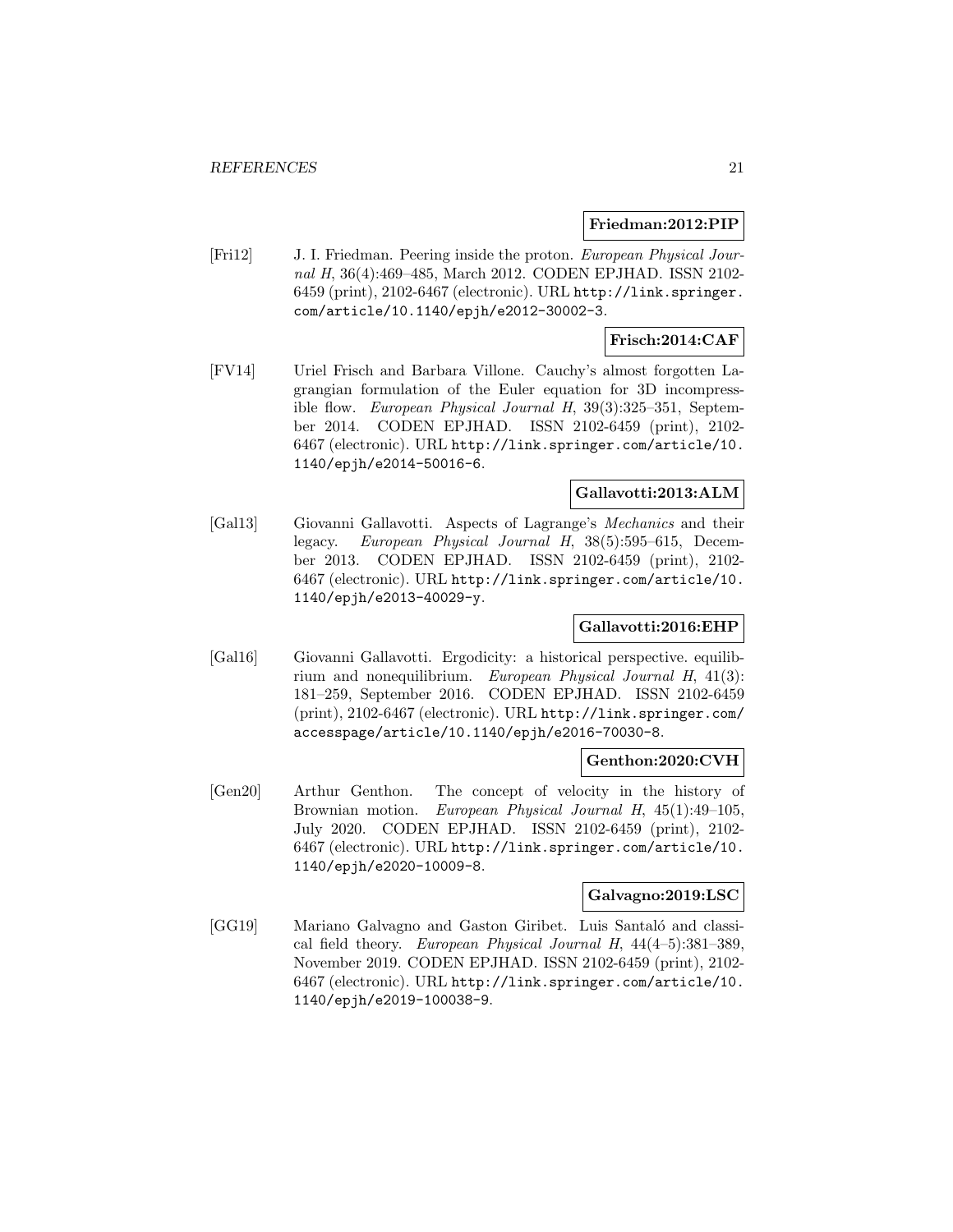**Friedman:2012:PIP**

[Fri12] J. I. Friedman. Peering inside the proton. *European Physical Journal H*, 36(4):469–485, March 2012. CODEN EPJHAD. ISSN 2102-6459 (print), 2102-6467 (electronic). URL http://link.springer.com/article/10.1140/epjh/e2012-30002-3.

**Frisch:2014:CAF**

[FV14] Uriel Frisch and Barbara Villone. Cauchy's almost forgotten Lagrangian formulation of the Euler equation for 3D incompressible flow. *European Physical Journal H*, 39(3):325–351, September 2014. CODEN EPJHAD. ISSN 2102-6459 (print), 2102-6467 (electronic). URL http://link.springer.com/article/10.1140/epjh/e2014-50016-6.

**Gallavotti:2013:ALM**

[Gal13] Giovanni Gallavotti. Aspects of Lagrange's *Mechanics* and their legacy. *European Physical Journal H*, 38(5):595–615, December 2013. CODEN EPJHAD. ISSN 2102-6459 (print), 2102-6467 (electronic). URL http://link.springer.com/article/10.1140/epjh/e2013-40029-y.

**Gallavotti:2016:EHP**

[Gal16] Giovanni Gallavotti. Ergodicity: a historical perspective. equilibrium and nonequilibrium. *European Physical Journal H*, 41(3):181–259, September 2016. CODEN EPJHAD. ISSN 2102-6459 (print), 2102-6467 (electronic). URL http://link.springer.com/accesspage/article/10.1140/epjh/e2016-70030-8.

**Genthon:2020:CVH**

[Gen20] Arthur Genthon. The concept of velocity in the history of Brownian motion. *European Physical Journal H*, 45(1):49–105, July 2020. CODEN EPJHAD. ISSN 2102-6459 (print), 2102-6467 (electronic). URL http://link.springer.com/article/10.1140/epjh/e2020-10009-8.

**Galvagno:2019:LSC**

[GG19] Mariano Galvagno and Gaston Giribet. Luis Santaló and classical field theory. *European Physical Journal H*, 44(4–5):381–389, November 2019. CODEN EPJHAD. ISSN 2102-6459 (print), 2102-6467 (electronic). URL http://link.springer.com/article/10.1140/epjh/e2019-100038-9.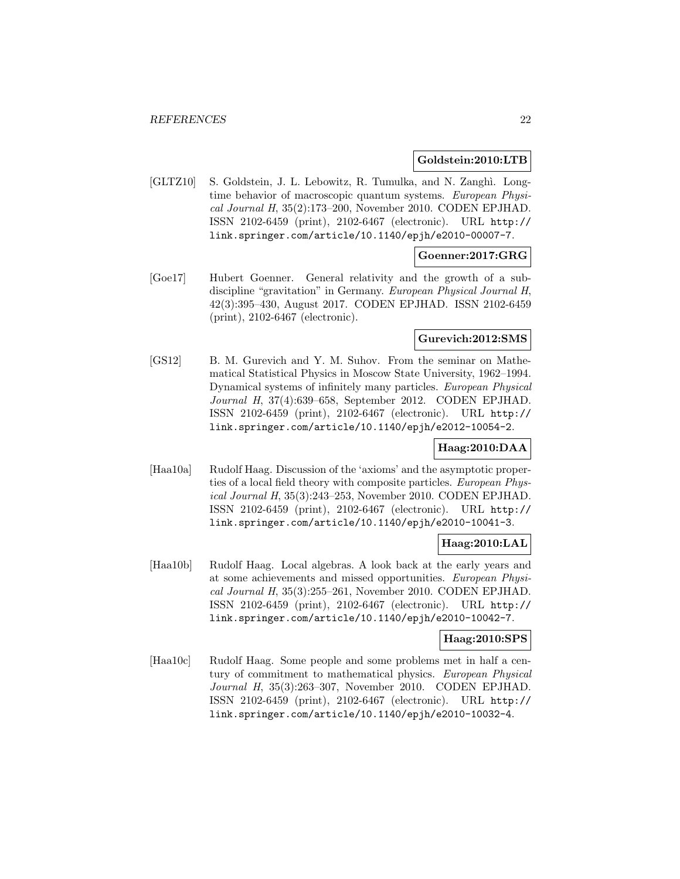**Goldstein:2010:LTB**

[GLTZ10] S. Goldstein, J. L. Lebowitz, R. Tumulka, and N. Zanghì. Long-time behavior of macroscopic quantum systems. *European Physical Journal H*, 35(2):173–200, November 2010. CODEN EPJHAD. ISSN 2102-6459 (print), 2102-6467 (electronic). URL http://link.springer.com/article/10.1140/epjh/e2010-00007-7.

**Goenner:2017:GRG**

[Goe17] Hubert Goenner. General relativity and the growth of a subdiscipline "gravitation" in Germany. *European Physical Journal H*, 42(3):395–430, August 2017. CODEN EPJHAD. ISSN 2102-6459 (print), 2102-6467 (electronic).

**Gurevich:2012:SMS**

[GS12] B. M. Gurevich and Y. M. Suhov. From the seminar on Mathematical Statistical Physics in Moscow State University, 1962–1994. Dynamical systems of infinitely many particles. *European Physical Journal H*, 37(4):639–658, September 2012. CODEN EPJHAD. ISSN 2102-6459 (print), 2102-6467 (electronic). URL http://link.springer.com/article/10.1140/epjh/e2012-10054-2.

**Haag:2010:DAA**

[Haa10a] Rudolf Haag. Discussion of the 'axioms' and the asymptotic properties of a local field theory with composite particles. *European Physical Journal H*, 35(3):243–253, November 2010. CODEN EPJHAD. ISSN 2102-6459 (print), 2102-6467 (electronic). URL http://link.springer.com/article/10.1140/epjh/e2010-10041-3.

**Haag:2010:LAL**

[Haa10b] Rudolf Haag. Local algebras. A look back at the early years and at some achievements and missed opportunities. *European Physical Journal H*, 35(3):255–261, November 2010. CODEN EPJHAD. ISSN 2102-6459 (print), 2102-6467 (electronic). URL http://link.springer.com/article/10.1140/epjh/e2010-10042-7.

**Haag:2010:SPS**

[Haa10c] Rudolf Haag. Some people and some problems met in half a century of commitment to mathematical physics. *European Physical Journal H*, 35(3):263–307, November 2010. CODEN EPJHAD. ISSN 2102-6459 (print), 2102-6467 (electronic). URL http://link.springer.com/article/10.1140/epjh/e2010-10032-4.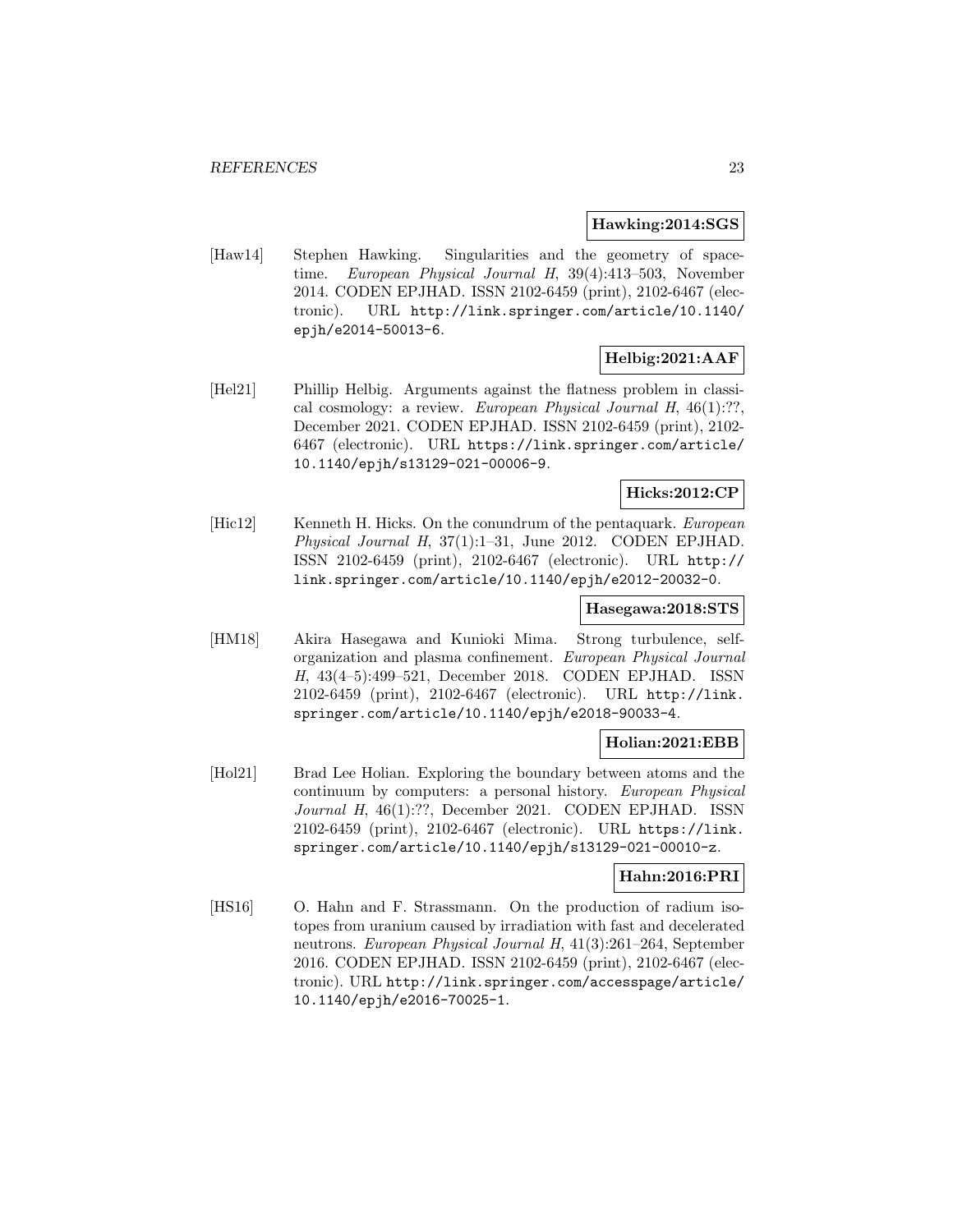**Hawking:2014:SGS**

[Haw14] Stephen Hawking. Singularities and the geometry of spacetime. *European Physical Journal H*, 39(4):413–503, November 2014. CODEN EPJHAD. ISSN 2102-6459 (print), 2102-6467 (electronic). URL http://link.springer.com/article/10.1140/epjh/e2014-50013-6.

**Helbig:2021:AAF**

[Hel21] Phillip Helbig. Arguments against the flatness problem in classical cosmology: a review. *European Physical Journal H*, 46(1):??, December 2021. CODEN EPJHAD. ISSN 2102-6459 (print), 2102-6467 (electronic). URL https://link.springer.com/article/10.1140/epjh/s13129-021-00006-9.

**Hicks:2012:CP**

[Hic12] Kenneth H. Hicks. On the conundrum of the pentaquark. *European Physical Journal H*, 37(1):1–31, June 2012. CODEN EPJHAD. ISSN 2102-6459 (print), 2102-6467 (electronic). URL http://link.springer.com/article/10.1140/epjh/e2012-20032-0.

**Hasegawa:2018:STS**

[HM18] Akira Hasegawa and Kunioki Mima. Strong turbulence, self-organization and plasma confinement. *European Physical Journal H*, 43(4–5):499–521, December 2018. CODEN EPJHAD. ISSN 2102-6459 (print), 2102-6467 (electronic). URL http://link.springer.com/article/10.1140/epjh/e2018-90033-4.

**Holian:2021:EBB**

[Hol21] Brad Lee Holian. Exploring the boundary between atoms and the continuum by computers: a personal history. *European Physical Journal H*, 46(1):??, December 2021. CODEN EPJHAD. ISSN 2102-6459 (print), 2102-6467 (electronic). URL https://link.springer.com/article/10.1140/epjh/s13129-021-00010-z.

**Hahn:2016:PRI**

[HS16] O. Hahn and F. Strassmann. On the production of radium isotopes from uranium caused by irradiation with fast and decelerated neutrons. *European Physical Journal H*, 41(3):261–264, September 2016. CODEN EPJHAD. ISSN 2102-6459 (print), 2102-6467 (electronic). URL http://link.springer.com/accesspage/article/10.1140/epjh/e2016-70025-1.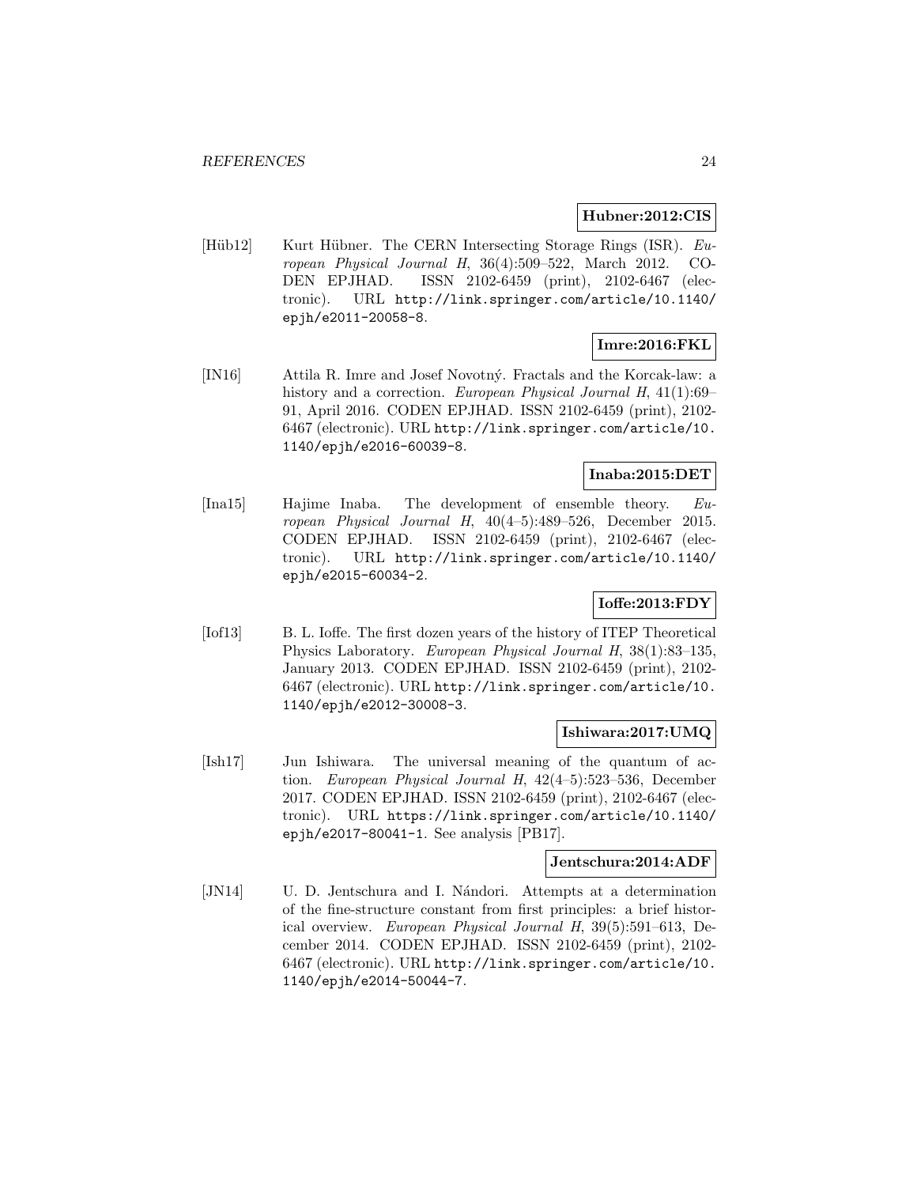**Hubner:2012:CIS**

[Hüb12] Kurt Hübner. The CERN Intersecting Storage Rings (ISR). *European Physical Journal H*, 36(4):509–522, March 2012. CODEN EPJHAD. ISSN 2102-6459 (print), 2102-6467 (electronic). URL `http://link.springer.com/article/10.1140/epjh/e2011-20058-8`.

**Imre:2016:FKL**

[IN16] Attila R. Imre and Josef Novotný. Fractals and the Korcak-law: a history and a correction. *European Physical Journal H*, 41(1):69–91, April 2016. CODEN EPJHAD. ISSN 2102-6459 (print), 2102-6467 (electronic). URL `http://link.springer.com/article/10.1140/epjh/e2016-60039-8`.

**Inaba:2015:DET**

[Ina15] Hajime Inaba. The development of ensemble theory. *European Physical Journal H*, 40(4–5):489–526, December 2015. CODEN EPJHAD. ISSN 2102-6459 (print), 2102-6467 (electronic). URL `http://link.springer.com/article/10.1140/epjh/e2015-60034-2`.

**Ioffe:2013:FDY**

[Iof13] B. L. Ioffe. The first dozen years of the history of ITEP Theoretical Physics Laboratory. *European Physical Journal H*, 38(1):83–135, January 2013. CODEN EPJHAD. ISSN 2102-6459 (print), 2102-6467 (electronic). URL `http://link.springer.com/article/10.1140/epjh/e2012-30008-3`.

**Ishiwara:2017:UMQ**

[Ish17] Jun Ishiwara. The universal meaning of the quantum of action. *European Physical Journal H*, 42(4–5):523–536, December 2017. CODEN EPJHAD. ISSN 2102-6459 (print), 2102-6467 (electronic). URL `https://link.springer.com/article/10.1140/epjh/e2017-80041-1`. See analysis [PB17].

**Jentschura:2014:ADF**

[JN14] U. D. Jentschura and I. Nándori. Attempts at a determination of the fine-structure constant from first principles: a brief historical overview. *European Physical Journal H*, 39(5):591–613, December 2014. CODEN EPJHAD. ISSN 2102-6459 (print), 2102-6467 (electronic). URL `http://link.springer.com/article/10.1140/epjh/e2014-50044-7`.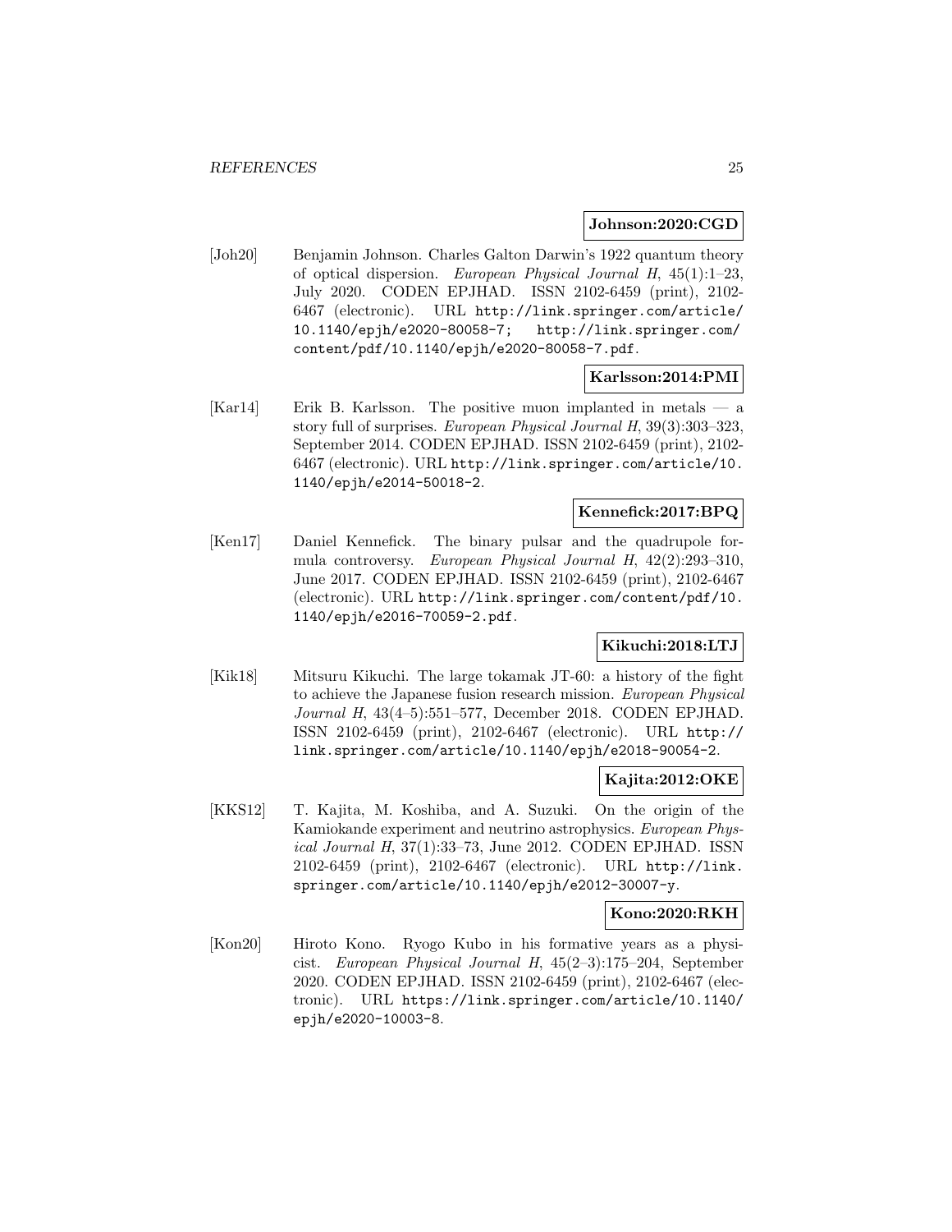**Johnson:2020:CGD**

[Joh20] Benjamin Johnson. Charles Galton Darwin's 1922 quantum theory of optical dispersion. *European Physical Journal H*, 45(1):1–23, July 2020. CODEN EPJHAD. ISSN 2102-6459 (print), 2102-6467 (electronic). URL `http://link.springer.com/article/10.1140/epjh/e2020-80058-7`; `http://link.springer.com/content/pdf/10.1140/epjh/e2020-80058-7.pdf`.

**Karlsson:2014:PMI**

[Kar14] Erik B. Karlsson. The positive muon implanted in metals — a story full of surprises. *European Physical Journal H*, 39(3):303–323, September 2014. CODEN EPJHAD. ISSN 2102-6459 (print), 2102-6467 (electronic). URL `http://link.springer.com/article/10.1140/epjh/e2014-50018-2`.

**Kennefick:2017:BPQ**

[Ken17] Daniel Kennefick. The binary pulsar and the quadrupole formula controversy. *European Physical Journal H*, 42(2):293–310, June 2017. CODEN EPJHAD. ISSN 2102-6459 (print), 2102-6467 (electronic). URL `http://link.springer.com/content/pdf/10.1140/epjh/e2016-70059-2.pdf`.

**Kikuchi:2018:LTJ**

[Kik18] Mitsuru Kikuchi. The large tokamak JT-60: a history of the fight to achieve the Japanese fusion research mission. *European Physical Journal H*, 43(4–5):551–577, December 2018. CODEN EPJHAD. ISSN 2102-6459 (print), 2102-6467 (electronic). URL `http://link.springer.com/article/10.1140/epjh/e2018-90054-2`.

**Kajita:2012:OKE**

[KKS12] T. Kajita, M. Koshiba, and A. Suzuki. On the origin of the Kamiokande experiment and neutrino astrophysics. *European Physical Journal H*, 37(1):33–73, June 2012. CODEN EPJHAD. ISSN 2102-6459 (print), 2102-6467 (electronic). URL `http://link.springer.com/article/10.1140/epjh/e2012-30007-y`.

**Kono:2020:RKH**

[Kon20] Hiroto Kono. Ryogo Kubo in his formative years as a physicist. *European Physical Journal H*, 45(2–3):175–204, September 2020. CODEN EPJHAD. ISSN 2102-6459 (print), 2102-6467 (electronic). URL `https://link.springer.com/article/10.1140/epjh/e2020-10003-8`.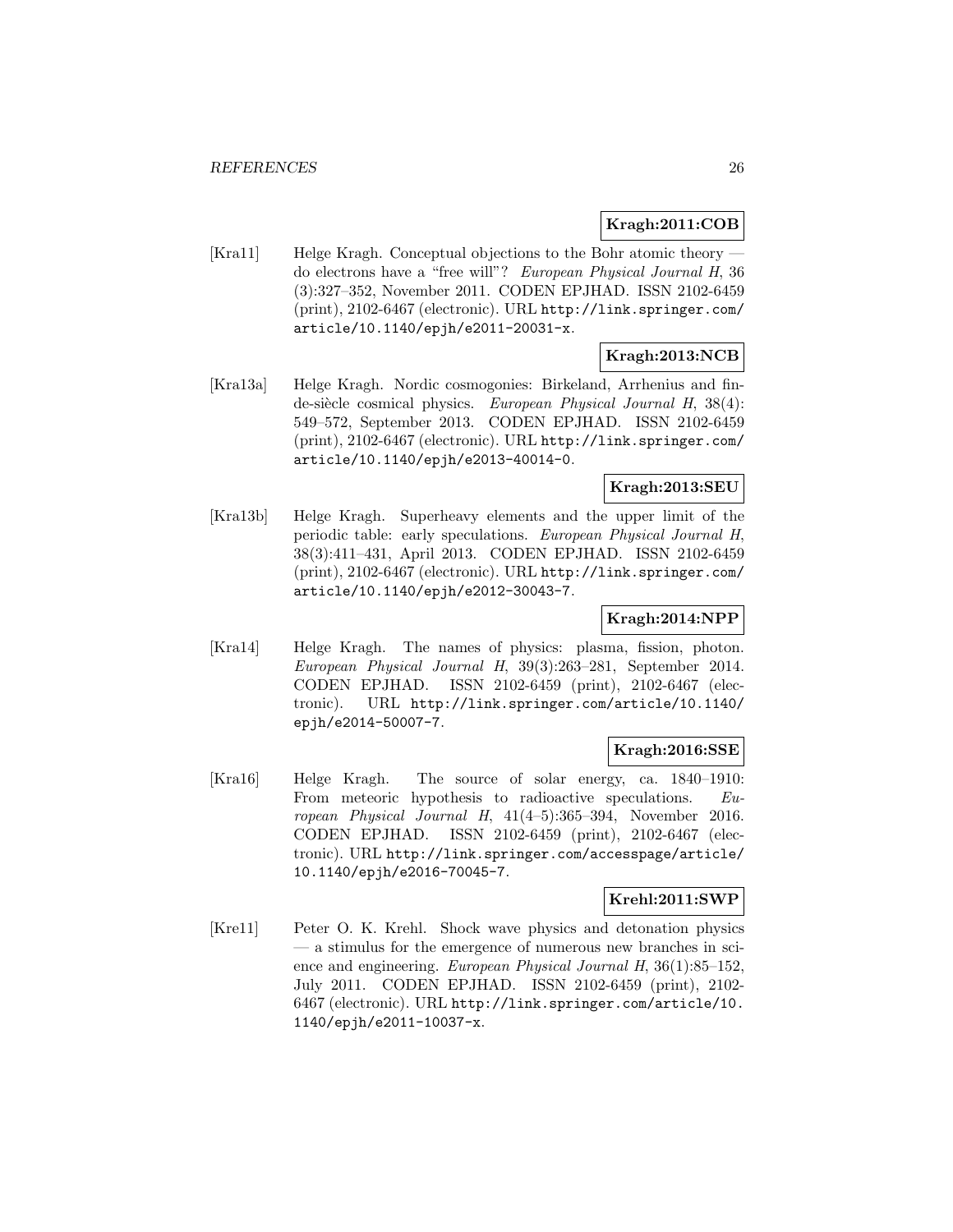**Kragh:2011:COB**

[Kra11] Helge Kragh. Conceptual objections to the Bohr atomic theory — do electrons have a "free will"? *European Physical Journal H*, 36 (3):327–352, November 2011. CODEN EPJHAD. ISSN 2102-6459 (print), 2102-6467 (electronic). URL `http://link.springer.com/article/10.1140/epjh/e2011-20031-x`.

**Kragh:2013:NCB**

[Kra13a] Helge Kragh. Nordic cosmogonies: Birkeland, Arrhenius and fin-de-siècle cosmical physics. *European Physical Journal H*, 38(4): 549–572, September 2013. CODEN EPJHAD. ISSN 2102-6459 (print), 2102-6467 (electronic). URL `http://link.springer.com/article/10.1140/epjh/e2013-40014-0`.

**Kragh:2013:SEU**

[Kra13b] Helge Kragh. Superheavy elements and the upper limit of the periodic table: early speculations. *European Physical Journal H*, 38(3):411–431, April 2013. CODEN EPJHAD. ISSN 2102-6459 (print), 2102-6467 (electronic). URL `http://link.springer.com/article/10.1140/epjh/e2012-30043-7`.

**Kragh:2014:NPP**

[Kra14] Helge Kragh. The names of physics: plasma, fission, photon. *European Physical Journal H*, 39(3):263–281, September 2014. CODEN EPJHAD. ISSN 2102-6459 (print), 2102-6467 (electronic). URL `http://link.springer.com/article/10.1140/epjh/e2014-50007-7`.

**Kragh:2016:SSE**

[Kra16] Helge Kragh. The source of solar energy, ca. 1840–1910: From meteoric hypothesis to radioactive speculations. *European Physical Journal H*, 41(4–5):365–394, November 2016. CODEN EPJHAD. ISSN 2102-6459 (print), 2102-6467 (electronic). URL `http://link.springer.com/accesspage/article/10.1140/epjh/e2016-70045-7`.

**Krehl:2011:SWP**

[Kre11] Peter O. K. Krehl. Shock wave physics and detonation physics — a stimulus for the emergence of numerous new branches in science and engineering. *European Physical Journal H*, 36(1):85–152, July 2011. CODEN EPJHAD. ISSN 2102-6459 (print), 2102-6467 (electronic). URL `http://link.springer.com/article/10.1140/epjh/e2011-10037-x`.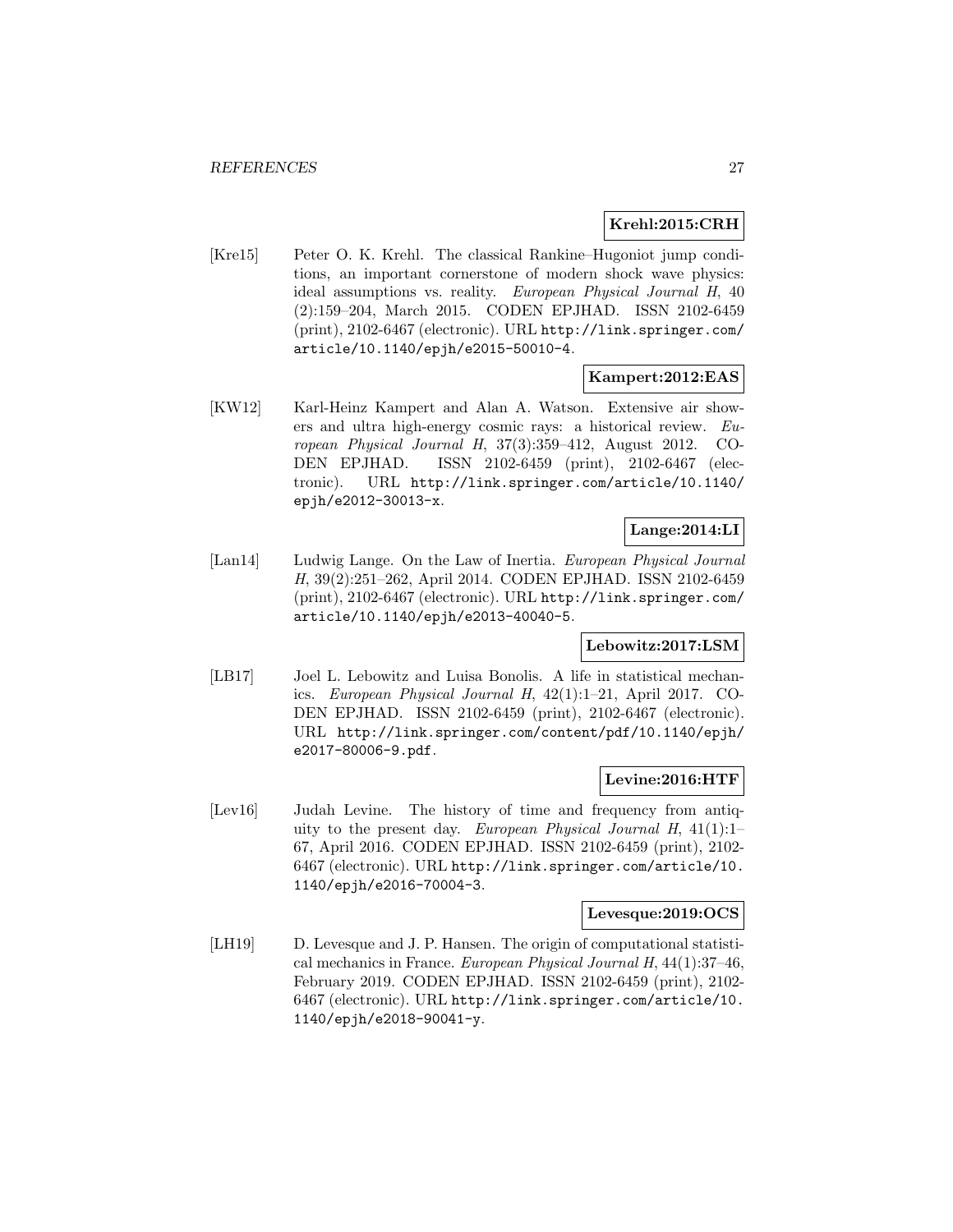**Krehl:2015:CRH**

[Kre15] Peter O. K. Krehl. The classical Rankine–Hugoniot jump conditions, an important cornerstone of modern shock wave physics: ideal assumptions vs. reality. *European Physical Journal H*, 40 (2):159–204, March 2015. CODEN EPJHAD. ISSN 2102-6459 (print), 2102-6467 (electronic). URL `http://link.springer.com/article/10.1140/epjh/e2015-50010-4`.

**Kampert:2012:EAS**

[KW12] Karl-Heinz Kampert and Alan A. Watson. Extensive air showers and ultra high-energy cosmic rays: a historical review. *European Physical Journal H*, 37(3):359–412, August 2012. CODEN EPJHAD. ISSN 2102-6459 (print), 2102-6467 (electronic). URL `http://link.springer.com/article/10.1140/epjh/e2012-30013-x`.

**Lange:2014:LI**

[Lan14] Ludwig Lange. On the Law of Inertia. *European Physical Journal H*, 39(2):251–262, April 2014. CODEN EPJHAD. ISSN 2102-6459 (print), 2102-6467 (electronic). URL `http://link.springer.com/article/10.1140/epjh/e2013-40040-5`.

**Lebowitz:2017:LSM**

[LB17] Joel L. Lebowitz and Luisa Bonolis. A life in statistical mechanics. *European Physical Journal H*, 42(1):1–21, April 2017. CODEN EPJHAD. ISSN 2102-6459 (print), 2102-6467 (electronic). URL `http://link.springer.com/content/pdf/10.1140/epjh/e2017-80006-9.pdf`.

**Levine:2016:HTF**

[Lev16] Judah Levine. The history of time and frequency from antiquity to the present day. *European Physical Journal H*, 41(1):1–67, April 2016. CODEN EPJHAD. ISSN 2102-6459 (print), 2102-6467 (electronic). URL `http://link.springer.com/article/10.1140/epjh/e2016-70004-3`.

**Levesque:2019:OCS**

[LH19] D. Levesque and J. P. Hansen. The origin of computational statistical mechanics in France. *European Physical Journal H*, 44(1):37–46, February 2019. CODEN EPJHAD. ISSN 2102-6459 (print), 2102-6467 (electronic). URL `http://link.springer.com/article/10.1140/epjh/e2018-90041-y`.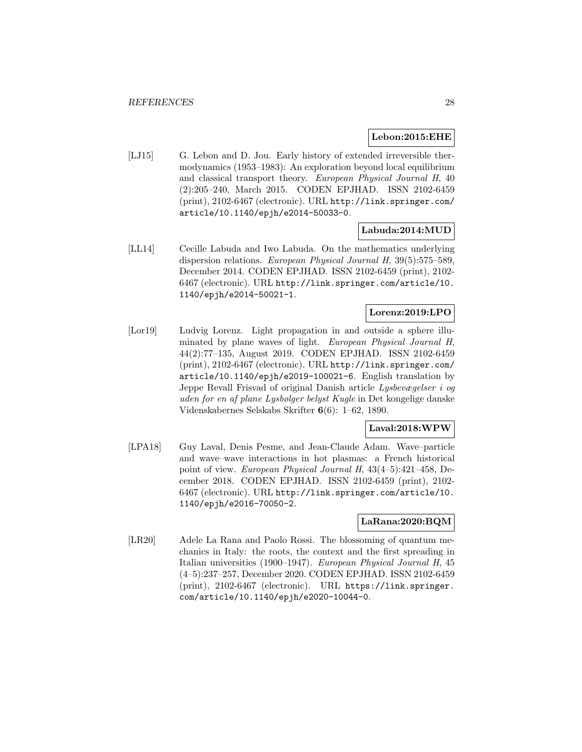**Lebon:2015:EHE**

[LJ15] G. Lebon and D. Jou. Early history of extended irreversible thermodynamics (1953–1983): An exploration beyond local equilibrium and classical transport theory. *European Physical Journal H*, 40 (2):205–240, March 2015. CODEN EPJHAD. ISSN 2102-6459 (print), 2102-6467 (electronic). URL http://link.springer.com/article/10.1140/epjh/e2014-50033-0.

**Labuda:2014:MUD**

[LL14] Cecille Labuda and Iwo Labuda. On the mathematics underlying dispersion relations. *European Physical Journal H*, 39(5):575–589, December 2014. CODEN EPJHAD. ISSN 2102-6459 (print), 2102-6467 (electronic). URL http://link.springer.com/article/10.1140/epjh/e2014-50021-1.

**Lorenz:2019:LPO**

[Lor19] Ludvig Lorenz. Light propagation in and outside a sphere illuminated by plane waves of light. *European Physical Journal H*, 44(2):77–135, August 2019. CODEN EPJHAD. ISSN 2102-6459 (print), 2102-6467 (electronic). URL http://link.springer.com/article/10.1140/epjh/e2019-100021-6. English translation by Jeppe Revall Frisvad of original Danish article *Lysbevægelser i og uden for en af plane Lysbølger belyst Kugle* in Det kongelige danske Videnskabernes Selskabs Skrifter **6**(6): 1–62, 1890.

**Laval:2018:WPW**

[LPA18] Guy Laval, Denis Pesme, and Jean-Claude Adam. Wave–particle and wave–wave interactions in hot plasmas: a French historical point of view. *European Physical Journal H*, 43(4–5):421–458, December 2018. CODEN EPJHAD. ISSN 2102-6459 (print), 2102-6467 (electronic). URL http://link.springer.com/article/10.1140/epjh/e2016-70050-2.

**LaRana:2020:BQM**

[LR20] Adele La Rana and Paolo Rossi. The blossoming of quantum mechanics in Italy: the roots, the context and the first spreading in Italian universities (1900–1947). *European Physical Journal H*, 45 (4–5):237–257, December 2020. CODEN EPJHAD. ISSN 2102-6459 (print), 2102-6467 (electronic). URL https://link.springer.com/article/10.1140/epjh/e2020-10044-0.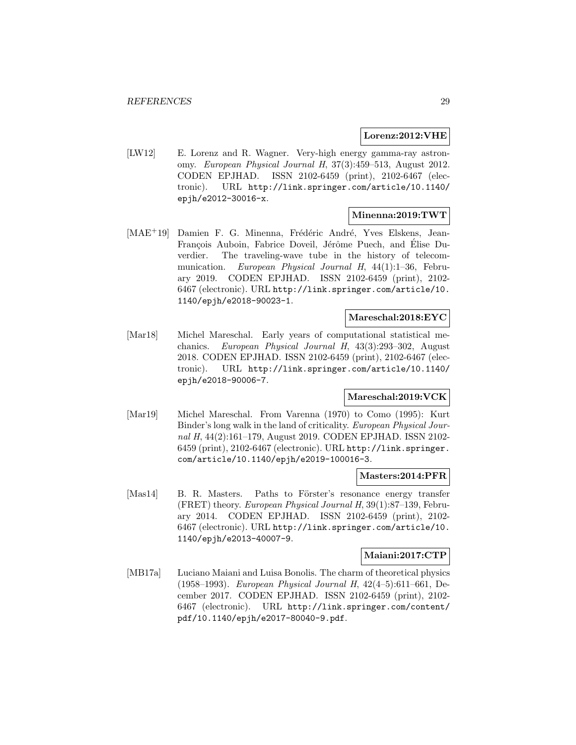**Lorenz:2012:VHE**

[LW12] E. Lorenz and R. Wagner. Very-high energy gamma-ray astronomy. *European Physical Journal H*, 37(3):459–513, August 2012. CODEN EPJHAD. ISSN 2102-6459 (print), 2102-6467 (electronic). URL `http://link.springer.com/article/10.1140/epjh/e2012-30016-x`.

**Minenna:2019:TWT**

[MAE+19] Damien F. G. Minenna, Frédéric André, Yves Elskens, Jean-François Auboin, Fabrice Doveil, Jérôme Puech, and Élise Duverdier. The traveling-wave tube in the history of telecommunication. *European Physical Journal H*, 44(1):1–36, February 2019. CODEN EPJHAD. ISSN 2102-6459 (print), 2102-6467 (electronic). URL `http://link.springer.com/article/10.1140/epjh/e2018-90023-1`.

**Mareschal:2018:EYC**

[Mar18] Michel Mareschal. Early years of computational statistical mechanics. *European Physical Journal H*, 43(3):293–302, August 2018. CODEN EPJHAD. ISSN 2102-6459 (print), 2102-6467 (electronic). URL `http://link.springer.com/article/10.1140/epjh/e2018-90006-7`.

**Mareschal:2019:VCK**

[Mar19] Michel Mareschal. From Varenna (1970) to Como (1995): Kurt Binder's long walk in the land of criticality. *European Physical Journal H*, 44(2):161–179, August 2019. CODEN EPJHAD. ISSN 2102-6459 (print), 2102-6467 (electronic). URL `http://link.springer.com/article/10.1140/epjh/e2019-100016-3`.

**Masters:2014:PFR**

[Mas14] B. R. Masters. Paths to Förster's resonance energy transfer (FRET) theory. *European Physical Journal H*, 39(1):87–139, February 2014. CODEN EPJHAD. ISSN 2102-6459 (print), 2102-6467 (electronic). URL `http://link.springer.com/article/10.1140/epjh/e2013-40007-9`.

**Maiani:2017:CTP**

[MB17a] Luciano Maiani and Luisa Bonolis. The charm of theoretical physics (1958–1993). *European Physical Journal H*, 42(4–5):611–661, December 2017. CODEN EPJHAD. ISSN 2102-6459 (print), 2102-6467 (electronic). URL `http://link.springer.com/content/pdf/10.1140/epjh/e2017-80040-9.pdf`.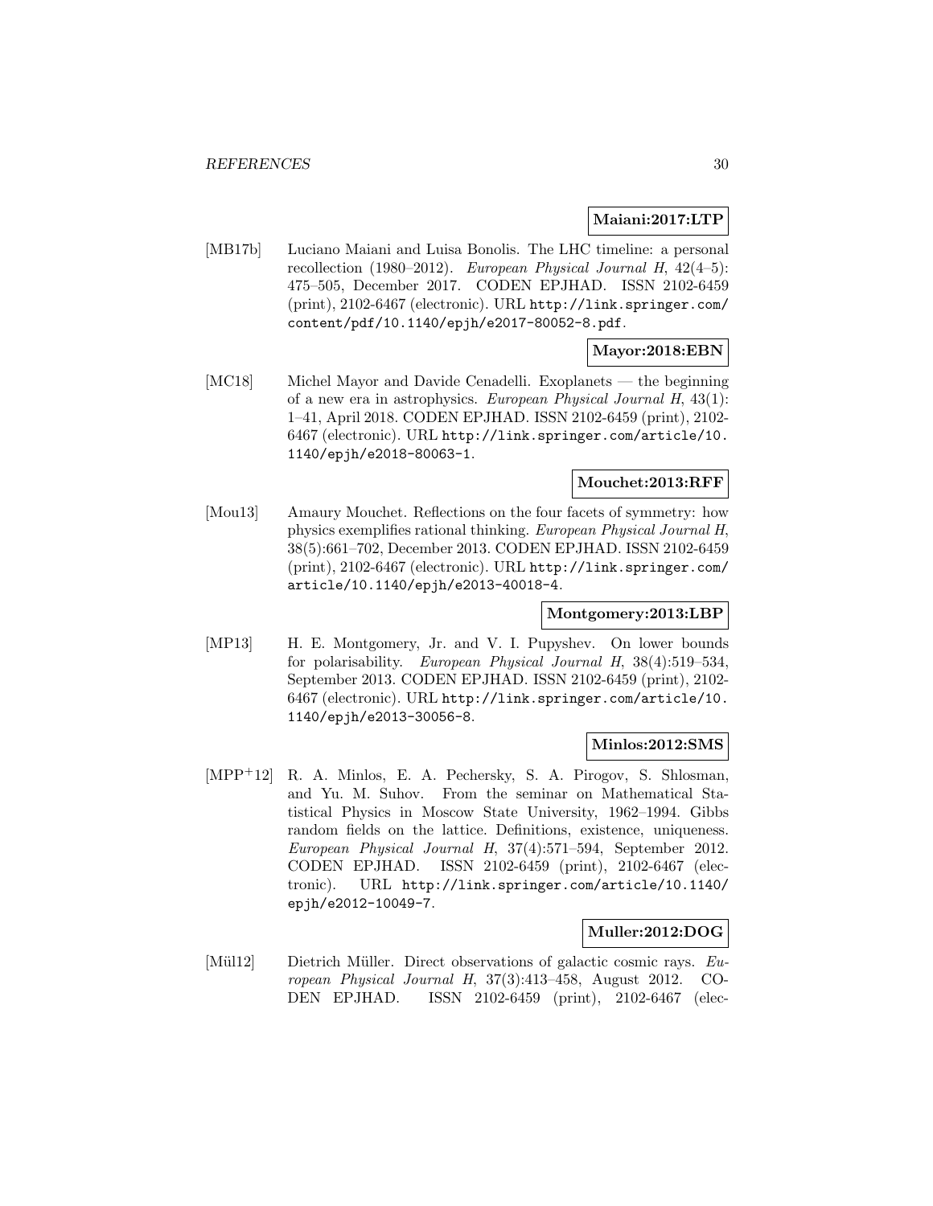**Maiani:2017:LTP**

[MB17b] Luciano Maiani and Luisa Bonolis. The LHC timeline: a personal recollection (1980–2012). *European Physical Journal H*, 42(4–5): 475–505, December 2017. CODEN EPJHAD. ISSN 2102-6459 (print), 2102-6467 (electronic). URL http://link.springer.com/content/pdf/10.1140/epjh/e2017-80052-8.pdf.

**Mayor:2018:EBN**

[MC18] Michel Mayor and Davide Cenadelli. Exoplanets — the beginning of a new era in astrophysics. *European Physical Journal H*, 43(1): 1–41, April 2018. CODEN EPJHAD. ISSN 2102-6459 (print), 2102-6467 (electronic). URL http://link.springer.com/article/10.1140/epjh/e2018-80063-1.

**Mouchet:2013:RFF**

[Mou13] Amaury Mouchet. Reflections on the four facets of symmetry: how physics exemplifies rational thinking. *European Physical Journal H*, 38(5):661–702, December 2013. CODEN EPJHAD. ISSN 2102-6459 (print), 2102-6467 (electronic). URL http://link.springer.com/article/10.1140/epjh/e2013-40018-4.

**Montgomery:2013:LBP**

[MP13] H. E. Montgomery, Jr. and V. I. Pupyshev. On lower bounds for polarisability. *European Physical Journal H*, 38(4):519–534, September 2013. CODEN EPJHAD. ISSN 2102-6459 (print), 2102-6467 (electronic). URL http://link.springer.com/article/10.1140/epjh/e2013-30056-8.

**Minlos:2012:SMS**

[MPP+12] R. A. Minlos, E. A. Pechersky, S. A. Pirogov, S. Shlosman, and Yu. M. Suhov. From the seminar on Mathematical Statistical Physics in Moscow State University, 1962–1994. Gibbs random fields on the lattice. Definitions, existence, uniqueness. *European Physical Journal H*, 37(4):571–594, September 2012. CODEN EPJHAD. ISSN 2102-6459 (print), 2102-6467 (electronic). URL http://link.springer.com/article/10.1140/epjh/e2012-10049-7.

**Muller:2012:DOG**

[Mül12] Dietrich Müller. Direct observations of galactic cosmic rays. *European Physical Journal H*, 37(3):413–458, August 2012. CODEN EPJHAD. ISSN 2102-6459 (print), 2102-6467 (elec-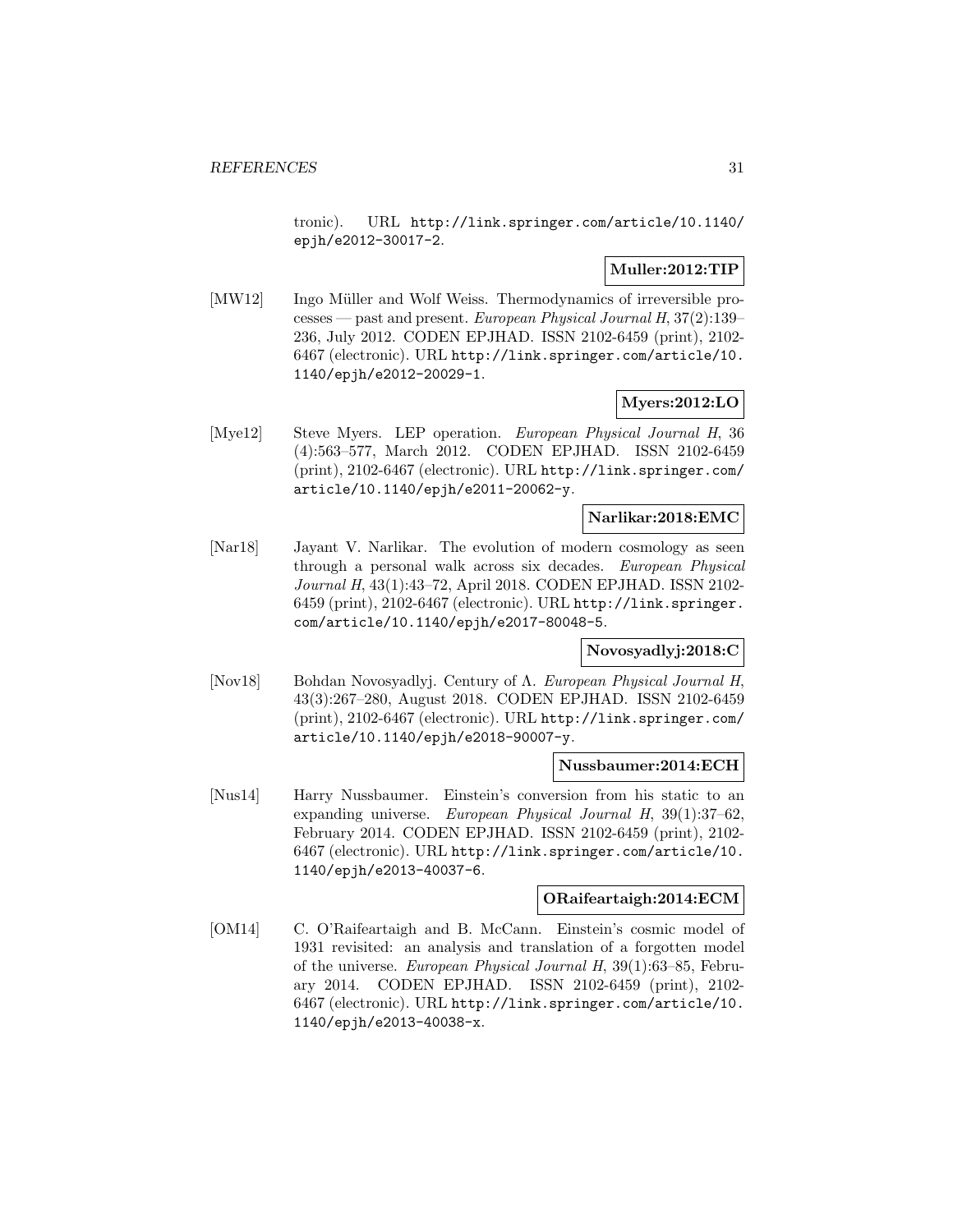tronic). URL http://link.springer.com/article/10.1140/epjh/e2012-30017-2.

**Muller:2012:TIP**

[MW12] Ingo Müller and Wolf Weiss. Thermodynamics of irreversible processes — past and present. *European Physical Journal H*, 37(2):139–236, July 2012. CODEN EPJHAD. ISSN 2102-6459 (print), 2102-6467 (electronic). URL http://link.springer.com/article/10.1140/epjh/e2012-20029-1.

**Myers:2012:LO**

[Mye12] Steve Myers. LEP operation. *European Physical Journal H*, 36 (4):563–577, March 2012. CODEN EPJHAD. ISSN 2102-6459 (print), 2102-6467 (electronic). URL http://link.springer.com/article/10.1140/epjh/e2011-20062-y.

**Narlikar:2018:EMC**

[Nar18] Jayant V. Narlikar. The evolution of modern cosmology as seen through a personal walk across six decades. *European Physical Journal H*, 43(1):43–72, April 2018. CODEN EPJHAD. ISSN 2102-6459 (print), 2102-6467 (electronic). URL http://link.springer.com/article/10.1140/epjh/e2017-80048-5.

**Novosyadlyj:2018:C**

[Nov18] Bohdan Novosyadlyj. Century of $\Lambda$. *European Physical Journal H*, 43(3):267–280, August 2018. CODEN EPJHAD. ISSN 2102-6459 (print), 2102-6467 (electronic). URL http://link.springer.com/article/10.1140/epjh/e2018-90007-y.

**Nussbaumer:2014:ECH**

[Nus14] Harry Nussbaumer. Einstein's conversion from his static to an expanding universe. *European Physical Journal H*, 39(1):37–62, February 2014. CODEN EPJHAD. ISSN 2102-6459 (print), 2102-6467 (electronic). URL http://link.springer.com/article/10.1140/epjh/e2013-40037-6.

**ORaifeartaigh:2014:ECM**

[OM14] C. O'Raifeartaigh and B. McCann. Einstein's cosmic model of 1931 revisited: an analysis and translation of a forgotten model of the universe. *European Physical Journal H*, 39(1):63–85, February 2014. CODEN EPJHAD. ISSN 2102-6459 (print), 2102-6467 (electronic). URL http://link.springer.com/article/10.1140/epjh/e2013-40038-x.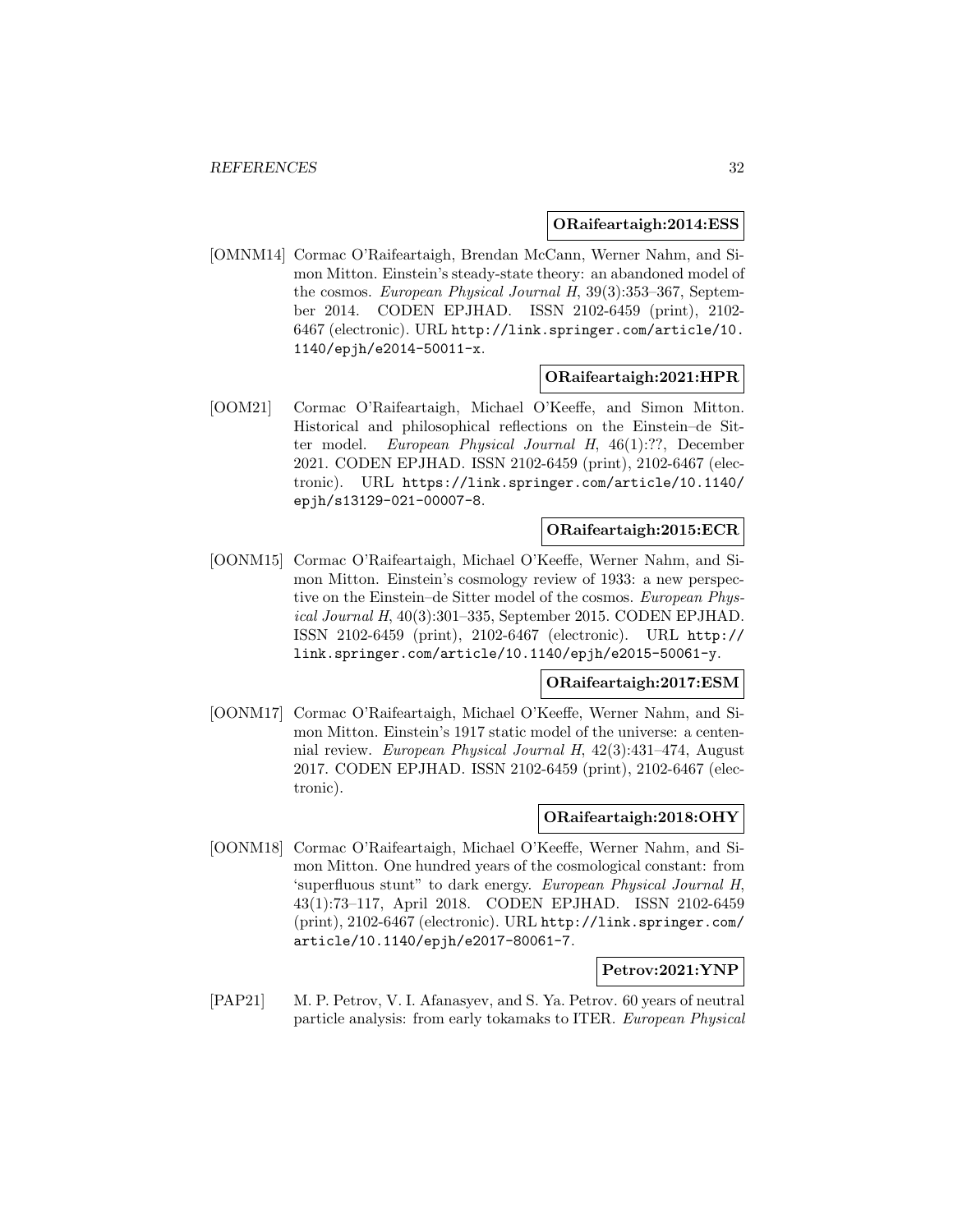**ORaifeartaigh:2014:ESS**

[OMNM14] Cormac O'Raifeartaigh, Brendan McCann, Werner Nahm, and Simon Mitton. Einstein's steady-state theory: an abandoned model of the cosmos. *European Physical Journal H*, 39(3):353–367, September 2014. CODEN EPJHAD. ISSN 2102-6459 (print), 2102-6467 (electronic). URL `http://link.springer.com/article/10.1140/epjh/e2014-50011-x`.

**ORaifeartaigh:2021:HPR**

[OOM21] Cormac O'Raifeartaigh, Michael O'Keeffe, and Simon Mitton. Historical and philosophical reflections on the Einstein–de Sitter model. *European Physical Journal H*, 46(1):??, December 2021. CODEN EPJHAD. ISSN 2102-6459 (print), 2102-6467 (electronic). URL `https://link.springer.com/article/10.1140/epjh/s13129-021-00007-8`.

**ORaifeartaigh:2015:ECR**

[OONM15] Cormac O'Raifeartaigh, Michael O'Keeffe, Werner Nahm, and Simon Mitton. Einstein's cosmology review of 1933: a new perspective on the Einstein–de Sitter model of the cosmos. *European Physical Journal H*, 40(3):301–335, September 2015. CODEN EPJHAD. ISSN 2102-6459 (print), 2102-6467 (electronic). URL `http://link.springer.com/article/10.1140/epjh/e2015-50061-y`.

**ORaifeartaigh:2017:ESM**

[OONM17] Cormac O'Raifeartaigh, Michael O'Keeffe, Werner Nahm, and Simon Mitton. Einstein's 1917 static model of the universe: a centennial review. *European Physical Journal H*, 42(3):431–474, August 2017. CODEN EPJHAD. ISSN 2102-6459 (print), 2102-6467 (electronic).

**ORaifeartaigh:2018:OHY**

[OONM18] Cormac O'Raifeartaigh, Michael O'Keeffe, Werner Nahm, and Simon Mitton. One hundred years of the cosmological constant: from 'superfluous stunt" to dark energy. *European Physical Journal H*, 43(1):73–117, April 2018. CODEN EPJHAD. ISSN 2102-6459 (print), 2102-6467 (electronic). URL `http://link.springer.com/article/10.1140/epjh/e2017-80061-7`.

**Petrov:2021:YNP**

[PAP21] M. P. Petrov, V. I. Afanasyev, and S. Ya. Petrov. 60 years of neutral particle analysis: from early tokamaks to ITER. *European Physical*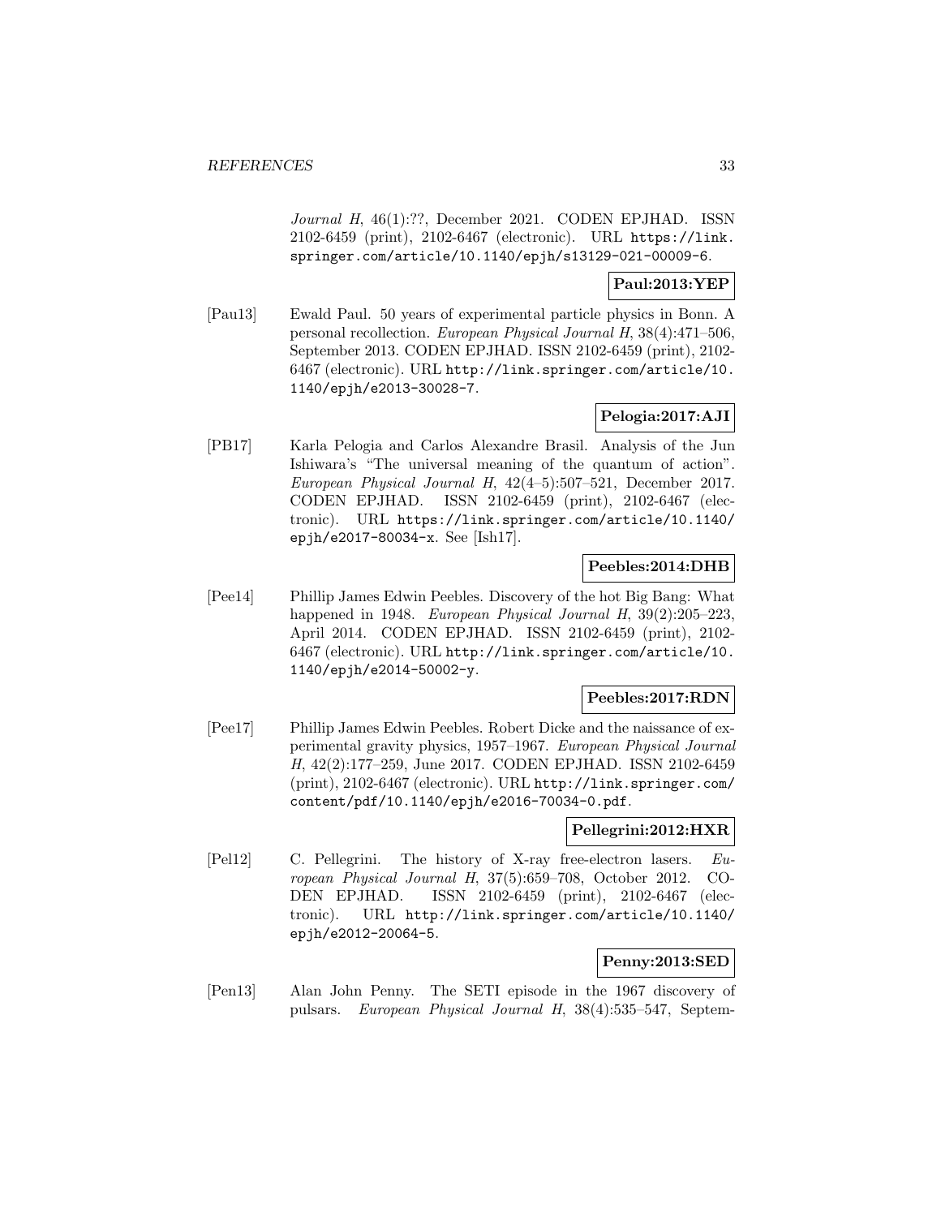*Journal H*, 46(1):??, December 2021. CODEN EPJHAD. ISSN 2102-6459 (print), 2102-6467 (electronic). URL https://link.springer.com/article/10.1140/epjh/s13129-021-00009-6.

**Paul:2013:YEP**

[Pau13] Ewald Paul. 50 years of experimental particle physics in Bonn. A personal recollection. *European Physical Journal H*, 38(4):471–506, September 2013. CODEN EPJHAD. ISSN 2102-6459 (print), 2102-6467 (electronic). URL http://link.springer.com/article/10.1140/epjh/e2013-30028-7.

**Pelogia:2017:AJI**

[PB17] Karla Pelogia and Carlos Alexandre Brasil. Analysis of the Jun Ishiwara's "The universal meaning of the quantum of action". *European Physical Journal H*, 42(4–5):507–521, December 2017. CODEN EPJHAD. ISSN 2102-6459 (print), 2102-6467 (electronic). URL https://link.springer.com/article/10.1140/epjh/e2017-80034-x. See [Ish17].

**Peebles:2014:DHB**

[Pee14] Phillip James Edwin Peebles. Discovery of the hot Big Bang: What happened in 1948. *European Physical Journal H*, 39(2):205–223, April 2014. CODEN EPJHAD. ISSN 2102-6459 (print), 2102-6467 (electronic). URL http://link.springer.com/article/10.1140/epjh/e2014-50002-y.

**Peebles:2017:RDN**

[Pee17] Phillip James Edwin Peebles. Robert Dicke and the naissance of experimental gravity physics, 1957–1967. *European Physical Journal H*, 42(2):177–259, June 2017. CODEN EPJHAD. ISSN 2102-6459 (print), 2102-6467 (electronic). URL http://link.springer.com/content/pdf/10.1140/epjh/e2016-70034-0.pdf.

**Pellegrini:2012:HXR**

[Pel12] C. Pellegrini. The history of X-ray free-electron lasers. *European Physical Journal H*, 37(5):659–708, October 2012. CODEN EPJHAD. ISSN 2102-6459 (print), 2102-6467 (electronic). URL http://link.springer.com/article/10.1140/epjh/e2012-20064-5.

**Penny:2013:SED**

[Pen13] Alan John Penny. The SETI episode in the 1967 discovery of pulsars. *European Physical Journal H*, 38(4):535–547, Septem-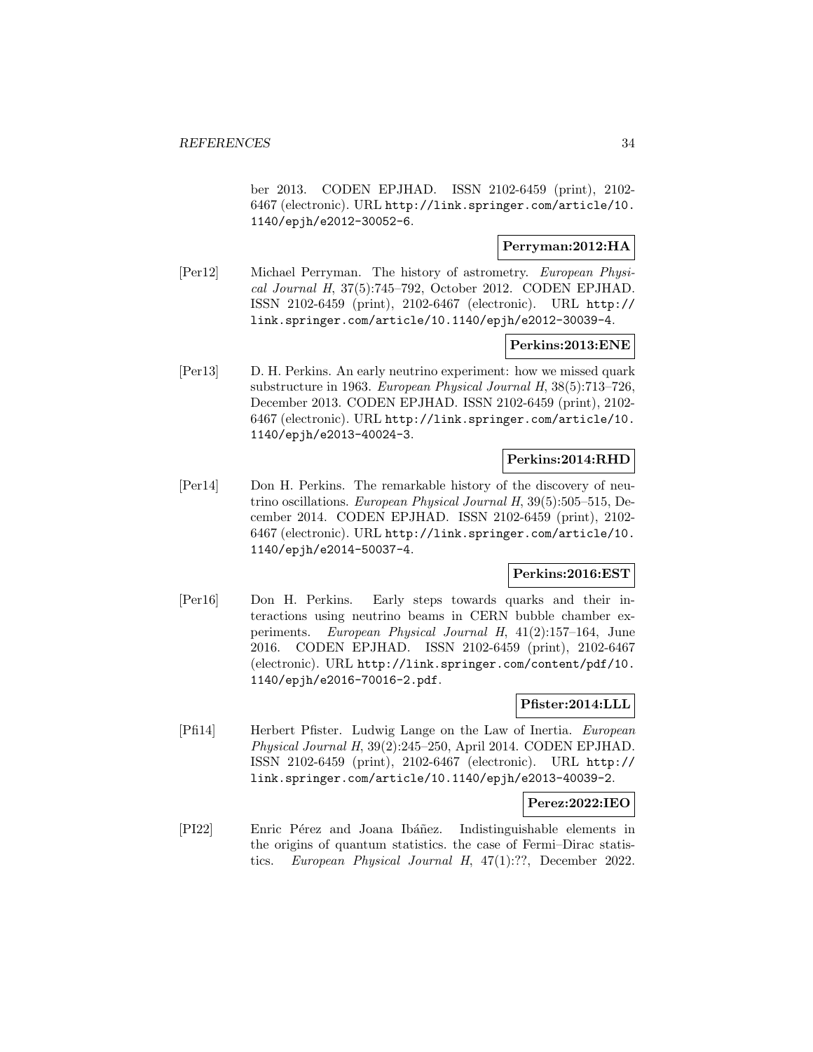ber 2013. CODEN EPJHAD. ISSN 2102-6459 (print), 2102-6467 (electronic). URL http://link.springer.com/article/10.1140/epjh/e2012-30052-6.

**Perryman:2012:HA**

[Per12] Michael Perryman. The history of astrometry. *European Physical Journal H*, 37(5):745–792, October 2012. CODEN EPJHAD. ISSN 2102-6459 (print), 2102-6467 (electronic). URL http://link.springer.com/article/10.1140/epjh/e2012-30039-4.

**Perkins:2013:ENE**

[Per13] D. H. Perkins. An early neutrino experiment: how we missed quark substructure in 1963. *European Physical Journal H*, 38(5):713–726, December 2013. CODEN EPJHAD. ISSN 2102-6459 (print), 2102-6467 (electronic). URL http://link.springer.com/article/10.1140/epjh/e2013-40024-3.

**Perkins:2014:RHD**

[Per14] Don H. Perkins. The remarkable history of the discovery of neutrino oscillations. *European Physical Journal H*, 39(5):505–515, December 2014. CODEN EPJHAD. ISSN 2102-6459 (print), 2102-6467 (electronic). URL http://link.springer.com/article/10.1140/epjh/e2014-50037-4.

**Perkins:2016:EST**

[Per16] Don H. Perkins. Early steps towards quarks and their interactions using neutrino beams in CERN bubble chamber experiments. *European Physical Journal H*, 41(2):157–164, June 2016. CODEN EPJHAD. ISSN 2102-6459 (print), 2102-6467 (electronic). URL http://link.springer.com/content/pdf/10.1140/epjh/e2016-70016-2.pdf.

**Pfister:2014:LLL**

[Pfi14] Herbert Pfister. Ludwig Lange on the Law of Inertia. *European Physical Journal H*, 39(2):245–250, April 2014. CODEN EPJHAD. ISSN 2102-6459 (print), 2102-6467 (electronic). URL http://link.springer.com/article/10.1140/epjh/e2013-40039-2.

**Perez:2022:IEO**

[PI22] Enric Pérez and Joana Ibáñez. Indistinguishable elements in the origins of quantum statistics. the case of Fermi–Dirac statistics. *European Physical Journal H*, 47(1):??, December 2022.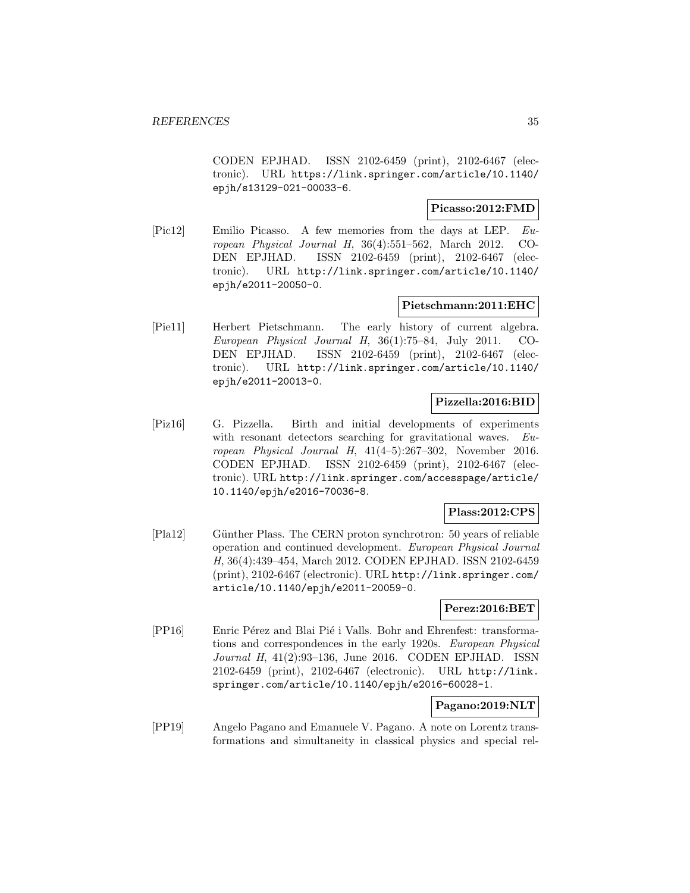CODEN EPJHAD. ISSN 2102-6459 (print), 2102-6467 (electronic). URL https://link.springer.com/article/10.1140/epjh/s13129-021-00033-6.

**Picasso:2012:FMD**

[Pic12] Emilio Picasso. A few memories from the days at LEP. *European Physical Journal H*, 36(4):551–562, March 2012. CODEN EPJHAD. ISSN 2102-6459 (print), 2102-6467 (electronic). URL http://link.springer.com/article/10.1140/epjh/e2011-20050-0.

**Pietschmann:2011:EHC**

[Pie11] Herbert Pietschmann. The early history of current algebra. *European Physical Journal H*, 36(1):75–84, July 2011. CODEN EPJHAD. ISSN 2102-6459 (print), 2102-6467 (electronic). URL http://link.springer.com/article/10.1140/epjh/e2011-20013-0.

**Pizzella:2016:BID**

[Piz16] G. Pizzella. Birth and initial developments of experiments with resonant detectors searching for gravitational waves. *European Physical Journal H*, 41(4–5):267–302, November 2016. CODEN EPJHAD. ISSN 2102-6459 (print), 2102-6467 (electronic). URL http://link.springer.com/accesspage/article/10.1140/epjh/e2016-70036-8.

**Plass:2012:CPS**

[Pla12] Günther Plass. The CERN proton synchrotron: 50 years of reliable operation and continued development. *European Physical Journal H*, 36(4):439–454, March 2012. CODEN EPJHAD. ISSN 2102-6459 (print), 2102-6467 (electronic). URL http://link.springer.com/article/10.1140/epjh/e2011-20059-0.

**Perez:2016:BET**

[PP16] Enric Pérez and Blai Pié i Valls. Bohr and Ehrenfest: transformations and correspondences in the early 1920s. *European Physical Journal H*, 41(2):93–136, June 2016. CODEN EPJHAD. ISSN 2102-6459 (print), 2102-6467 (electronic). URL http://link.springer.com/article/10.1140/epjh/e2016-60028-1.

**Pagano:2019:NLT**

[PP19] Angelo Pagano and Emanuele V. Pagano. A note on Lorentz transformations and simultaneity in classical physics and special rel-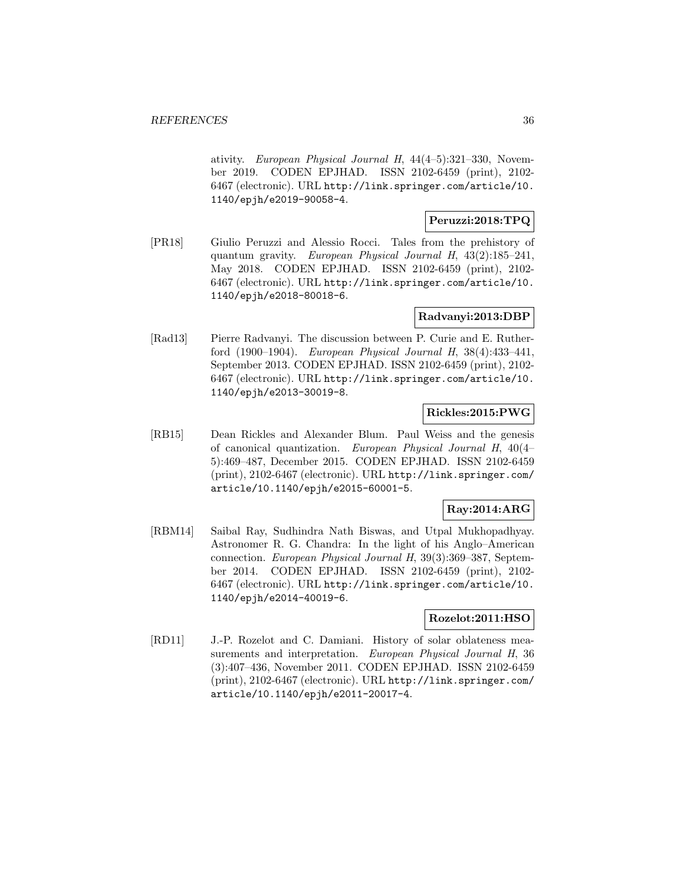ativity. *European Physical Journal H*, 44(4–5):321–330, November 2019. CODEN EPJHAD. ISSN 2102-6459 (print), 2102-6467 (electronic). URL http://link.springer.com/article/10.1140/epjh/e2019-90058-4.

**Peruzzi:2018:TPQ**

[PR18] Giulio Peruzzi and Alessio Rocci. Tales from the prehistory of quantum gravity. *European Physical Journal H*, 43(2):185–241, May 2018. CODEN EPJHAD. ISSN 2102-6459 (print), 2102-6467 (electronic). URL http://link.springer.com/article/10.1140/epjh/e2018-80018-6.

**Radvanyi:2013:DBP**

[Rad13] Pierre Radvanyi. The discussion between P. Curie and E. Rutherford (1900–1904). *European Physical Journal H*, 38(4):433–441, September 2013. CODEN EPJHAD. ISSN 2102-6459 (print), 2102-6467 (electronic). URL http://link.springer.com/article/10.1140/epjh/e2013-30019-8.

**Rickles:2015:PWG**

[RB15] Dean Rickles and Alexander Blum. Paul Weiss and the genesis of canonical quantization. *European Physical Journal H*, 40(4–5):469–487, December 2015. CODEN EPJHAD. ISSN 2102-6459 (print), 2102-6467 (electronic). URL http://link.springer.com/article/10.1140/epjh/e2015-60001-5.

**Ray:2014:ARG**

[RBM14] Saibal Ray, Sudhindra Nath Biswas, and Utpal Mukhopadhyay. Astronomer R. G. Chandra: In the light of his Anglo–American connection. *European Physical Journal H*, 39(3):369–387, September 2014. CODEN EPJHAD. ISSN 2102-6459 (print), 2102-6467 (electronic). URL http://link.springer.com/article/10.1140/epjh/e2014-40019-6.

**Rozelot:2011:HSO**

[RD11] J.-P. Rozelot and C. Damiani. History of solar oblateness measurements and interpretation. *European Physical Journal H*, 36 (3):407–436, November 2011. CODEN EPJHAD. ISSN 2102-6459 (print), 2102-6467 (electronic). URL http://link.springer.com/article/10.1140/epjh/e2011-20017-4.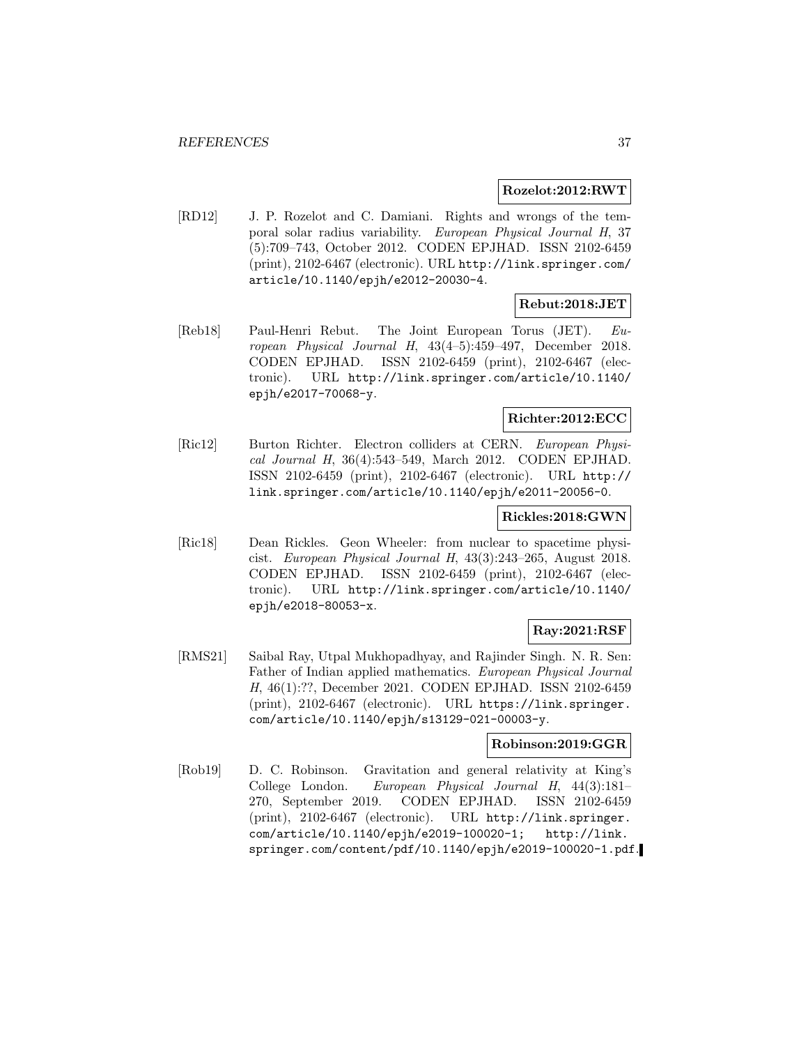**Rozelot:2012:RWT**

[RD12] J. P. Rozelot and C. Damiani. Rights and wrongs of the temporal solar radius variability. *European Physical Journal H*, 37 (5):709–743, October 2012. CODEN EPJHAD. ISSN 2102-6459 (print), 2102-6467 (electronic). URL `http://link.springer.com/article/10.1140/epjh/e2012-20030-4`.

**Rebut:2018:JET**

[Reb18] Paul-Henri Rebut. The Joint European Torus (JET). *European Physical Journal H*, 43(4–5):459–497, December 2018. CODEN EPJHAD. ISSN 2102-6459 (print), 2102-6467 (electronic). URL `http://link.springer.com/article/10.1140/epjh/e2017-70068-y`.

**Richter:2012:ECC**

[Ric12] Burton Richter. Electron colliders at CERN. *European Physical Journal H*, 36(4):543–549, March 2012. CODEN EPJHAD. ISSN 2102-6459 (print), 2102-6467 (electronic). URL `http://link.springer.com/article/10.1140/epjh/e2011-20056-0`.

**Rickles:2018:GWN**

[Ric18] Dean Rickles. Geon Wheeler: from nuclear to spacetime physicist. *European Physical Journal H*, 43(3):243–265, August 2018. CODEN EPJHAD. ISSN 2102-6459 (print), 2102-6467 (electronic). URL `http://link.springer.com/article/10.1140/epjh/e2018-80053-x`.

**Ray:2021:RSF**

[RMS21] Saibal Ray, Utpal Mukhopadhyay, and Rajinder Singh. N. R. Sen: Father of Indian applied mathematics. *European Physical Journal H*, 46(1):??, December 2021. CODEN EPJHAD. ISSN 2102-6459 (print), 2102-6467 (electronic). URL `https://link.springer.com/article/10.1140/epjh/s13129-021-00003-y`.

**Robinson:2019:GGR**

[Rob19] D. C. Robinson. Gravitation and general relativity at King's College London. *European Physical Journal H*, 44(3):181–270, September 2019. CODEN EPJHAD. ISSN 2102-6459 (print), 2102-6467 (electronic). URL `http://link.springer.com/article/10.1140/epjh/e2019-100020-1`; `http://link.springer.com/content/pdf/10.1140/epjh/e2019-100020-1.pdf`.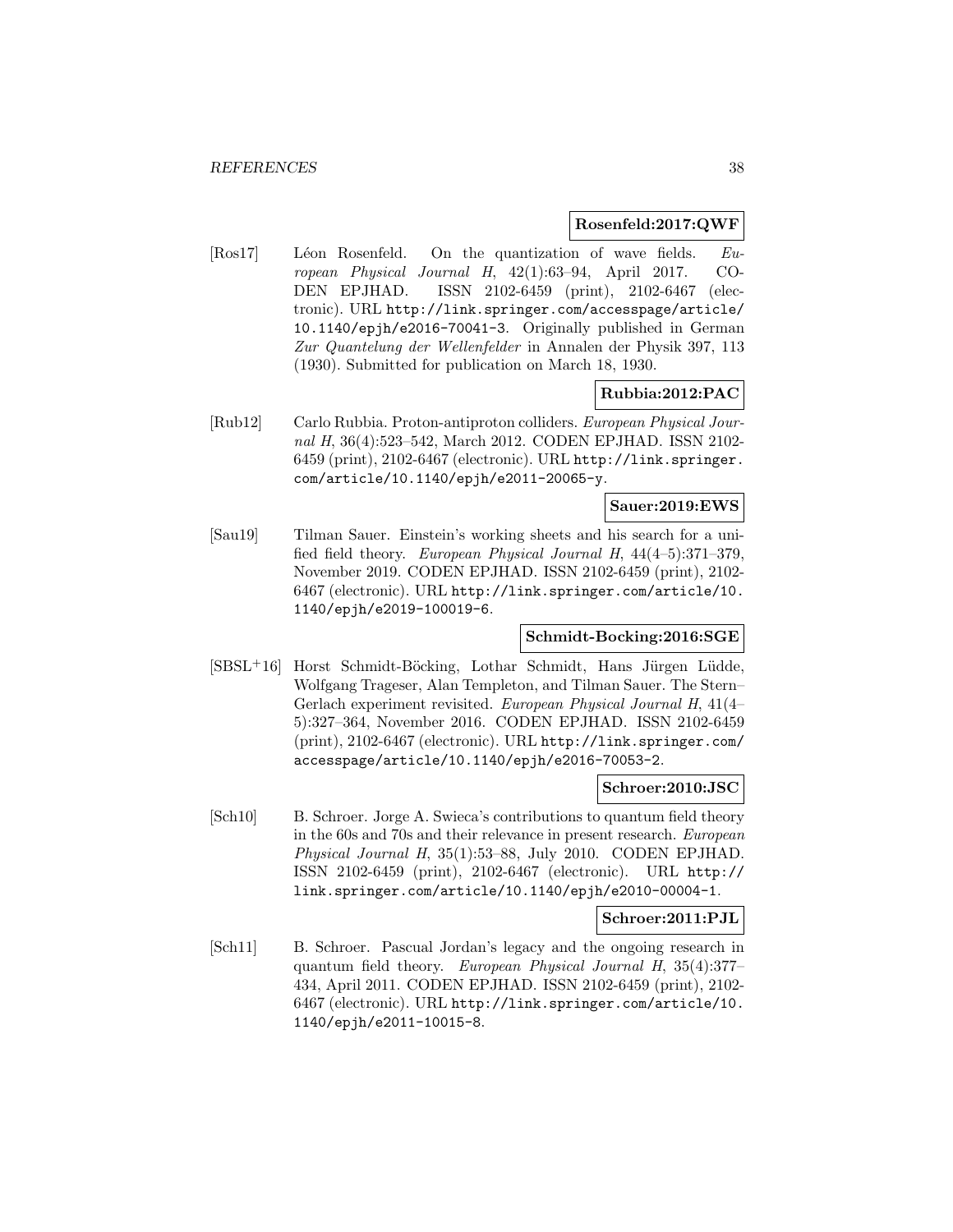**Rosenfeld:2017:QWF**

[Ros17] Léon Rosenfeld. On the quantization of wave fields. *European Physical Journal H*, 42(1):63–94, April 2017. CODEN EPJHAD. ISSN 2102-6459 (print), 2102-6467 (electronic). URL http://link.springer.com/accesspage/article/10.1140/epjh/e2016-70041-3. Originally published in German *Zur Quantelung der Wellenfelder* in Annalen der Physik 397, 113 (1930). Submitted for publication on March 18, 1930.

**Rubbia:2012:PAC**

[Rub12] Carlo Rubbia. Proton-antiproton colliders. *European Physical Journal H*, 36(4):523–542, March 2012. CODEN EPJHAD. ISSN 2102-6459 (print), 2102-6467 (electronic). URL http://link.springer.com/article/10.1140/epjh/e2011-20065-y.

**Sauer:2019:EWS**

[Sau19] Tilman Sauer. Einstein's working sheets and his search for a unified field theory. *European Physical Journal H*, 44(4–5):371–379, November 2019. CODEN EPJHAD. ISSN 2102-6459 (print), 2102-6467 (electronic). URL http://link.springer.com/article/10.1140/epjh/e2019-100019-6.

**Schmidt-Bocking:2016:SGE**

[SBSL+16] Horst Schmidt-Böcking, Lothar Schmidt, Hans Jürgen Lüdde, Wolfgang Trageser, Alan Templeton, and Tilman Sauer. The Stern–Gerlach experiment revisited. *European Physical Journal H*, 41(4–5):327–364, November 2016. CODEN EPJHAD. ISSN 2102-6459 (print), 2102-6467 (electronic). URL http://link.springer.com/accesspage/article/10.1140/epjh/e2016-70053-2.

**Schroer:2010:JSC**

[Sch10] B. Schroer. Jorge A. Swieca's contributions to quantum field theory in the 60s and 70s and their relevance in present research. *European Physical Journal H*, 35(1):53–88, July 2010. CODEN EPJHAD. ISSN 2102-6459 (print), 2102-6467 (electronic). URL http://link.springer.com/article/10.1140/epjh/e2010-00004-1.

**Schroer:2011:PJL**

[Sch11] B. Schroer. Pascual Jordan's legacy and the ongoing research in quantum field theory. *European Physical Journal H*, 35(4):377–434, April 2011. CODEN EPJHAD. ISSN 2102-6459 (print), 2102-6467 (electronic). URL http://link.springer.com/article/10.1140/epjh/e2011-10015-8.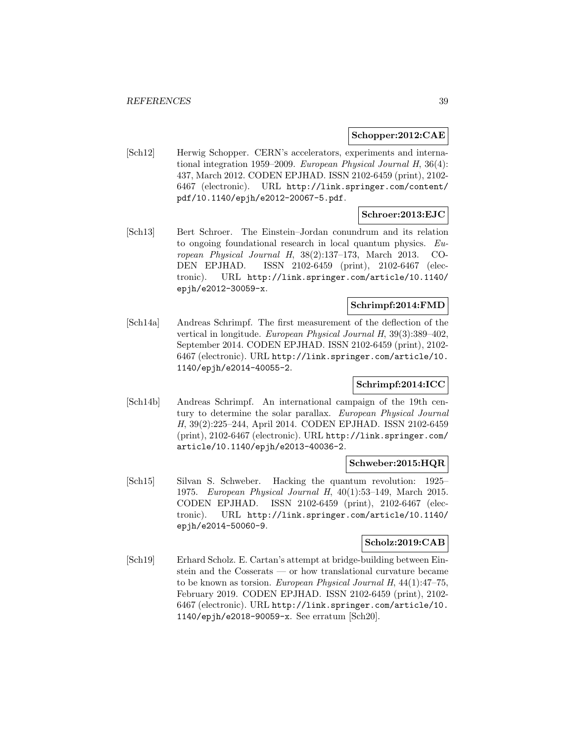**Schopper:2012:CAE**

[Sch12] Herwig Schopper. CERN's accelerators, experiments and international integration 1959–2009. *European Physical Journal H*, 36(4): 437, March 2012. CODEN EPJHAD. ISSN 2102-6459 (print), 2102-6467 (electronic). URL `http://link.springer.com/content/pdf/10.1140/epjh/e2012-20067-5.pdf`.

**Schroer:2013:EJC**

[Sch13] Bert Schroer. The Einstein–Jordan conundrum and its relation to ongoing foundational research in local quantum physics. *European Physical Journal H*, 38(2):137–173, March 2013. CODEN EPJHAD. ISSN 2102-6459 (print), 2102-6467 (electronic). URL `http://link.springer.com/article/10.1140/epjh/e2012-30059-x`.

**Schrimpf:2014:FMD**

[Sch14a] Andreas Schrimpf. The first measurement of the deflection of the vertical in longitude. *European Physical Journal H*, 39(3):389–402, September 2014. CODEN EPJHAD. ISSN 2102-6459 (print), 2102-6467 (electronic). URL `http://link.springer.com/article/10.1140/epjh/e2014-40055-2`.

**Schrimpf:2014:ICC**

[Sch14b] Andreas Schrimpf. An international campaign of the 19th century to determine the solar parallax. *European Physical Journal H*, 39(2):225–244, April 2014. CODEN EPJHAD. ISSN 2102-6459 (print), 2102-6467 (electronic). URL `http://link.springer.com/article/10.1140/epjh/e2013-40036-2`.

**Schweber:2015:HQR**

[Sch15] Silvan S. Schweber. Hacking the quantum revolution: 1925–1975. *European Physical Journal H*, 40(1):53–149, March 2015. CODEN EPJHAD. ISSN 2102-6459 (print), 2102-6467 (electronic). URL `http://link.springer.com/article/10.1140/epjh/e2014-50060-9`.

**Scholz:2019:CAB**

[Sch19] Erhard Scholz. E. Cartan's attempt at bridge-building between Einstein and the Cosserats — or how translational curvature became to be known as torsion. *European Physical Journal H*, 44(1):47–75, February 2019. CODEN EPJHAD. ISSN 2102-6459 (print), 2102-6467 (electronic). URL `http://link.springer.com/article/10.1140/epjh/e2018-90059-x`. See erratum [Sch20].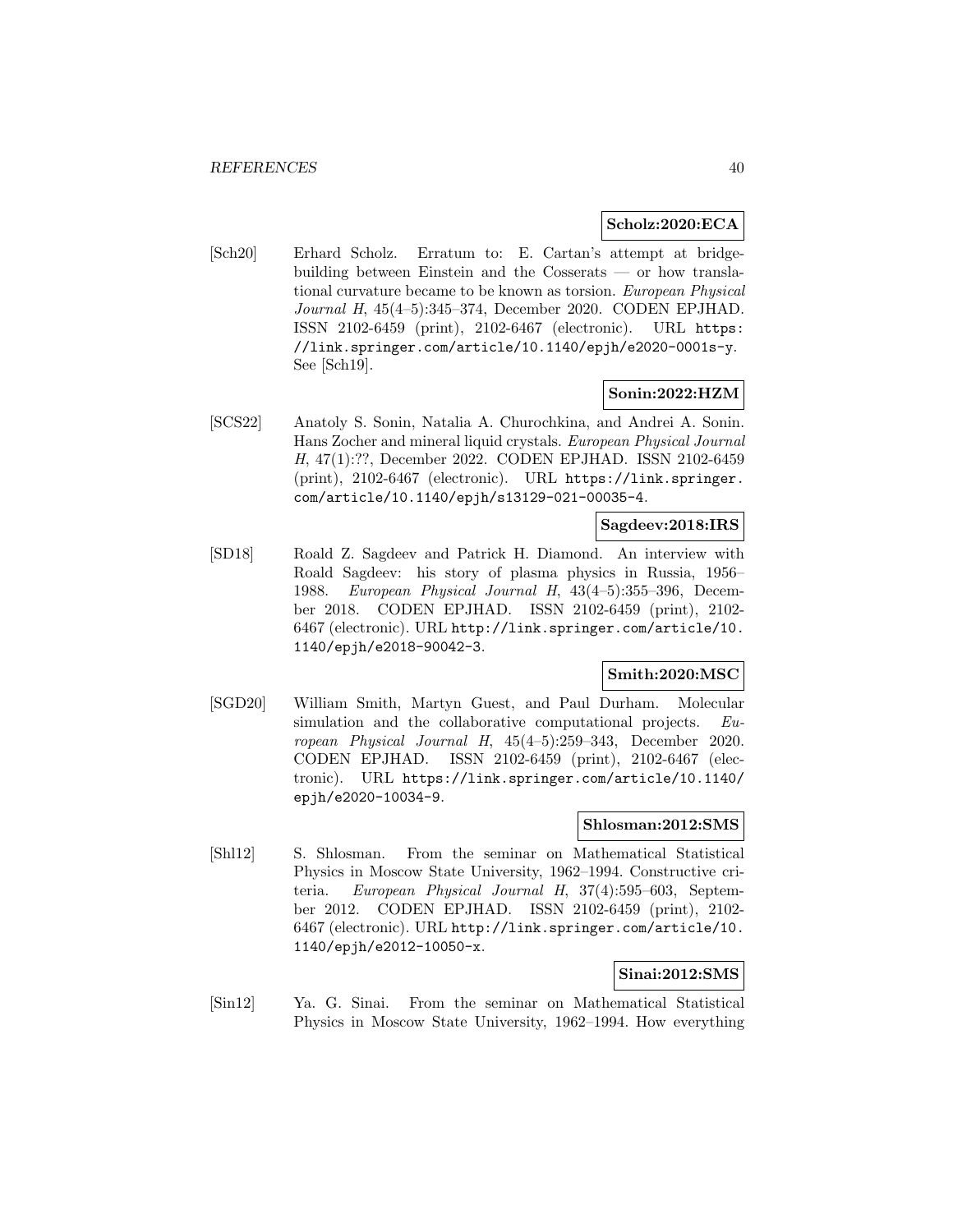**Scholz:2020:ECA**

[Sch20] Erhard Scholz. Erratum to: E. Cartan's attempt at bridge-building between Einstein and the Cosserats — or how translational curvature became to be known as torsion. *European Physical Journal H*, 45(4–5):345–374, December 2020. CODEN EPJHAD. ISSN 2102-6459 (print), 2102-6467 (electronic). URL `https://link.springer.com/article/10.1140/epjh/e2020-0001s-y`. See [Sch19].

**Sonin:2022:HZM**

[SCS22] Anatoly S. Sonin, Natalia A. Churochkina, and Andrei A. Sonin. Hans Zocher and mineral liquid crystals. *European Physical Journal H*, 47(1):??, December 2022. CODEN EPJHAD. ISSN 2102-6459 (print), 2102-6467 (electronic). URL `https://link.springer.com/article/10.1140/epjh/s13129-021-00035-4`.

**Sagdeev:2018:IRS**

[SD18] Roald Z. Sagdeev and Patrick H. Diamond. An interview with Roald Sagdeev: his story of plasma physics in Russia, 1956–1988. *European Physical Journal H*, 43(4–5):355–396, December 2018. CODEN EPJHAD. ISSN 2102-6459 (print), 2102-6467 (electronic). URL `http://link.springer.com/article/10.1140/epjh/e2018-90042-3`.

**Smith:2020:MSC**

[SGD20] William Smith, Martyn Guest, and Paul Durham. Molecular simulation and the collaborative computational projects. *European Physical Journal H*, 45(4–5):259–343, December 2020. CODEN EPJHAD. ISSN 2102-6459 (print), 2102-6467 (electronic). URL `https://link.springer.com/article/10.1140/epjh/e2020-10034-9`.

**Shlosman:2012:SMS**

[Shl12] S. Shlosman. From the seminar on Mathematical Statistical Physics in Moscow State University, 1962–1994. Constructive criteria. *European Physical Journal H*, 37(4):595–603, September 2012. CODEN EPJHAD. ISSN 2102-6459 (print), 2102-6467 (electronic). URL `http://link.springer.com/article/10.1140/epjh/e2012-10050-x`.

**Sinai:2012:SMS**

[Sin12] Ya. G. Sinai. From the seminar on Mathematical Statistical Physics in Moscow State University, 1962–1994. How everything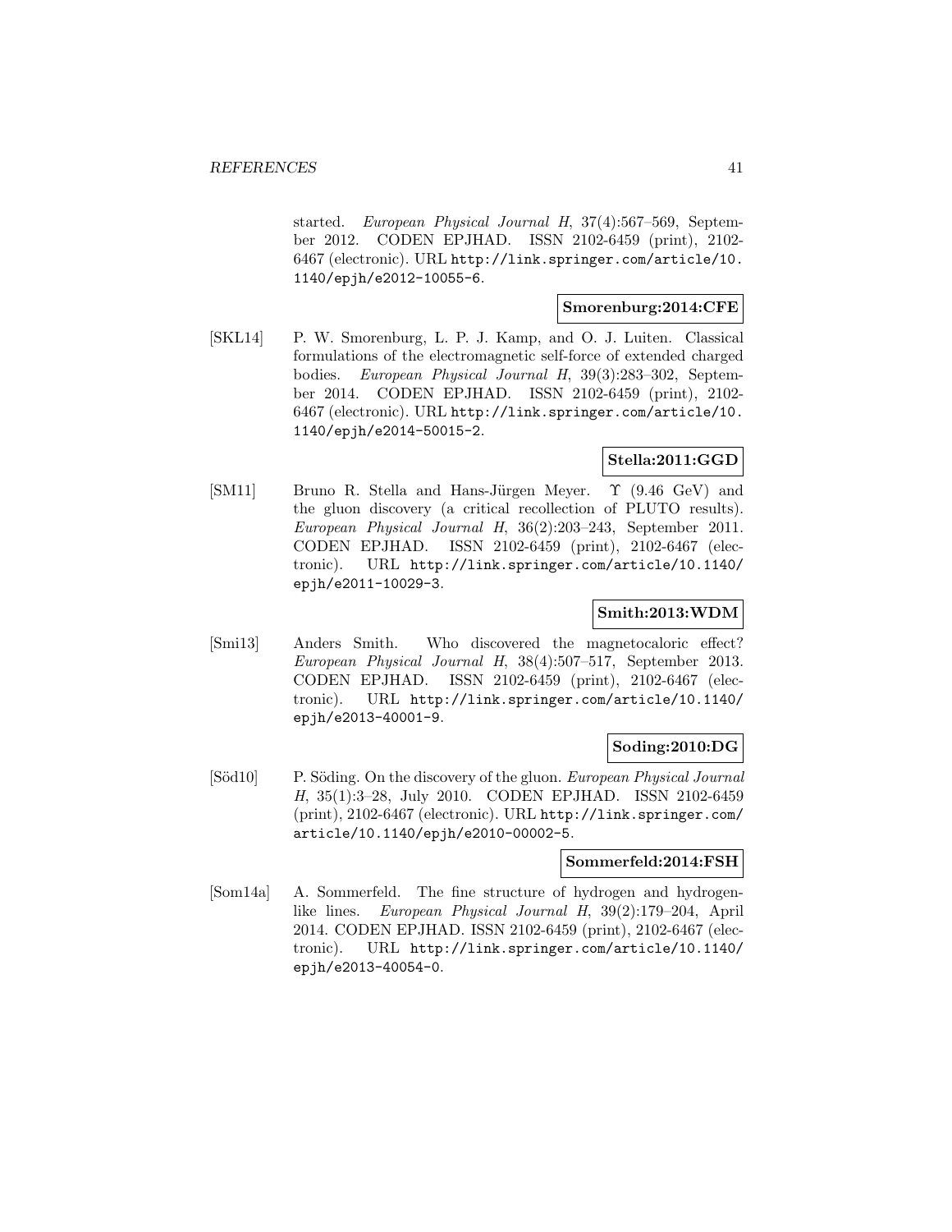started. *European Physical Journal H*, 37(4):567–569, September 2012. CODEN EPJHAD. ISSN 2102-6459 (print), 2102-6467 (electronic). URL http://link.springer.com/article/10.1140/epjh/e2012-10055-6.

**Smorenburg:2014:CFE**

[SKL14] P. W. Smorenburg, L. P. J. Kamp, and O. J. Luiten. Classical formulations of the electromagnetic self-force of extended charged bodies. *European Physical Journal H*, 39(3):283–302, September 2014. CODEN EPJHAD. ISSN 2102-6459 (print), 2102-6467 (electronic). URL http://link.springer.com/article/10.1140/epjh/e2014-50015-2.

**Stella:2011:GGD**

[SM11] Bruno R. Stella and Hans-Jürgen Meyer. $\Upsilon$ (9.46 GeV) and the gluon discovery (a critical recollection of PLUTO results). *European Physical Journal H*, 36(2):203–243, September 2011. CODEN EPJHAD. ISSN 2102-6459 (print), 2102-6467 (electronic). URL http://link.springer.com/article/10.1140/epjh/e2011-10029-3.

**Smith:2013:WDM**

[Smi13] Anders Smith. Who discovered the magnetocaloric effect? *European Physical Journal H*, 38(4):507–517, September 2013. CODEN EPJHAD. ISSN 2102-6459 (print), 2102-6467 (electronic). URL http://link.springer.com/article/10.1140/epjh/e2013-40001-9.

**Soding:2010:DG**

[Söd10] P. Söding. On the discovery of the gluon. *European Physical Journal H*, 35(1):3–28, July 2010. CODEN EPJHAD. ISSN 2102-6459 (print), 2102-6467 (electronic). URL http://link.springer.com/article/10.1140/epjh/e2010-00002-5.

**Sommerfeld:2014:FSH**

[Som14a] A. Sommerfeld. The fine structure of hydrogen and hydrogen-like lines. *European Physical Journal H*, 39(2):179–204, April 2014. CODEN EPJHAD. ISSN 2102-6459 (print), 2102-6467 (electronic). URL http://link.springer.com/article/10.1140/epjh/e2013-40054-0.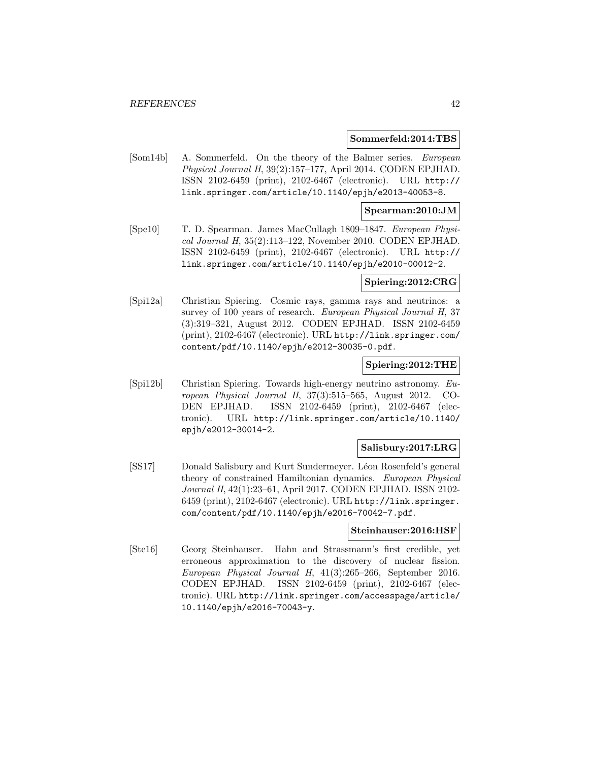**Sommerfeld:2014:TBS**

[Som14b] A. Sommerfeld. On the theory of the Balmer series. *European Physical Journal H*, 39(2):157–177, April 2014. CODEN EPJHAD. ISSN 2102-6459 (print), 2102-6467 (electronic). URL http://link.springer.com/article/10.1140/epjh/e2013-40053-8.

**Spearman:2010:JM**

[Spe10] T. D. Spearman. James MacCullagh 1809–1847. *European Physical Journal H*, 35(2):113–122, November 2010. CODEN EPJHAD. ISSN 2102-6459 (print), 2102-6467 (electronic). URL http://link.springer.com/article/10.1140/epjh/e2010-00012-2.

**Spiering:2012:CRG**

[Spi12a] Christian Spiering. Cosmic rays, gamma rays and neutrinos: a survey of 100 years of research. *European Physical Journal H*, 37 (3):319–321, August 2012. CODEN EPJHAD. ISSN 2102-6459 (print), 2102-6467 (electronic). URL http://link.springer.com/content/pdf/10.1140/epjh/e2012-30035-0.pdf.

**Spiering:2012:THE**

[Spi12b] Christian Spiering. Towards high-energy neutrino astronomy. *European Physical Journal H*, 37(3):515–565, August 2012. CODEN EPJHAD. ISSN 2102-6459 (print), 2102-6467 (electronic). URL http://link.springer.com/article/10.1140/epjh/e2012-30014-2.

**Salisbury:2017:LRG**

[SS17] Donald Salisbury and Kurt Sundermeyer. Léon Rosenfeld's general theory of constrained Hamiltonian dynamics. *European Physical Journal H*, 42(1):23–61, April 2017. CODEN EPJHAD. ISSN 2102-6459 (print), 2102-6467 (electronic). URL http://link.springer.com/content/pdf/10.1140/epjh/e2016-70042-7.pdf.

**Steinhauser:2016:HSF**

[Ste16] Georg Steinhauser. Hahn and Strassmann's first credible, yet erroneous approximation to the discovery of nuclear fission. *European Physical Journal H*, 41(3):265–266, September 2016. CODEN EPJHAD. ISSN 2102-6459 (print), 2102-6467 (electronic). URL http://link.springer.com/accesspage/article/10.1140/epjh/e2016-70043-y.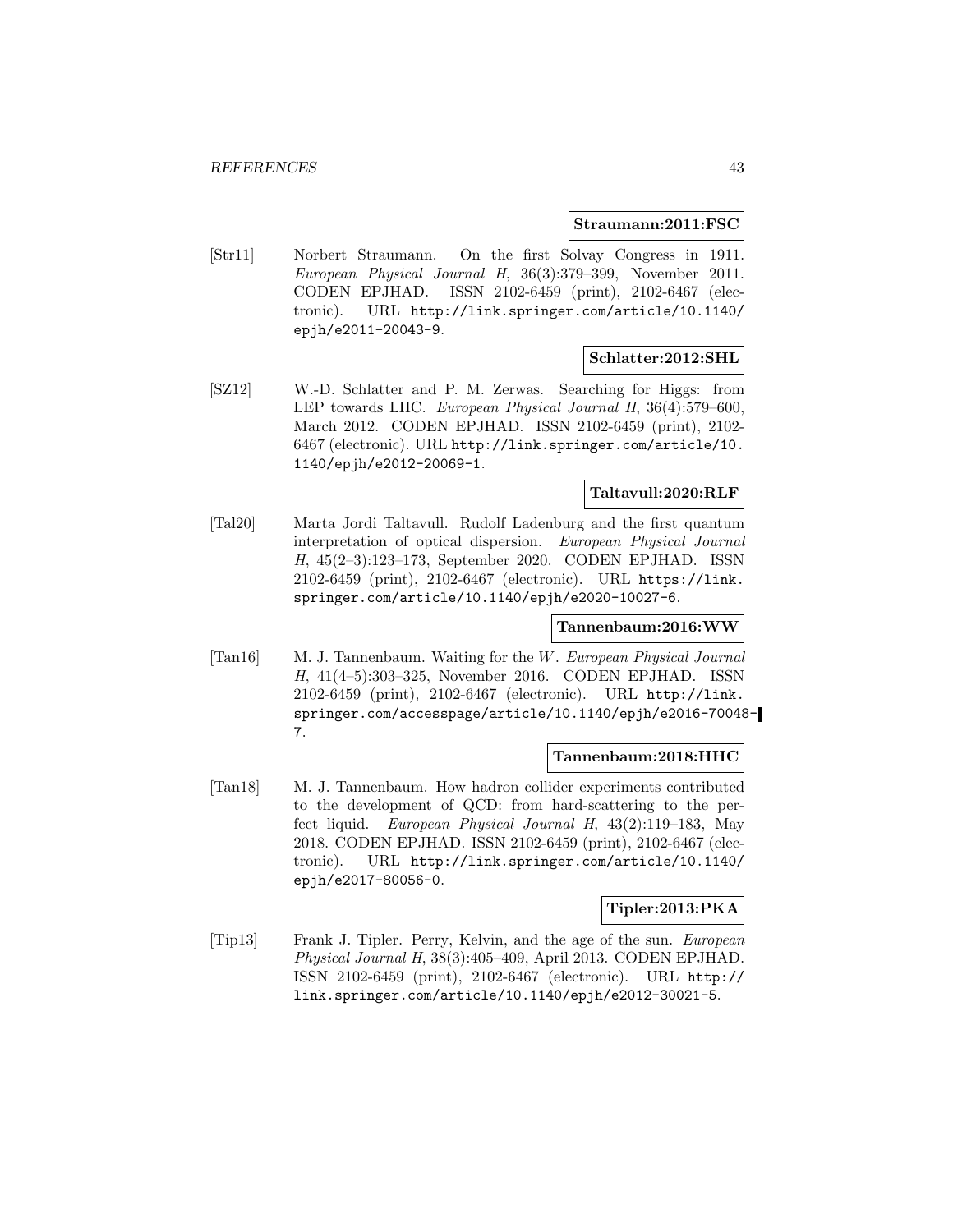**Straumann:2011:FSC**

[Str11] Norbert Straumann. On the first Solvay Congress in 1911. *European Physical Journal H*, 36(3):379–399, November 2011. CODEN EPJHAD. ISSN 2102-6459 (print), 2102-6467 (electronic). URL `http://link.springer.com/article/10.1140/epjh/e2011-20043-9`.

**Schlatter:2012:SHL**

[SZ12] W.-D. Schlatter and P. M. Zerwas. Searching for Higgs: from LEP towards LHC. *European Physical Journal H*, 36(4):579–600, March 2012. CODEN EPJHAD. ISSN 2102-6459 (print), 2102-6467 (electronic). URL `http://link.springer.com/article/10.1140/epjh/e2012-20069-1`.

**Taltavull:2020:RLF**

[Tal20] Marta Jordi Taltavull. Rudolf Ladenburg and the first quantum interpretation of optical dispersion. *European Physical Journal H*, 45(2–3):123–173, September 2020. CODEN EPJHAD. ISSN 2102-6459 (print), 2102-6467 (electronic). URL `https://link.springer.com/article/10.1140/epjh/e2020-10027-6`.

**Tannenbaum:2016:WW**

[Tan16] M. J. Tannenbaum. Waiting for the $W$. *European Physical Journal H*, 41(4–5):303–325, November 2016. CODEN EPJHAD. ISSN 2102-6459 (print), 2102-6467 (electronic). URL `http://link.springer.com/accesspage/article/10.1140/epjh/e2016-70048-7`.

**Tannenbaum:2018:HHC**

[Tan18] M. J. Tannenbaum. How hadron collider experiments contributed to the development of QCD: from hard-scattering to the perfect liquid. *European Physical Journal H*, 43(2):119–183, May 2018. CODEN EPJHAD. ISSN 2102-6459 (print), 2102-6467 (electronic). URL `http://link.springer.com/article/10.1140/epjh/e2017-80056-0`.

**Tipler:2013:PKA**

[Tip13] Frank J. Tipler. Perry, Kelvin, and the age of the sun. *European Physical Journal H*, 38(3):405–409, April 2013. CODEN EPJHAD. ISSN 2102-6459 (print), 2102-6467 (electronic). URL `http://link.springer.com/article/10.1140/epjh/e2012-30021-5`.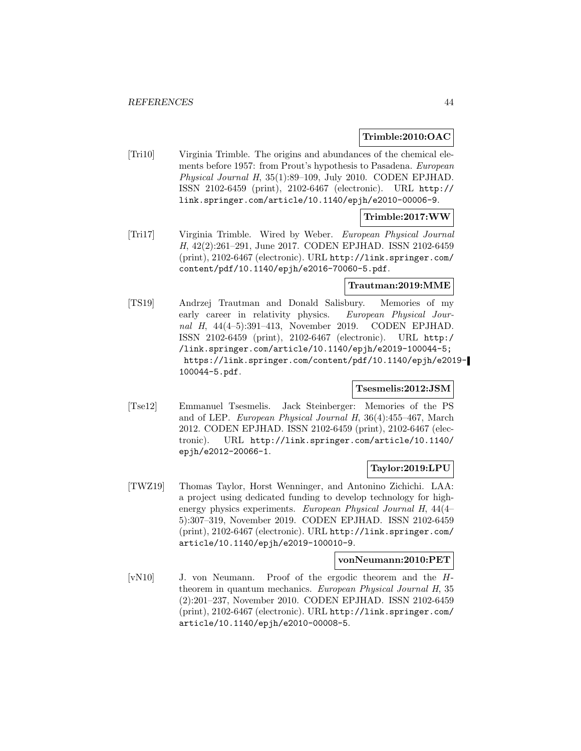**Trimble:2010:OAC**

[Tri10] Virginia Trimble. The origins and abundances of the chemical elements before 1957: from Prout's hypothesis to Pasadena. *European Physical Journal H*, 35(1):89–109, July 2010. CODEN EPJHAD. ISSN 2102-6459 (print), 2102-6467 (electronic). URL http://link.springer.com/article/10.1140/epjh/e2010-00006-9.

**Trimble:2017:WW**

[Tri17] Virginia Trimble. Wired by Weber. *European Physical Journal H*, 42(2):261–291, June 2017. CODEN EPJHAD. ISSN 2102-6459 (print), 2102-6467 (electronic). URL http://link.springer.com/content/pdf/10.1140/epjh/e2016-70060-5.pdf.

**Trautman:2019:MME**

[TS19] Andrzej Trautman and Donald Salisbury. Memories of my early career in relativity physics. *European Physical Journal H*, 44(4–5):391–413, November 2019. CODEN EPJHAD. ISSN 2102-6459 (print), 2102-6467 (electronic). URL http://link.springer.com/article/10.1140/epjh/e2019-100044-5; https://link.springer.com/content/pdf/10.1140/epjh/e2019-100044-5.pdf.

**Tsesmelis:2012:JSM**

[Tse12] Emmanuel Tsesmelis. Jack Steinberger: Memories of the PS and of LEP. *European Physical Journal H*, 36(4):455–467, March 2012. CODEN EPJHAD. ISSN 2102-6459 (print), 2102-6467 (electronic). URL http://link.springer.com/article/10.1140/epjh/e2012-20066-1.

**Taylor:2019:LPU**

[TWZ19] Thomas Taylor, Horst Wenninger, and Antonino Zichichi. LAA: a project using dedicated funding to develop technology for high-energy physics experiments. *European Physical Journal H*, 44(4–5):307–319, November 2019. CODEN EPJHAD. ISSN 2102-6459 (print), 2102-6467 (electronic). URL http://link.springer.com/article/10.1140/epjh/e2019-100010-9.

**vonNeumann:2010:PET**

[vN10] J. von Neumann. Proof of the ergodic theorem and the $H$-theorem in quantum mechanics. *European Physical Journal H*, 35(2):201–237, November 2010. CODEN EPJHAD. ISSN 2102-6459 (print), 2102-6467 (electronic). URL http://link.springer.com/article/10.1140/epjh/e2010-00008-5.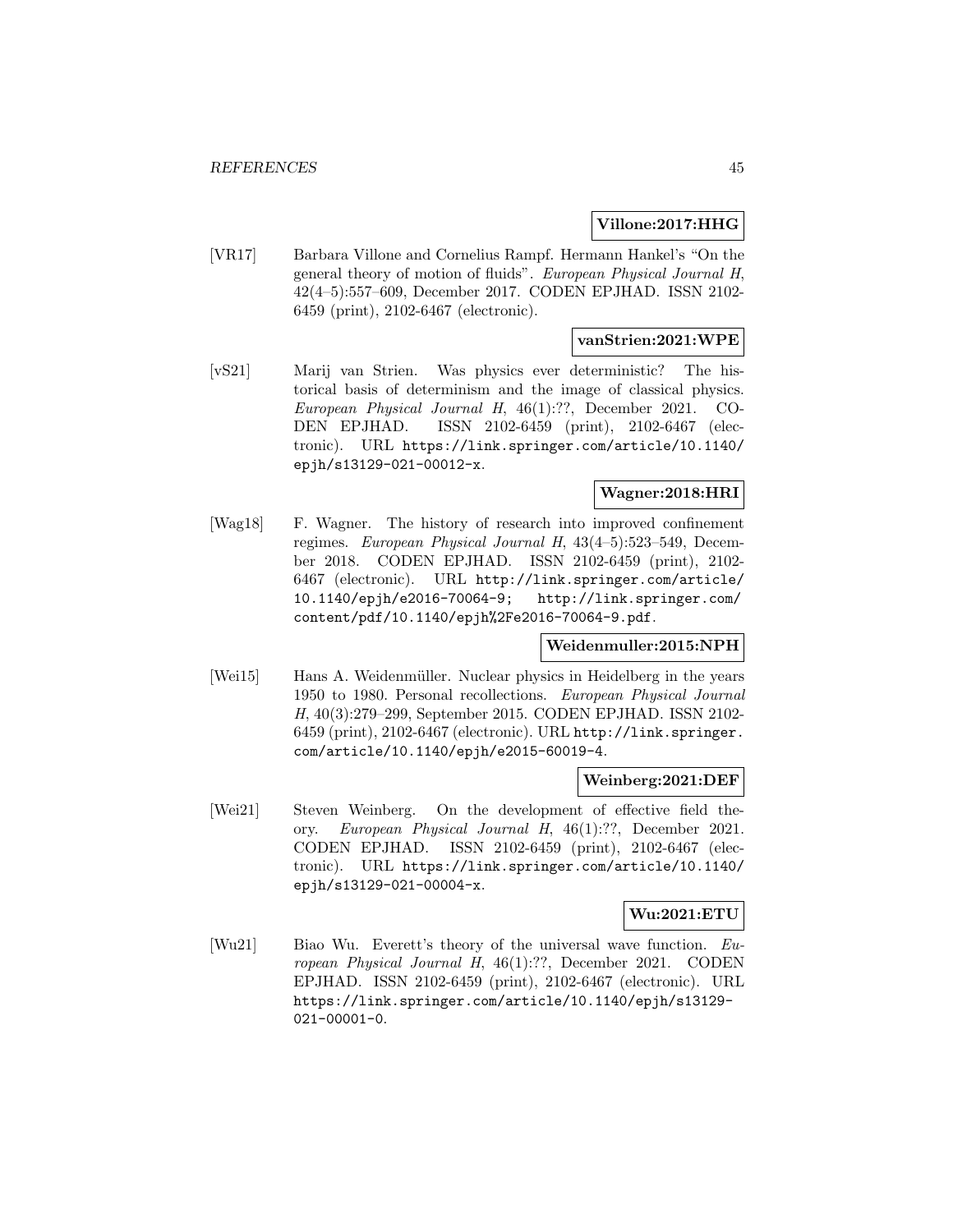**Villone:2017:HHG**

[VR17] Barbara Villone and Cornelius Rampf. Hermann Hankel's "On the general theory of motion of fluids". *European Physical Journal H*, 42(4–5):557–609, December 2017. CODEN EPJHAD. ISSN 2102-6459 (print), 2102-6467 (electronic).

**vanStrien:2021:WPE**

[vS21] Marij van Strien. Was physics ever deterministic? The historical basis of determinism and the image of classical physics. *European Physical Journal H*, 46(1):??, December 2021. CODEN EPJHAD. ISSN 2102-6459 (print), 2102-6467 (electronic). URL https://link.springer.com/article/10.1140/epjh/s13129-021-00012-x.

**Wagner:2018:HRI**

[Wag18] F. Wagner. The history of research into improved confinement regimes. *European Physical Journal H*, 43(4–5):523–549, December 2018. CODEN EPJHAD. ISSN 2102-6459 (print), 2102-6467 (electronic). URL http://link.springer.com/article/10.1140/epjh/e2016-70064-9; http://link.springer.com/content/pdf/10.1140/epjh%2Fe2016-70064-9.pdf.

**Weidenmuller:2015:NPH**

[Wei15] Hans A. Weidenmüller. Nuclear physics in Heidelberg in the years 1950 to 1980. Personal recollections. *European Physical Journal H*, 40(3):279–299, September 2015. CODEN EPJHAD. ISSN 2102-6459 (print), 2102-6467 (electronic). URL http://link.springer.com/article/10.1140/epjh/e2015-60019-4.

**Weinberg:2021:DEF**

[Wei21] Steven Weinberg. On the development of effective field theory. *European Physical Journal H*, 46(1):??, December 2021. CODEN EPJHAD. ISSN 2102-6459 (print), 2102-6467 (electronic). URL https://link.springer.com/article/10.1140/epjh/s13129-021-00004-x.

**Wu:2021:ETU**

[Wu21] Biao Wu. Everett's theory of the universal wave function. *European Physical Journal H*, 46(1):??, December 2021. CODEN EPJHAD. ISSN 2102-6459 (print), 2102-6467 (electronic). URL https://link.springer.com/article/10.1140/epjh/s13129-021-00001-0.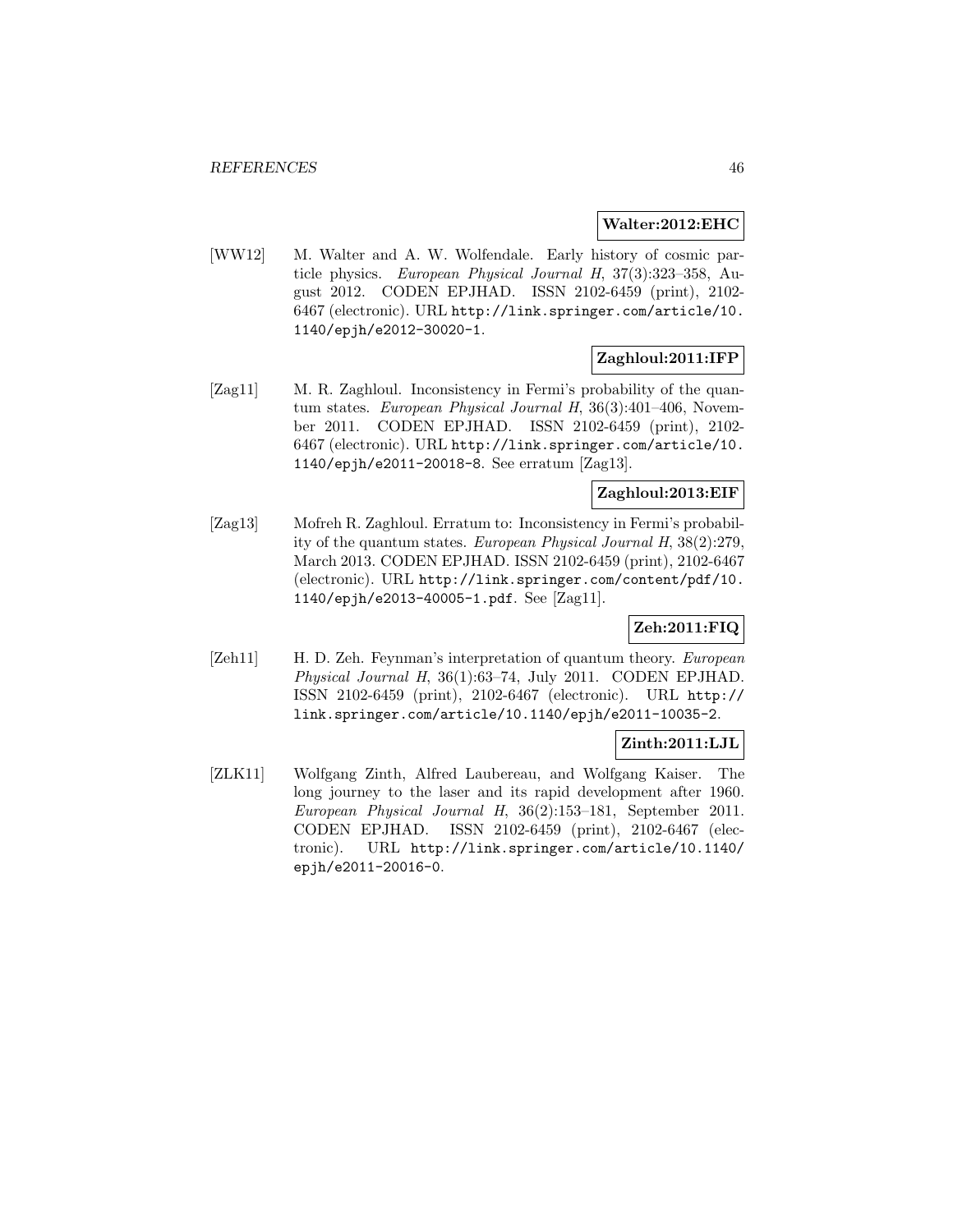**Walter:2012:EHC**

[WW12] M. Walter and A. W. Wolfendale. Early history of cosmic particle physics. *European Physical Journal H*, 37(3):323–358, August 2012. CODEN EPJHAD. ISSN 2102-6459 (print), 2102-6467 (electronic). URL http://link.springer.com/article/10.1140/epjh/e2012-30020-1.

**Zaghloul:2011:IFP**

[Zag11] M. R. Zaghloul. Inconsistency in Fermi's probability of the quantum states. *European Physical Journal H*, 36(3):401–406, November 2011. CODEN EPJHAD. ISSN 2102-6459 (print), 2102-6467 (electronic). URL http://link.springer.com/article/10.1140/epjh/e2011-20018-8. See erratum [Zag13].

**Zaghloul:2013:EIF**

[Zag13] Mofreh R. Zaghloul. Erratum to: Inconsistency in Fermi's probability of the quantum states. *European Physical Journal H*, 38(2):279, March 2013. CODEN EPJHAD. ISSN 2102-6459 (print), 2102-6467 (electronic). URL http://link.springer.com/content/pdf/10.1140/epjh/e2013-40005-1.pdf. See [Zag11].

**Zeh:2011:FIQ**

[Zeh11] H. D. Zeh. Feynman's interpretation of quantum theory. *European Physical Journal H*, 36(1):63–74, July 2011. CODEN EPJHAD. ISSN 2102-6459 (print), 2102-6467 (electronic). URL http://link.springer.com/article/10.1140/epjh/e2011-10035-2.

**Zinth:2011:LJL**

[ZLK11] Wolfgang Zinth, Alfred Laubereau, and Wolfgang Kaiser. The long journey to the laser and its rapid development after 1960. *European Physical Journal H*, 36(2):153–181, September 2011. CODEN EPJHAD. ISSN 2102-6459 (print), 2102-6467 (electronic). URL http://link.springer.com/article/10.1140/epjh/e2011-20016-0.